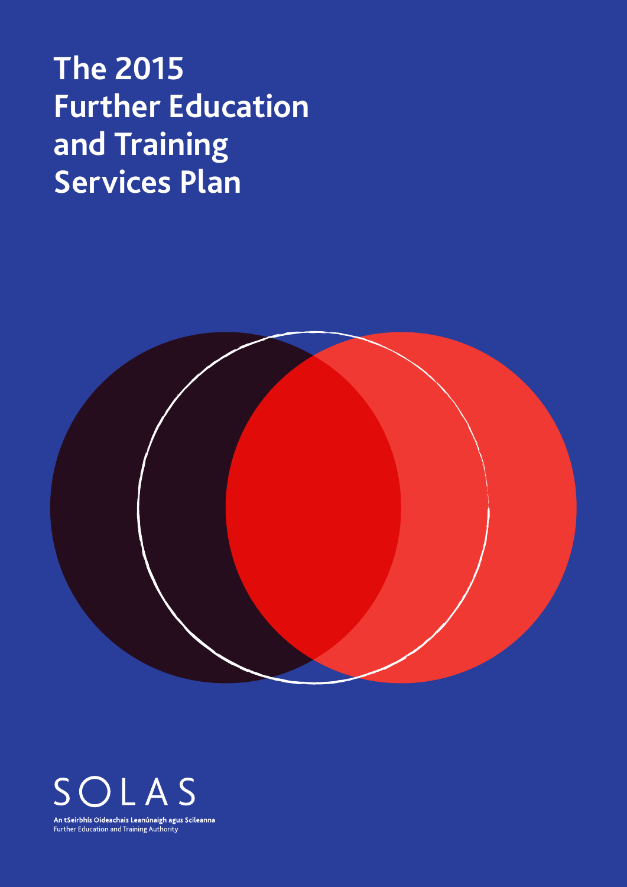# The 2015 Further Education and Training Services Plan

SOLAS

An tSeirbhís Oideachais Leanúnaigh agus Scileanna
Further Education and Training Authority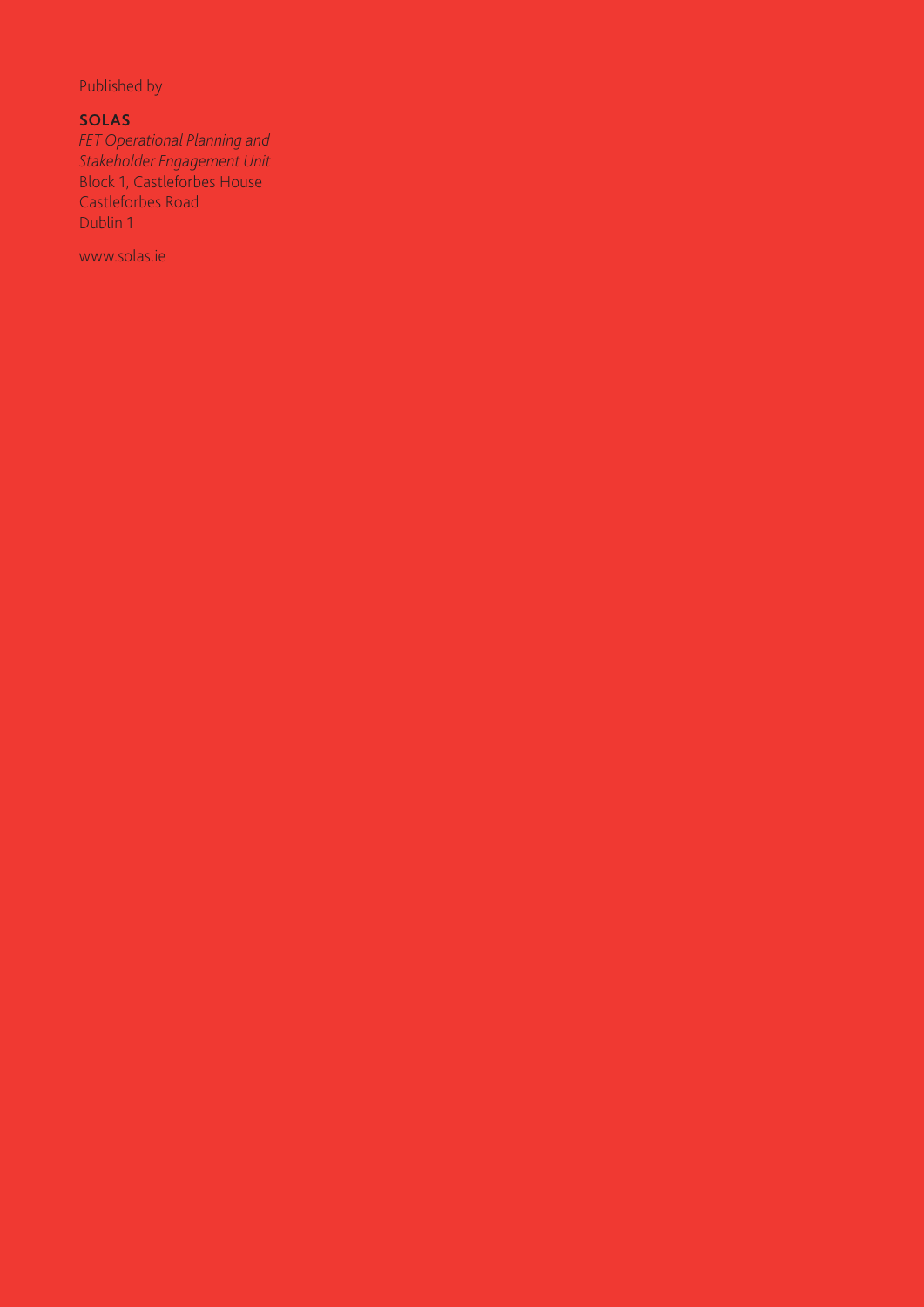Published by

**SOLAS**

*FET Operational Planning and Stakeholder Engagement Unit*

Block 1, Castleforbes House
Castleforbes Road
Dublin 1

www.solas.ie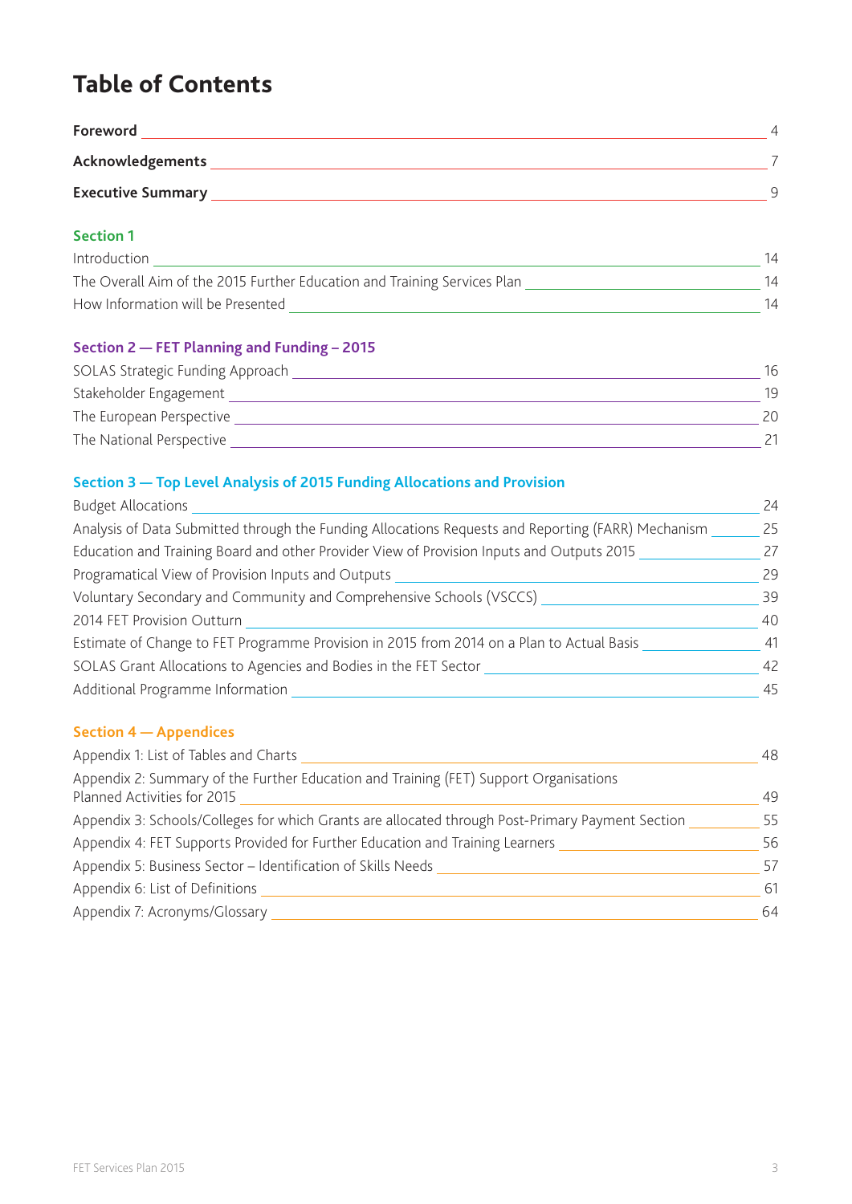# Table of Contents

**Foreword** 4

**Acknowledgements** 7

**Executive Summary** 9

## Section 1

Introduction 14

The Overall Aim of the 2015 Further Education and Training Services Plan 14

How Information will be Presented 14

## Section 2 — FET Planning and Funding – 2015

SOLAS Strategic Funding Approach 16

Stakeholder Engagement 19

The European Perspective 20

The National Perspective 21

## Section 3 — Top Level Analysis of 2015 Funding Allocations and Provision

Budget Allocations 24

Analysis of Data Submitted through the Funding Allocations Requests and Reporting (FARR) Mechanism 25

Education and Training Board and other Provider View of Provision Inputs and Outputs 2015 27

Programatical View of Provision Inputs and Outputs 29

Voluntary Secondary and Community and Comprehensive Schools (VSCCS) 39

2014 FET Provision Outturn 40

Estimate of Change to FET Programme Provision in 2015 from 2014 on a Plan to Actual Basis 41

SOLAS Grant Allocations to Agencies and Bodies in the FET Sector 42

Additional Programme Information 45

## Section 4 — Appendices

Appendix 1: List of Tables and Charts 48

Appendix 2: Summary of the Further Education and Training (FET) Support Organisations Planned Activities for 2015 49

Appendix 3: Schools/Colleges for which Grants are allocated through Post-Primary Payment Section 55

Appendix 4: FET Supports Provided for Further Education and Training Learners 56

Appendix 5: Business Sector – Identification of Skills Needs 57

Appendix 6: List of Definitions 61

Appendix 7: Acronyms/Glossary 64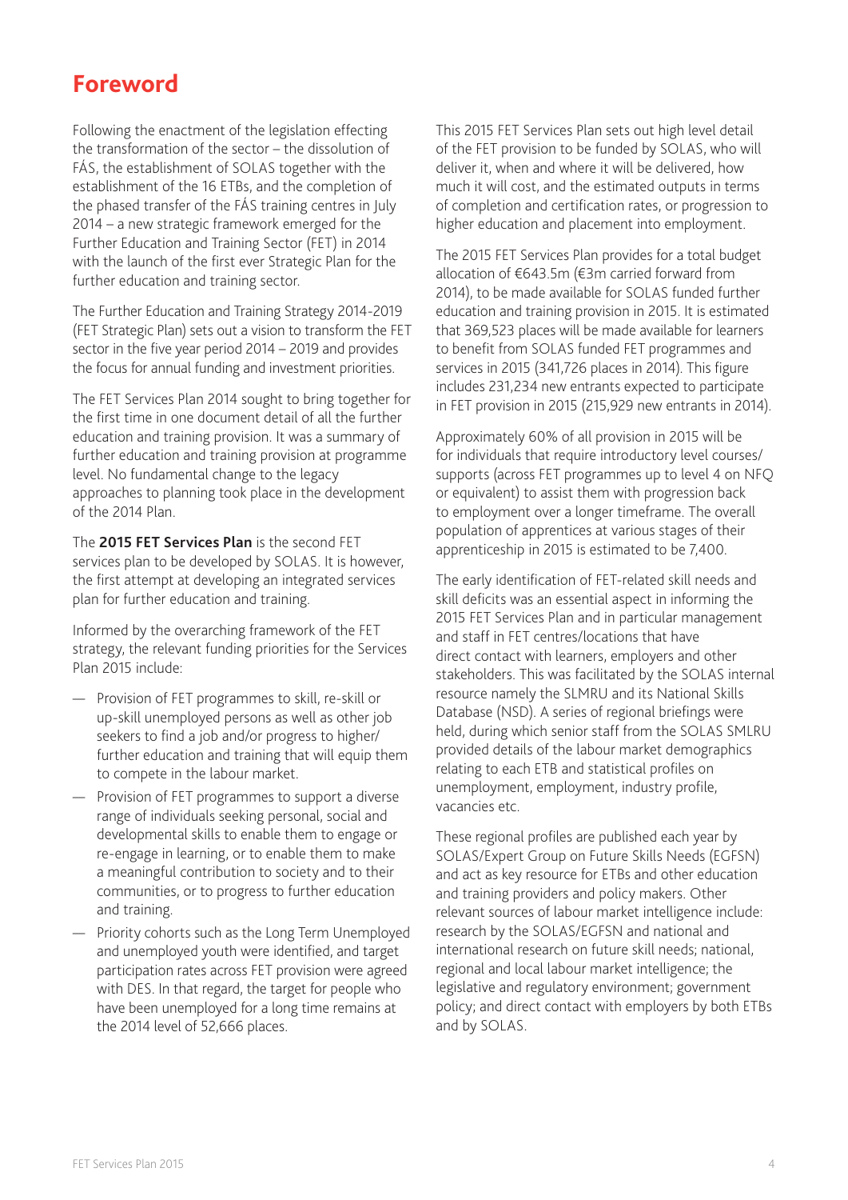# Foreword

Following the enactment of the legislation effecting the transformation of the sector – the dissolution of FÁS, the establishment of SOLAS together with the establishment of the 16 ETBs, and the completion of the phased transfer of the FÁS training centres in July 2014 – a new strategic framework emerged for the Further Education and Training Sector (FET) in 2014 with the launch of the first ever Strategic Plan for the further education and training sector.

The Further Education and Training Strategy 2014-2019 (FET Strategic Plan) sets out a vision to transform the FET sector in the five year period 2014 – 2019 and provides the focus for annual funding and investment priorities.

The FET Services Plan 2014 sought to bring together for the first time in one document detail of all the further education and training provision. It was a summary of further education and training provision at programme level. No fundamental change to the legacy approaches to planning took place in the development of the 2014 Plan.

The **2015 FET Services Plan** is the second FET services plan to be developed by SOLAS. It is however, the first attempt at developing an integrated services plan for further education and training.

Informed by the overarching framework of the FET strategy, the relevant funding priorities for the Services Plan 2015 include:

- Provision of FET programmes to skill, re-skill or up-skill unemployed persons as well as other job seekers to find a job and/or progress to higher/further education and training that will equip them to compete in the labour market.
- Provision of FET programmes to support a diverse range of individuals seeking personal, social and developmental skills to enable them to engage or re-engage in learning, or to enable them to make a meaningful contribution to society and to their communities, or to progress to further education and training.
- Priority cohorts such as the Long Term Unemployed and unemployed youth were identified, and target participation rates across FET provision were agreed with DES. In that regard, the target for people who have been unemployed for a long time remains at the 2014 level of 52,666 places.

This 2015 FET Services Plan sets out high level detail of the FET provision to be funded by SOLAS, who will deliver it, when and where it will be delivered, how much it will cost, and the estimated outputs in terms of completion and certification rates, or progression to higher education and placement into employment.

The 2015 FET Services Plan provides for a total budget allocation of €643.5m (€3m carried forward from 2014), to be made available for SOLAS funded further education and training provision in 2015. It is estimated that 369,523 places will be made available for learners to benefit from SOLAS funded FET programmes and services in 2015 (341,726 places in 2014). This figure includes 231,234 new entrants expected to participate in FET provision in 2015 (215,929 new entrants in 2014).

Approximately 60% of all provision in 2015 will be for individuals that require introductory level courses/supports (across FET programmes up to level 4 on NFQ or equivalent) to assist them with progression back to employment over a longer timeframe. The overall population of apprentices at various stages of their apprenticeship in 2015 is estimated to be 7,400.

The early identification of FET-related skill needs and skill deficits was an essential aspect in informing the 2015 FET Services Plan and in particular management and staff in FET centres/locations that have direct contact with learners, employers and other stakeholders. This was facilitated by the SOLAS internal resource namely the SLMRU and its National Skills Database (NSD). A series of regional briefings were held, during which senior staff from the SOLAS SMLRU provided details of the labour market demographics relating to each ETB and statistical profiles on unemployment, employment, industry profile, vacancies etc.

These regional profiles are published each year by SOLAS/Expert Group on Future Skills Needs (EGFSN) and act as key resource for ETBs and other education and training providers and policy makers. Other relevant sources of labour market intelligence include: research by the SOLAS/EGFSN and national and international research on future skill needs; national, regional and local labour market intelligence; the legislative and regulatory environment; government policy; and direct contact with employers by both ETBs and by SOLAS.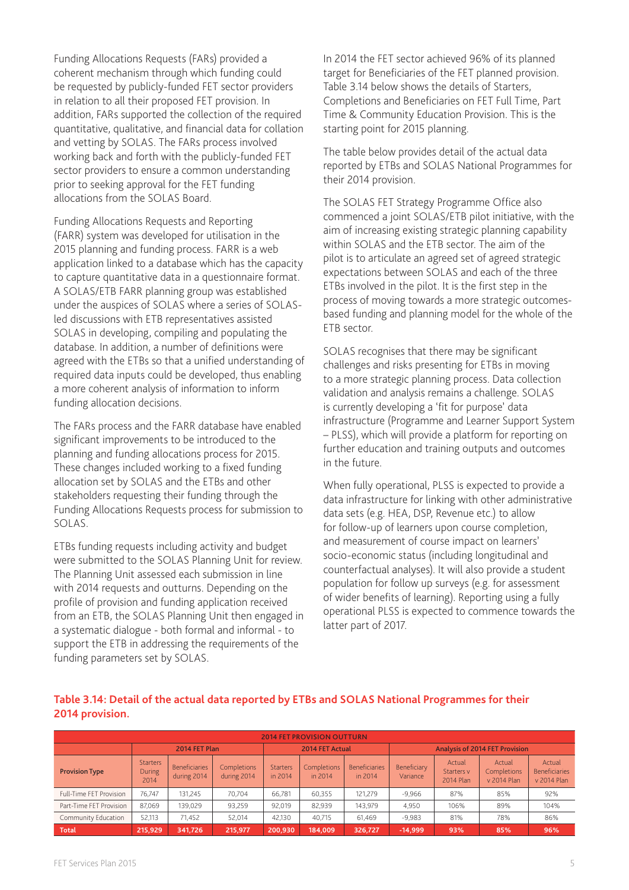Funding Allocations Requests (FARs) provided a coherent mechanism through which funding could be requested by publicly-funded FET sector providers in relation to all their proposed FET provision. In addition, FARs supported the collection of the required quantitative, qualitative, and financial data for collation and vetting by SOLAS. The FARs process involved working back and forth with the publicly-funded FET sector providers to ensure a common understanding prior to seeking approval for the FET funding allocations from the SOLAS Board.

Funding Allocations Requests and Reporting (FARR) system was developed for utilisation in the 2015 planning and funding process. FARR is a web application linked to a database which has the capacity to capture quantitative data in a questionnaire format. A SOLAS/ETB FARR planning group was established under the auspices of SOLAS where a series of SOLAS-led discussions with ETB representatives assisted SOLAS in developing, compiling and populating the database. In addition, a number of definitions were agreed with the ETBs so that a unified understanding of required data inputs could be developed, thus enabling a more coherent analysis of information to inform funding allocation decisions.

The FARs process and the FARR database have enabled significant improvements to be introduced to the planning and funding allocations process for 2015. These changes included working to a fixed funding allocation set by SOLAS and the ETBs and other stakeholders requesting their funding through the Funding Allocations Requests process for submission to SOLAS.

ETBs funding requests including activity and budget were submitted to the SOLAS Planning Unit for review. The Planning Unit assessed each submission in line with 2014 requests and outturns. Depending on the profile of provision and funding application received from an ETB, the SOLAS Planning Unit then engaged in a systematic dialogue - both formal and informal - to support the ETB in addressing the requirements of the funding parameters set by SOLAS.

In 2014 the FET sector achieved 96% of its planned target for Beneficiaries of the FET planned provision. Table 3.14 below shows the details of Starters, Completions and Beneficiaries on FET Full Time, Part Time & Community Education Provision. This is the starting point for 2015 planning.

The table below provides detail of the actual data reported by ETBs and SOLAS National Programmes for their 2014 provision.

The SOLAS FET Strategy Programme Office also commenced a joint SOLAS/ETB pilot initiative, with the aim of increasing existing strategic planning capability within SOLAS and the ETB sector. The aim of the pilot is to articulate an agreed set of agreed strategic expectations between SOLAS and each of the three ETBs involved in the pilot. It is the first step in the process of moving towards a more strategic outcomes-based funding and planning model for the whole of the ETB sector.

SOLAS recognises that there may be significant challenges and risks presenting for ETBs in moving to a more strategic planning process. Data collection validation and analysis remains a challenge. SOLAS is currently developing a 'fit for purpose' data infrastructure (Programme and Learner Support System – PLSS), which will provide a platform for reporting on further education and training outputs and outcomes in the future.

When fully operational, PLSS is expected to provide a data infrastructure for linking with other administrative data sets (e.g. HEA, DSP, Revenue etc.) to allow for follow-up of learners upon course completion, and measurement of course impact on learners' socio-economic status (including longitudinal and counterfactual analyses). It will also provide a student population for follow up surveys (e.g. for assessment of wider benefits of learning). Reporting using a fully operational PLSS is expected to commence towards the latter part of 2017.

**Table 3.14: Detail of the actual data reported by ETBs and SOLAS National Programmes for their 2014 provision.**

| 2014 FET PROVISION OUTTURN | | | | | | | | | | |
|---|---|---|---|---|---|---|---|---|---|---|
| | 2014 FET Plan | | | 2014 FET Actual | | | Analysis of 2014 FET Provision | | | |
| Provision Type | Starters During 2014 | Beneficiaries during 2014 | Completions during 2014 | Starters in 2014 | Completions in 2014 | Beneficiaries in 2014 | Beneficiary Variance | Actual Starters v 2014 Plan | Actual Completions v 2014 Plan | Actual Beneficiaries v 2014 Plan |
| Full-Time FET Provision | 76,747 | 131,245 | 70,704 | 66,781 | 60,355 | 121,279 | -9,966 | 87% | 85% | 92% |
| Part-Time FET Provision | 87,069 | 139,029 | 93,259 | 92,019 | 82,939 | 143,979 | 4,950 | 106% | 89% | 104% |
| Community Education | 52,113 | 71,452 | 52,014 | 42,130 | 40,715 | 61,469 | -9,983 | 81% | 78% | 86% |
| **Total** | **215,929** | **341,726** | **215,977** | **200,930** | **184,009** | **326,727** | **-14,999** | **93%** | **85%** | **96%** |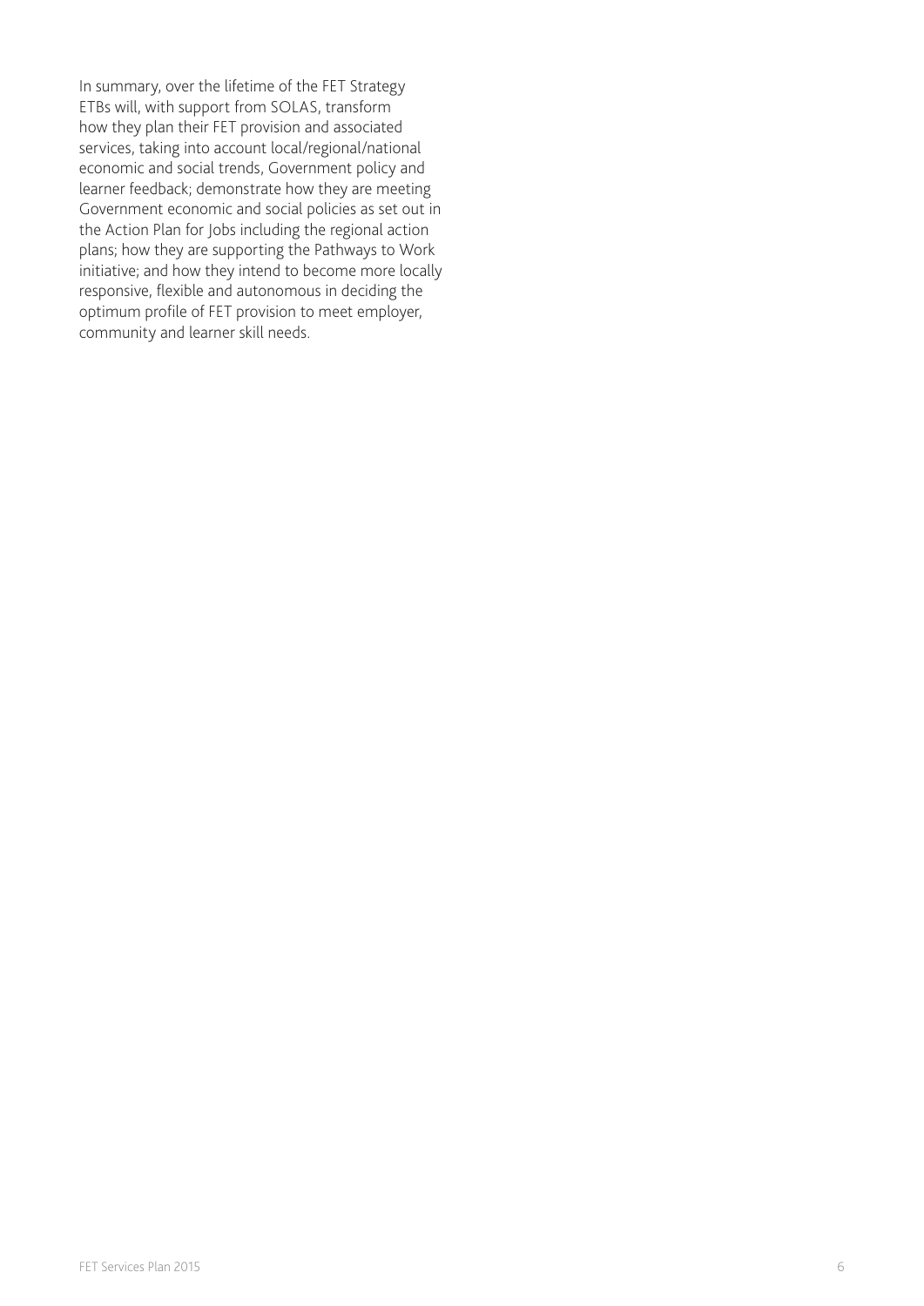In summary, over the lifetime of the FET Strategy ETBs will, with support from SOLAS, transform how they plan their FET provision and associated services, taking into account local/regional/national economic and social trends, Government policy and learner feedback; demonstrate how they are meeting Government economic and social policies as set out in the Action Plan for Jobs including the regional action plans; how they are supporting the Pathways to Work initiative; and how they intend to become more locally responsive, flexible and autonomous in deciding the optimum profile of FET provision to meet employer, community and learner skill needs.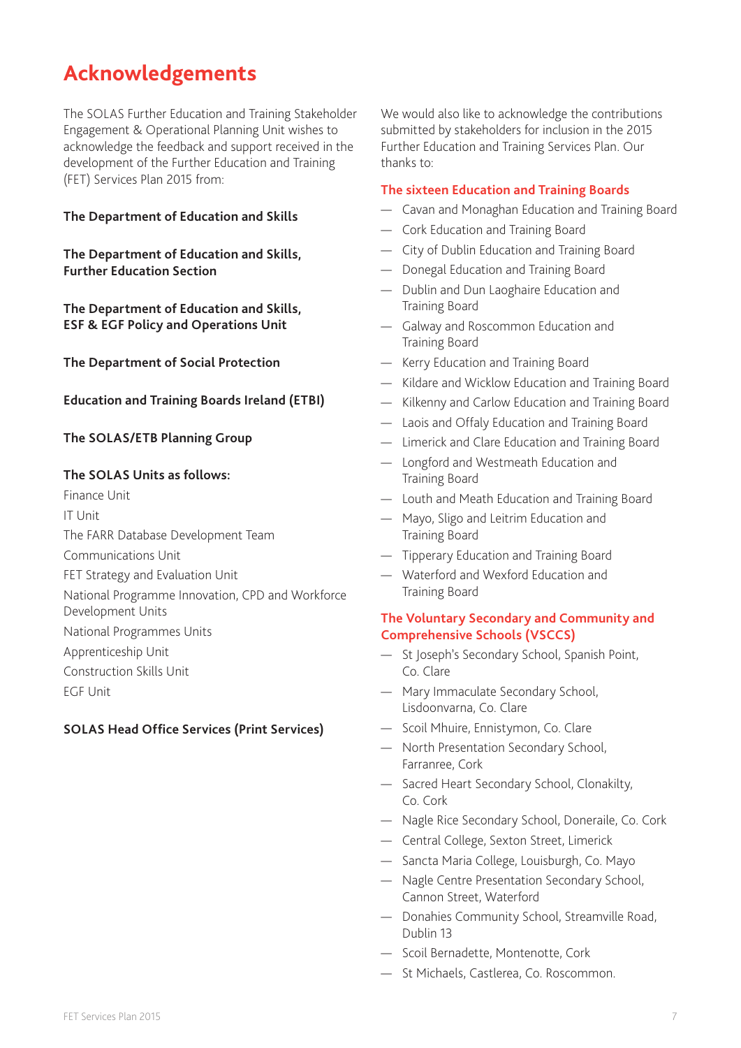# Acknowledgements

The SOLAS Further Education and Training Stakeholder Engagement & Operational Planning Unit wishes to acknowledge the feedback and support received in the development of the Further Education and Training (FET) Services Plan 2015 from:

**The Department of Education and Skills**

**The Department of Education and Skills, Further Education Section**

**The Department of Education and Skills, ESF & EGF Policy and Operations Unit**

**The Department of Social Protection**

**Education and Training Boards Ireland (ETBI)**

**The SOLAS/ETB Planning Group**

**The SOLAS Units as follows:**

Finance Unit
IT Unit
The FARR Database Development Team
Communications Unit
FET Strategy and Evaluation Unit
National Programme Innovation, CPD and Workforce Development Units
National Programmes Units
Apprenticeship Unit
Construction Skills Unit
EGF Unit

**SOLAS Head Office Services (Print Services)**

We would also like to acknowledge the contributions submitted by stakeholders for inclusion in the 2015 Further Education and Training Services Plan. Our thanks to:

### The sixteen Education and Training Boards

- Cavan and Monaghan Education and Training Board
- Cork Education and Training Board
- City of Dublin Education and Training Board
- Donegal Education and Training Board
- Dublin and Dun Laoghaire Education and Training Board
- Galway and Roscommon Education and Training Board
- Kerry Education and Training Board
- Kildare and Wicklow Education and Training Board
- Kilkenny and Carlow Education and Training Board
- Laois and Offaly Education and Training Board
- Limerick and Clare Education and Training Board
- Longford and Westmeath Education and Training Board
- Louth and Meath Education and Training Board
- Mayo, Sligo and Leitrim Education and Training Board
- Tipperary Education and Training Board
- Waterford and Wexford Education and Training Board

### The Voluntary Secondary and Community and Comprehensive Schools (VSCCS)

- St Joseph's Secondary School, Spanish Point, Co. Clare
- Mary Immaculate Secondary School, Lisdoonvarna, Co. Clare
- Scoil Mhuire, Ennistymon, Co. Clare
- North Presentation Secondary School, Farranree, Cork
- Sacred Heart Secondary School, Clonakilty, Co. Cork
- Nagle Rice Secondary School, Doneraile, Co. Cork
- Central College, Sexton Street, Limerick
- Sancta Maria College, Louisburgh, Co. Mayo
- Nagle Centre Presentation Secondary School, Cannon Street, Waterford
- Donahies Community School, Streamville Road, Dublin 13
- Scoil Bernadette, Montenotte, Cork
- St Michaels, Castlerea, Co. Roscommon.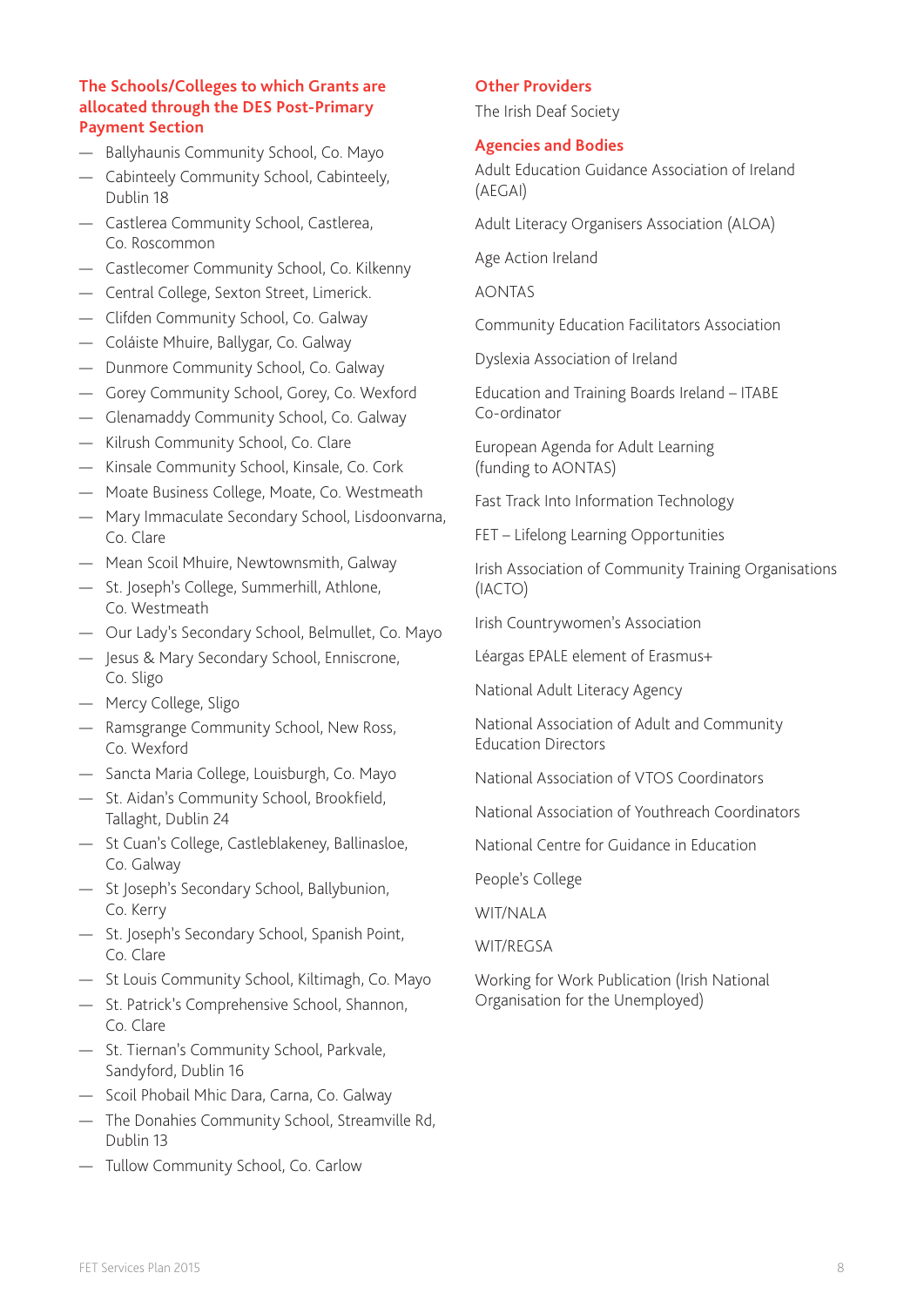### The Schools/Colleges to which Grants are allocated through the DES Post-Primary Payment Section

- Ballyhaunis Community School, Co. Mayo
- Cabinteely Community School, Cabinteely, Dublin 18
- Castlerea Community School, Castlerea, Co. Roscommon
- Castlecomer Community School, Co. Kilkenny
- Central College, Sexton Street, Limerick.
- Clifden Community School, Co. Galway
- Coláiste Mhuire, Ballygar, Co. Galway
- Dunmore Community School, Co. Galway
- Gorey Community School, Gorey, Co. Wexford
- Glenamaddy Community School, Co. Galway
- Kilrush Community School, Co. Clare
- Kinsale Community School, Kinsale, Co. Cork
- Moate Business College, Moate, Co. Westmeath
- Mary Immaculate Secondary School, Lisdoonvarna, Co. Clare
- Mean Scoil Mhuire, Newtownsmith, Galway
- St. Joseph's College, Summerhill, Athlone, Co. Westmeath
- Our Lady's Secondary School, Belmullet, Co. Mayo
- Jesus & Mary Secondary School, Enniscrone, Co. Sligo
- Mercy College, Sligo
- Ramsgrange Community School, New Ross, Co. Wexford
- Sancta Maria College, Louisburgh, Co. Mayo
- St. Aidan's Community School, Brookfield, Tallaght, Dublin 24
- St Cuan's College, Castleblakeney, Ballinasloe, Co. Galway
- St Joseph's Secondary School, Ballybunion, Co. Kerry
- St. Joseph's Secondary School, Spanish Point, Co. Clare
- St Louis Community School, Kiltimagh, Co. Mayo
- St. Patrick's Comprehensive School, Shannon, Co. Clare
- St. Tiernan's Community School, Parkvale, Sandyford, Dublin 16
- Scoil Phobail Mhic Dara, Carna, Co. Galway
- The Donahies Community School, Streamville Rd, Dublin 13
- Tullow Community School, Co. Carlow

### Other Providers

The Irish Deaf Society

### Agencies and Bodies

Adult Education Guidance Association of Ireland (AEGAI)

Adult Literacy Organisers Association (ALOA)

Age Action Ireland

AONTAS

Community Education Facilitators Association

Dyslexia Association of Ireland

Education and Training Boards Ireland – ITABE Co-ordinator

European Agenda for Adult Learning (funding to AONTAS)

Fast Track Into Information Technology

FET – Lifelong Learning Opportunities

Irish Association of Community Training Organisations (IACTO)

Irish Countrywomen's Association

Léargas EPALE element of Erasmus+

National Adult Literacy Agency

National Association of Adult and Community Education Directors

National Association of VTOS Coordinators

National Association of Youthreach Coordinators

National Centre for Guidance in Education

People's College

WIT/NALA

WIT/REGSA

Working for Work Publication (Irish National Organisation for the Unemployed)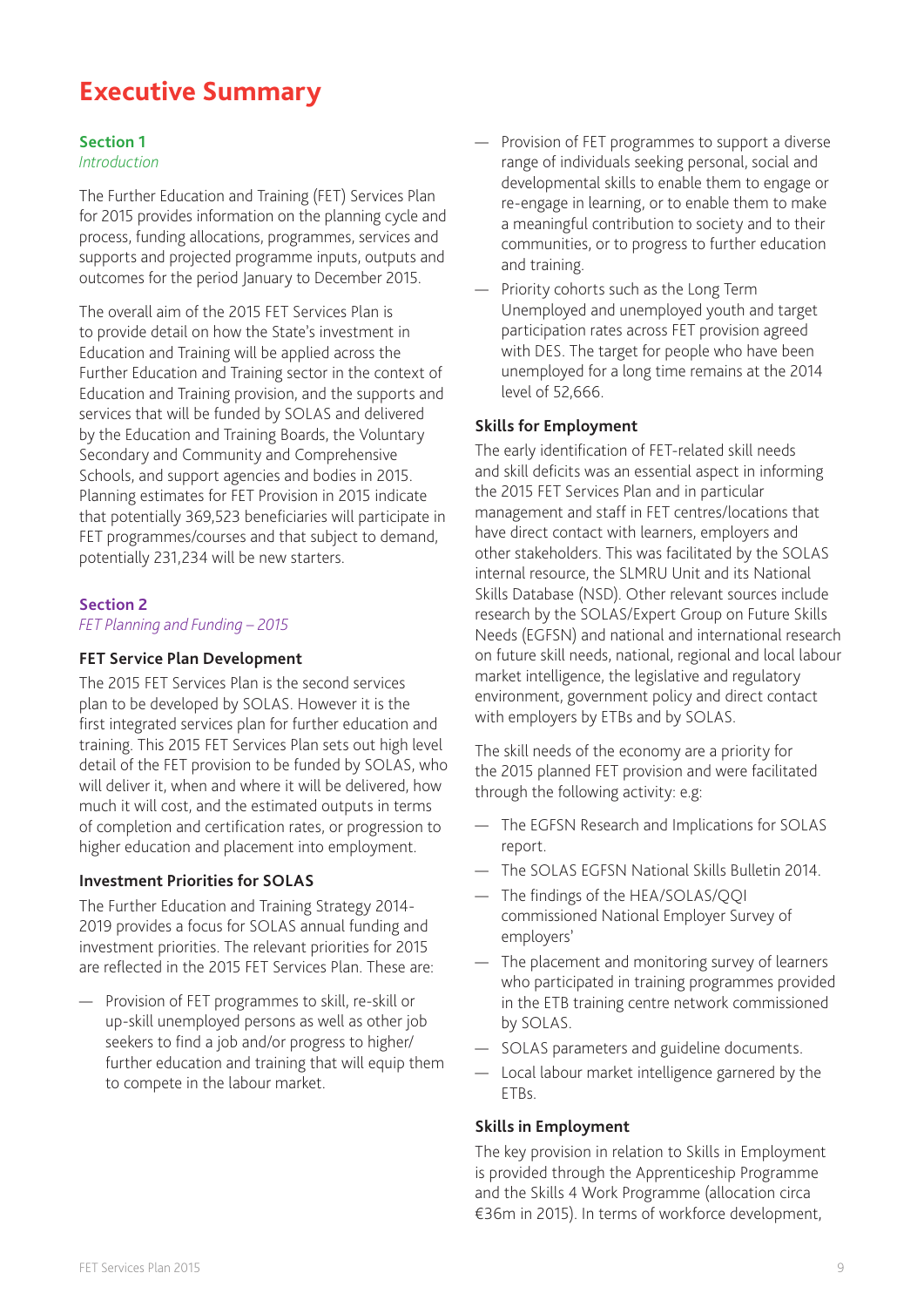# Executive Summary

## Section 1

*Introduction*

The Further Education and Training (FET) Services Plan for 2015 provides information on the planning cycle and process, funding allocations, programmes, services and supports and projected programme inputs, outputs and outcomes for the period January to December 2015.

The overall aim of the 2015 FET Services Plan is to provide detail on how the State's investment in Education and Training will be applied across the Further Education and Training sector in the context of Education and Training provision, and the supports and services that will be funded by SOLAS and delivered by the Education and Training Boards, the Voluntary Secondary and Community and Comprehensive Schools, and support agencies and bodies in 2015. Planning estimates for FET Provision in 2015 indicate that potentially 369,523 beneficiaries will participate in FET programmes/courses and that subject to demand, potentially 231,234 will be new starters.

## Section 2

*FET Planning and Funding – 2015*

### FET Service Plan Development

The 2015 FET Services Plan is the second services plan to be developed by SOLAS. However it is the first integrated services plan for further education and training. This 2015 FET Services Plan sets out high level detail of the FET provision to be funded by SOLAS, who will deliver it, when and where it will be delivered, how much it will cost, and the estimated outputs in terms of completion and certification rates, or progression to higher education and placement into employment.

### Investment Priorities for SOLAS

The Further Education and Training Strategy 2014-2019 provides a focus for SOLAS annual funding and investment priorities. The relevant priorities for 2015 are reflected in the 2015 FET Services Plan. These are:

- Provision of FET programmes to skill, re-skill or up-skill unemployed persons as well as other job seekers to find a job and/or progress to higher/further education and training that will equip them to compete in the labour market.
- Provision of FET programmes to support a diverse range of individuals seeking personal, social and developmental skills to enable them to engage or re-engage in learning, or to enable them to make a meaningful contribution to society and to their communities, or to progress to further education and training.
- Priority cohorts such as the Long Term Unemployed and unemployed youth and target participation rates across FET provision agreed with DES. The target for people who have been unemployed for a long time remains at the 2014 level of 52,666.

### Skills for Employment

The early identification of FET-related skill needs and skill deficits was an essential aspect in informing the 2015 FET Services Plan and in particular management and staff in FET centres/locations that have direct contact with learners, employers and other stakeholders. This was facilitated by the SOLAS internal resource, the SLMRU Unit and its National Skills Database (NSD). Other relevant sources include research by the SOLAS/Expert Group on Future Skills Needs (EGFSN) and national and international research on future skill needs, national, regional and local labour market intelligence, the legislative and regulatory environment, government policy and direct contact with employers by ETBs and by SOLAS.

The skill needs of the economy are a priority for the 2015 planned FET provision and were facilitated through the following activity: e.g:

- The EGFSN Research and Implications for SOLAS report.
- The SOLAS EGFSN National Skills Bulletin 2014.
- The findings of the HEA/SOLAS/QQI commissioned National Employer Survey of employers'
- The placement and monitoring survey of learners who participated in training programmes provided in the ETB training centre network commissioned by SOLAS.
- SOLAS parameters and guideline documents.
- Local labour market intelligence garnered by the ETBs.

### Skills in Employment

The key provision in relation to Skills in Employment is provided through the Apprenticeship Programme and the Skills 4 Work Programme (allocation circa €36m in 2015). In terms of workforce development,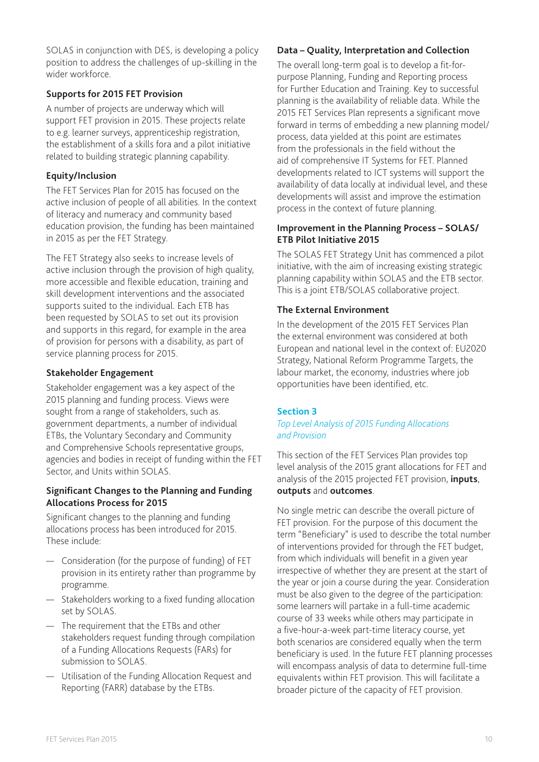SOLAS in conjunction with DES, is developing a policy position to address the challenges of up-skilling in the wider workforce.

### Supports for 2015 FET Provision

A number of projects are underway which will support FET provision in 2015. These projects relate to e.g. learner surveys, apprenticeship registration, the establishment of a skills fora and a pilot initiative related to building strategic planning capability.

### Equity/Inclusion

The FET Services Plan for 2015 has focused on the active inclusion of people of all abilities. In the context of literacy and numeracy and community based education provision, the funding has been maintained in 2015 as per the FET Strategy.

The FET Strategy also seeks to increase levels of active inclusion through the provision of high quality, more accessible and flexible education, training and skill development interventions and the associated supports suited to the individual. Each ETB has been requested by SOLAS to set out its provision and supports in this regard, for example in the area of provision for persons with a disability, as part of service planning process for 2015.

### Stakeholder Engagement

Stakeholder engagement was a key aspect of the 2015 planning and funding process. Views were sought from a range of stakeholders, such as. government departments, a number of individual ETBs, the Voluntary Secondary and Community and Comprehensive Schools representative groups, agencies and bodies in receipt of funding within the FET Sector, and Units within SOLAS.

### Significant Changes to the Planning and Funding Allocations Process for 2015

Significant changes to the planning and funding allocations process has been introduced for 2015. These include:

- Consideration (for the purpose of funding) of FET provision in its entirety rather than programme by programme.
- Stakeholders working to a fixed funding allocation set by SOLAS.
- The requirement that the ETBs and other stakeholders request funding through compilation of a Funding Allocations Requests (FARs) for submission to SOLAS.
- Utilisation of the Funding Allocation Request and Reporting (FARR) database by the ETBs.

### Data – Quality, Interpretation and Collection

The overall long-term goal is to develop a fit-for-purpose Planning, Funding and Reporting process for Further Education and Training. Key to successful planning is the availability of reliable data. While the 2015 FET Services Plan represents a significant move forward in terms of embedding a new planning model/ process, data yielded at this point are estimates from the professionals in the field without the aid of comprehensive IT Systems for FET. Planned developments related to ICT systems will support the availability of data locally at individual level, and these developments will assist and improve the estimation process in the context of future planning.

### Improvement in the Planning Process – SOLAS/ ETB Pilot Initiative 2015

The SOLAS FET Strategy Unit has commenced a pilot initiative, with the aim of increasing existing strategic planning capability within SOLAS and the ETB sector. This is a joint ETB/SOLAS collaborative project.

### The External Environment

In the development of the 2015 FET Services Plan the external environment was considered at both European and national level in the context of: EU2020 Strategy, National Reform Programme Targets, the labour market, the economy, industries where job opportunities have been identified, etc.

## Section 3

*Top Level Analysis of 2015 Funding Allocations and Provision*

This section of the FET Services Plan provides top level analysis of the 2015 grant allocations for FET and analysis of the 2015 projected FET provision, **inputs**, **outputs** and **outcomes**.

No single metric can describe the overall picture of FET provision. For the purpose of this document the term "Beneficiary" is used to describe the total number of interventions provided for through the FET budget, from which individuals will benefit in a given year irrespective of whether they are present at the start of the year or join a course during the year. Consideration must be also given to the degree of the participation: some learners will partake in a full-time academic course of 33 weeks while others may participate in a five-hour-a-week part-time literacy course, yet both scenarios are considered equally when the term beneficiary is used. In the future FET planning processes will encompass analysis of data to determine full-time equivalents within FET provision. This will facilitate a broader picture of the capacity of FET provision.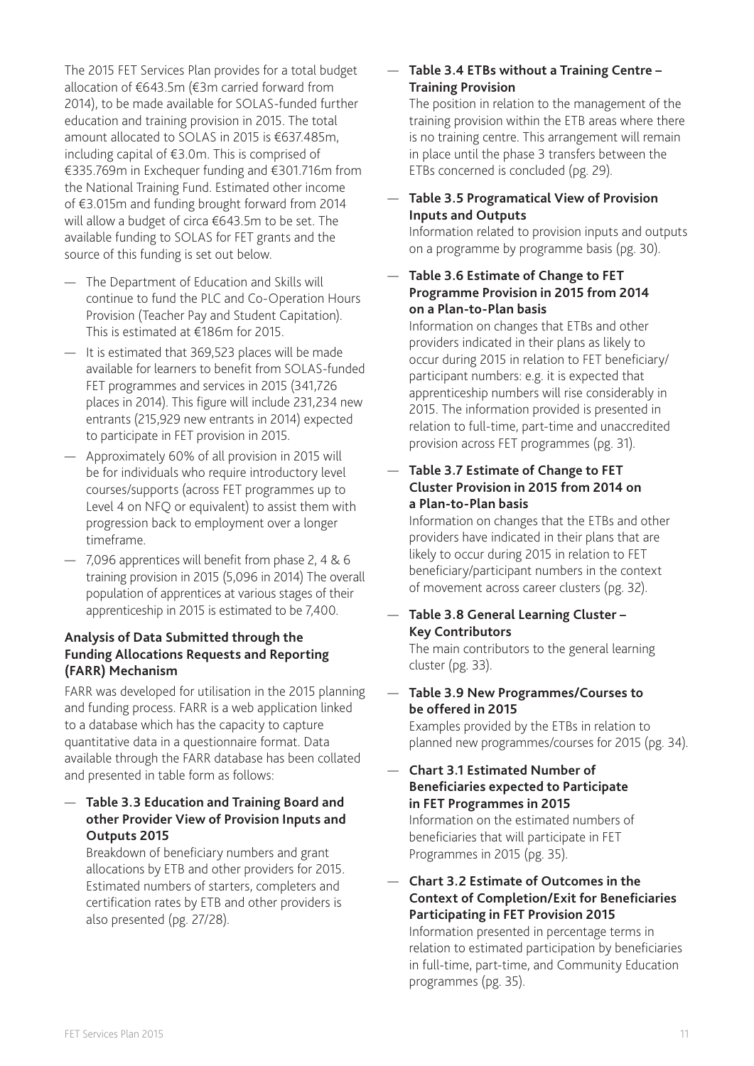The 2015 FET Services Plan provides for a total budget allocation of €643.5m (€3m carried forward from 2014), to be made available for SOLAS-funded further education and training provision in 2015. The total amount allocated to SOLAS in 2015 is €637.485m, including capital of €3.0m. This is comprised of €335.769m in Exchequer funding and €301.716m from the National Training Fund. Estimated other income of €3.015m and funding brought forward from 2014 will allow a budget of circa €643.5m to be set. The available funding to SOLAS for FET grants and the source of this funding is set out below.

- The Department of Education and Skills will continue to fund the PLC and Co-Operation Hours Provision (Teacher Pay and Student Capitation). This is estimated at €186m for 2015.
- It is estimated that 369,523 places will be made available for learners to benefit from SOLAS-funded FET programmes and services in 2015 (341,726 places in 2014). This figure will include 231,234 new entrants (215,929 new entrants in 2014) expected to participate in FET provision in 2015.
- Approximately 60% of all provision in 2015 will be for individuals who require introductory level courses/supports (across FET programmes up to Level 4 on NFQ or equivalent) to assist them with progression back to employment over a longer timeframe.
- 7,096 apprentices will benefit from phase 2, 4 & 6 training provision in 2015 (5,096 in 2014) The overall population of apprentices at various stages of their apprenticeship in 2015 is estimated to be 7,400.

**Analysis of Data Submitted through the Funding Allocations Requests and Reporting (FARR) Mechanism**

FARR was developed for utilisation in the 2015 planning and funding process. FARR is a web application linked to a database which has the capacity to capture quantitative data in a questionnaire format. Data available through the FARR database has been collated and presented in table form as follows:

- **Table 3.3 Education and Training Board and other Provider View of Provision Inputs and Outputs 2015**
  Breakdown of beneficiary numbers and grant allocations by ETB and other providers for 2015. Estimated numbers of starters, completers and certification rates by ETB and other providers is also presented (pg. 27/28).
- **Table 3.4 ETBs without a Training Centre – Training Provision**
  The position in relation to the management of the training provision within the ETB areas where there is no training centre. This arrangement will remain in place until the phase 3 transfers between the ETBs concerned is concluded (pg. 29).
- **Table 3.5 Programatical View of Provision Inputs and Outputs**
  Information related to provision inputs and outputs on a programme by programme basis (pg. 30).
- **Table 3.6 Estimate of Change to FET Programme Provision in 2015 from 2014 on a Plan-to-Plan basis**
  Information on changes that ETBs and other providers indicated in their plans as likely to occur during 2015 in relation to FET beneficiary/participant numbers: e.g. it is expected that apprenticeship numbers will rise considerably in 2015. The information provided is presented in relation to full-time, part-time and unaccredited provision across FET programmes (pg. 31).
- **Table 3.7 Estimate of Change to FET Cluster Provision in 2015 from 2014 on a Plan-to-Plan basis**
  Information on changes that the ETBs and other providers have indicated in their plans that are likely to occur during 2015 in relation to FET beneficiary/participant numbers in the context of movement across career clusters (pg. 32).
- **Table 3.8 General Learning Cluster – Key Contributors**
  The main contributors to the general learning cluster (pg. 33).
- **Table 3.9 New Programmes/Courses to be offered in 2015**
  Examples provided by the ETBs in relation to planned new programmes/courses for 2015 (pg. 34).
- **Chart 3.1 Estimated Number of Beneficiaries expected to Participate in FET Programmes in 2015**
  Information on the estimated numbers of beneficiaries that will participate in FET Programmes in 2015 (pg. 35).
- **Chart 3.2 Estimate of Outcomes in the Context of Completion/Exit for Beneficiaries Participating in FET Provision 2015**
  Information presented in percentage terms in relation to estimated participation by beneficiaries in full-time, part-time, and Community Education programmes (pg. 35).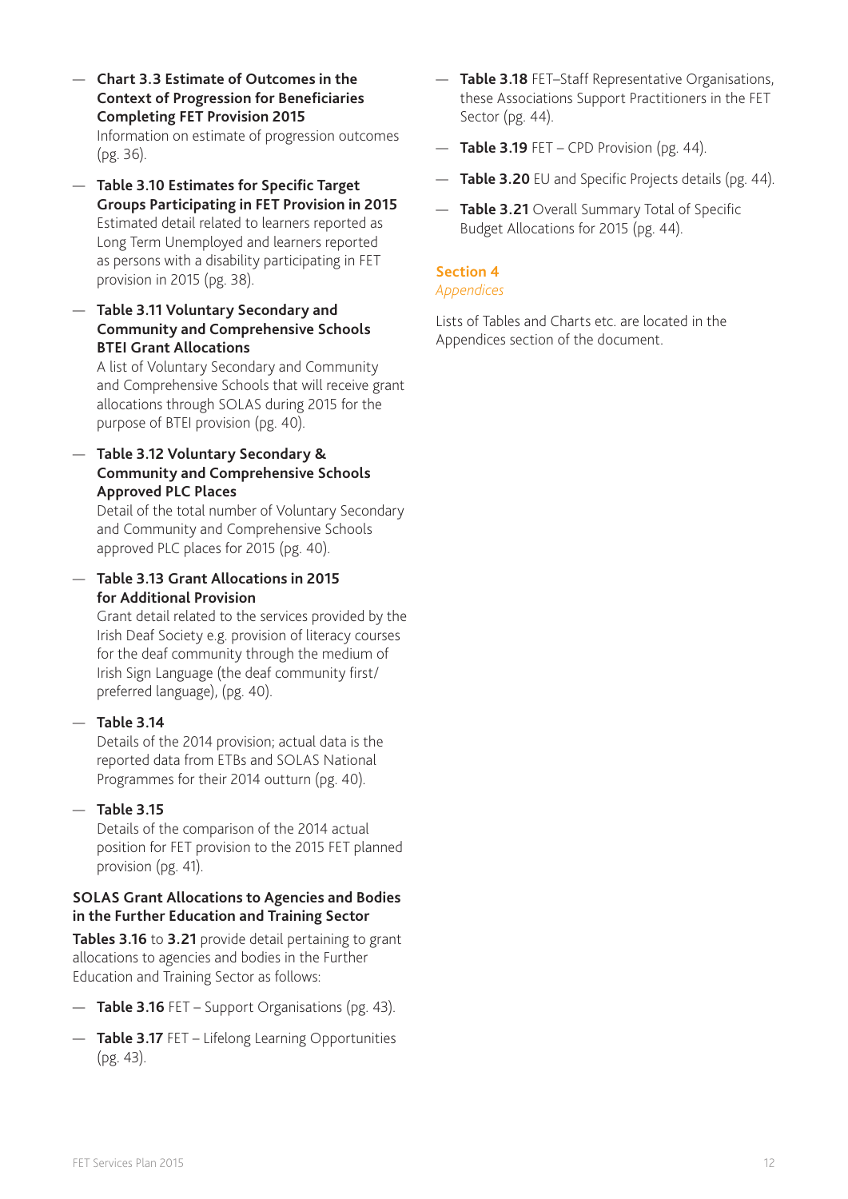- **Chart 3.3 Estimate of Outcomes in the Context of Progression for Beneficiaries Completing FET Provision 2015**
  Information on estimate of progression outcomes (pg. 36).

- **Table 3.10 Estimates for Specific Target Groups Participating in FET Provision in 2015**
  Estimated detail related to learners reported as Long Term Unemployed and learners reported as persons with a disability participating in FET provision in 2015 (pg. 38).

- **Table 3.11 Voluntary Secondary and Community and Comprehensive Schools BTEI Grant Allocations**
  A list of Voluntary Secondary and Community and Comprehensive Schools that will receive grant allocations through SOLAS during 2015 for the purpose of BTEI provision (pg. 40).

- **Table 3.12 Voluntary Secondary & Community and Comprehensive Schools Approved PLC Places**
  Detail of the total number of Voluntary Secondary and Community and Comprehensive Schools approved PLC places for 2015 (pg. 40).

- **Table 3.13 Grant Allocations in 2015 for Additional Provision**
  Grant detail related to the services provided by the Irish Deaf Society e.g. provision of literacy courses for the deaf community through the medium of Irish Sign Language (the deaf community first/ preferred language), (pg. 40).

- **Table 3.14**
  Details of the 2014 provision; actual data is the reported data from ETBs and SOLAS National Programmes for their 2014 outturn (pg. 40).

- **Table 3.15**
  Details of the comparison of the 2014 actual position for FET provision to the 2015 FET planned provision (pg. 41).

**SOLAS Grant Allocations to Agencies and Bodies in the Further Education and Training Sector**

**Tables 3.16** to **3.21** provide detail pertaining to grant allocations to agencies and bodies in the Further Education and Training Sector as follows:

- **Table 3.16** FET – Support Organisations (pg. 43).
- **Table 3.17** FET – Lifelong Learning Opportunities (pg. 43).
- **Table 3.18** FET–Staff Representative Organisations, these Associations Support Practitioners in the FET Sector (pg. 44).
- **Table 3.19** FET – CPD Provision (pg. 44).
- **Table 3.20** EU and Specific Projects details (pg. 44).
- **Table 3.21** Overall Summary Total of Specific Budget Allocations for 2015 (pg. 44).

## Section 4

*Appendices*

Lists of Tables and Charts etc. are located in the Appendices section of the document.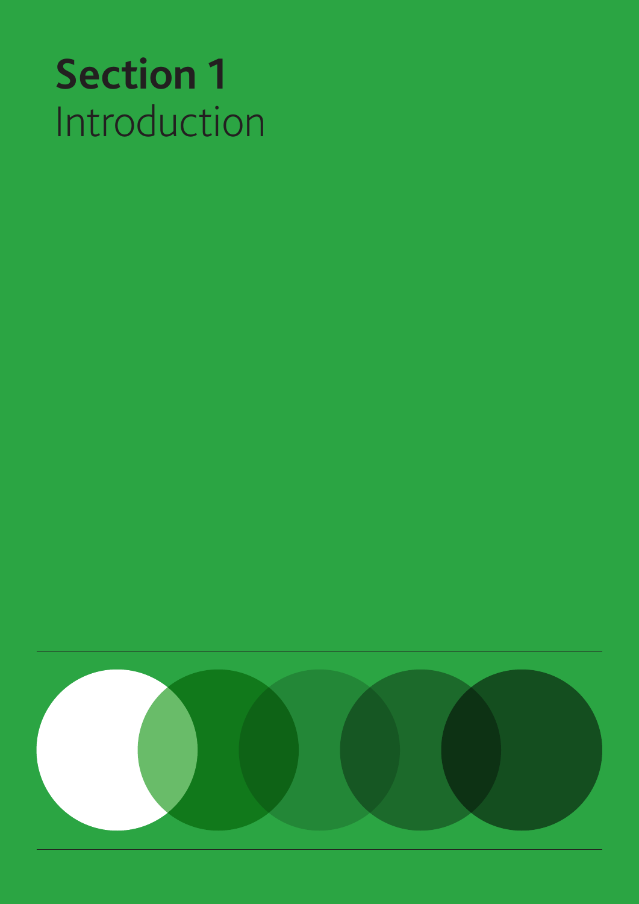# Section 1
Introduction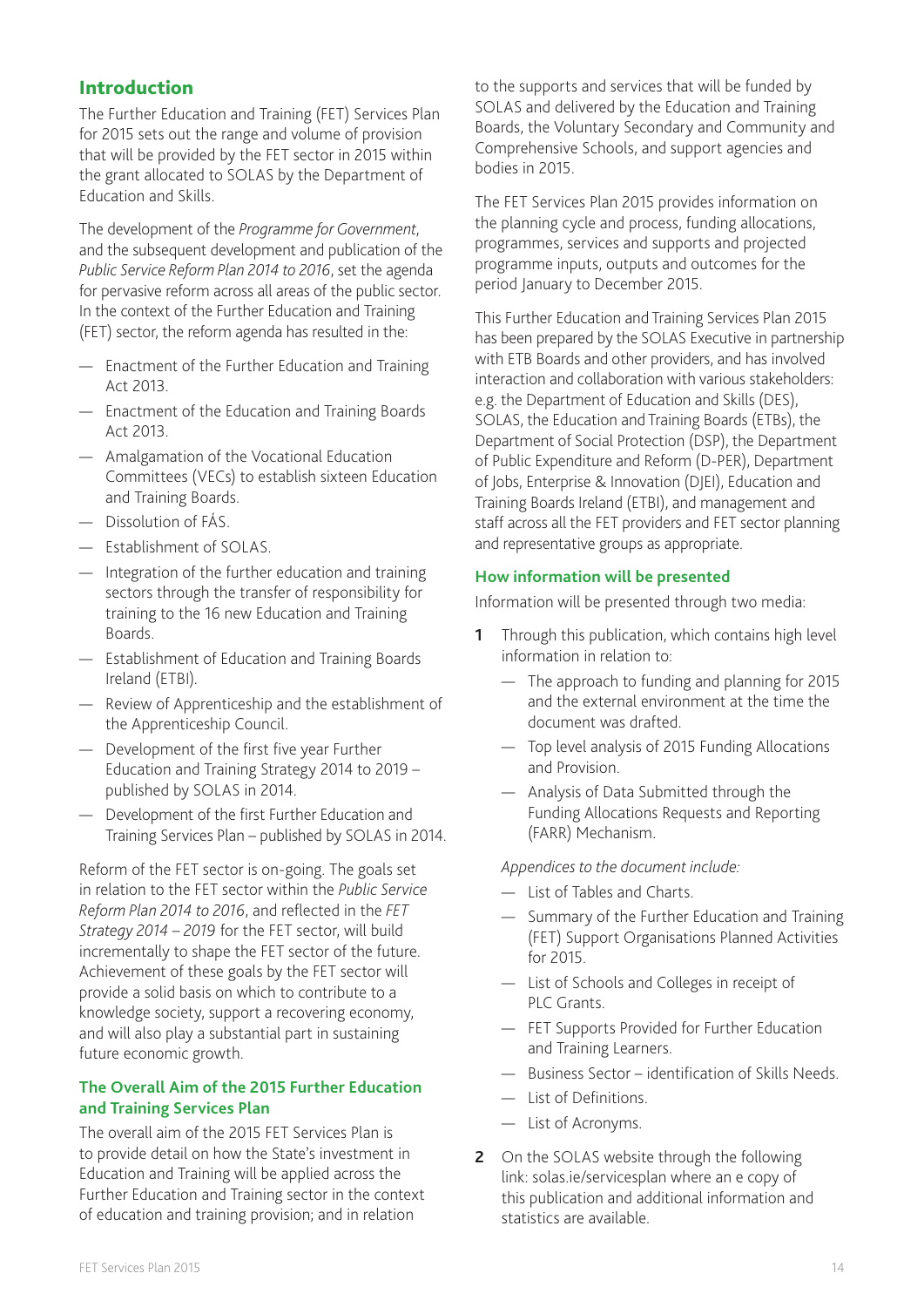## Introduction

The Further Education and Training (FET) Services Plan for 2015 sets out the range and volume of provision that will be provided by the FET sector in 2015 within the grant allocated to SOLAS by the Department of Education and Skills.

The development of the *Programme for Government*, and the subsequent development and publication of the *Public Service Reform Plan 2014 to 2016*, set the agenda for pervasive reform across all areas of the public sector. In the context of the Further Education and Training (FET) sector, the reform agenda has resulted in the:

- Enactment of the Further Education and Training Act 2013.
- Enactment of the Education and Training Boards Act 2013.
- Amalgamation of the Vocational Education Committees (VECs) to establish sixteen Education and Training Boards.
- Dissolution of FÁS.
- Establishment of SOLAS.
- Integration of the further education and training sectors through the transfer of responsibility for training to the 16 new Education and Training Boards.
- Establishment of Education and Training Boards Ireland (ETBI).
- Review of Apprenticeship and the establishment of the Apprenticeship Council.
- Development of the first five year Further Education and Training Strategy 2014 to 2019 – published by SOLAS in 2014.
- Development of the first Further Education and Training Services Plan – published by SOLAS in 2014.

Reform of the FET sector is on-going. The goals set in relation to the FET sector within the *Public Service Reform Plan 2014 to 2016*, and reflected in the *FET Strategy 2014 – 2019* for the FET sector, will build incrementally to shape the FET sector of the future. Achievement of these goals by the FET sector will provide a solid basis on which to contribute to a knowledge society, support a recovering economy, and will also play a substantial part in sustaining future economic growth.

### The Overall Aim of the 2015 Further Education and Training Services Plan

The overall aim of the 2015 FET Services Plan is to provide detail on how the State's investment in Education and Training will be applied across the Further Education and Training sector in the context of education and training provision; and in relation to the supports and services that will be funded by SOLAS and delivered by the Education and Training Boards, the Voluntary Secondary and Community and Comprehensive Schools, and support agencies and bodies in 2015.

The FET Services Plan 2015 provides information on the planning cycle and process, funding allocations, programmes, services and supports and projected programme inputs, outputs and outcomes for the period January to December 2015.

This Further Education and Training Services Plan 2015 has been prepared by the SOLAS Executive in partnership with ETB Boards and other providers, and has involved interaction and collaboration with various stakeholders: e.g. the Department of Education and Skills (DES), SOLAS, the Education and Training Boards (ETBs), the Department of Social Protection (DSP), the Department of Public Expenditure and Reform (D-PER), Department of Jobs, Enterprise & Innovation (DJEI), Education and Training Boards Ireland (ETBI), and management and staff across all the FET providers and FET sector planning and representative groups as appropriate.

### How information will be presented

Information will be presented through two media:

1. Through this publication, which contains high level information in relation to:
   - The approach to funding and planning for 2015 and the external environment at the time the document was drafted.
   - Top level analysis of 2015 Funding Allocations and Provision.
   - Analysis of Data Submitted through the Funding Allocations Requests and Reporting (FARR) Mechanism.

   *Appendices to the document include:*
   - List of Tables and Charts.
   - Summary of the Further Education and Training (FET) Support Organisations Planned Activities for 2015.
   - List of Schools and Colleges in receipt of PLC Grants.
   - FET Supports Provided for Further Education and Training Learners.
   - Business Sector – identification of Skills Needs.
   - List of Definitions.
   - List of Acronyms.
2. On the SOLAS website through the following link: solas.ie/servicesplan where an e copy of this publication and additional information and statistics are available.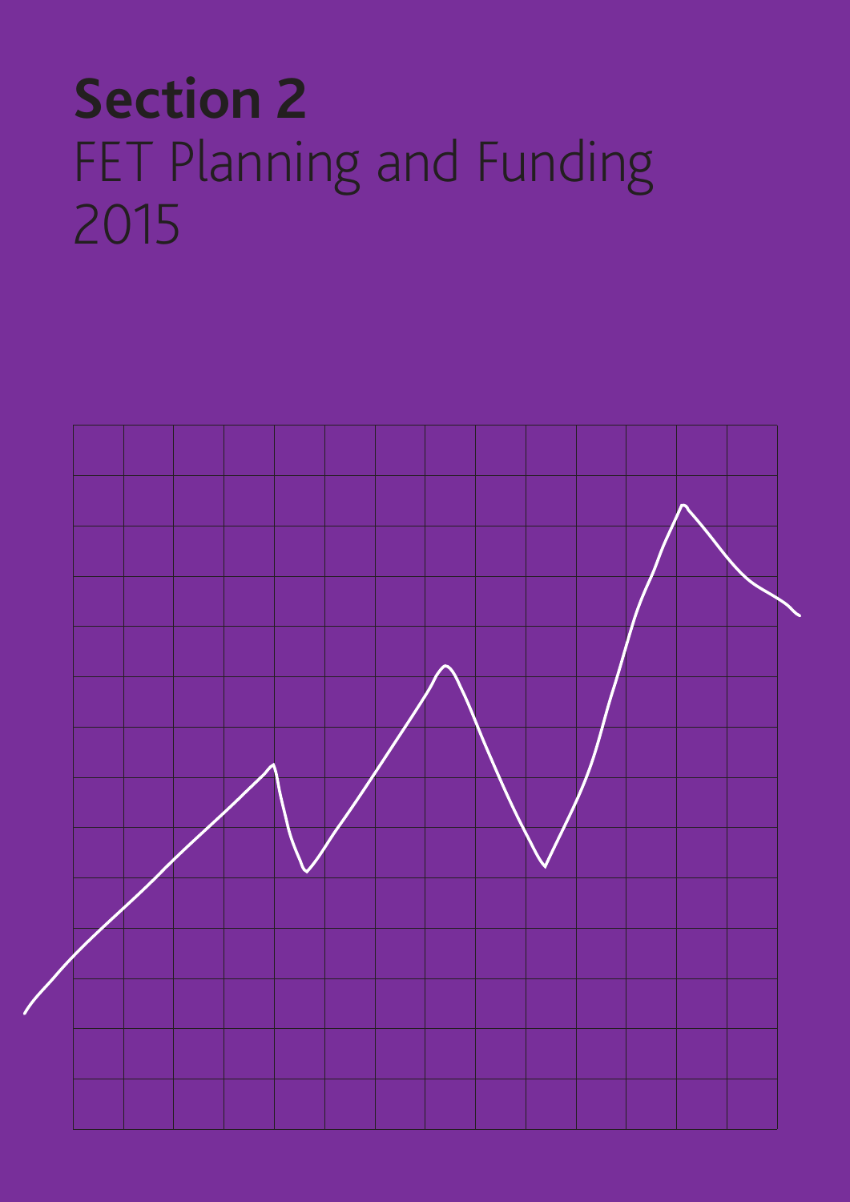# Section 2
FET Planning and Funding 2015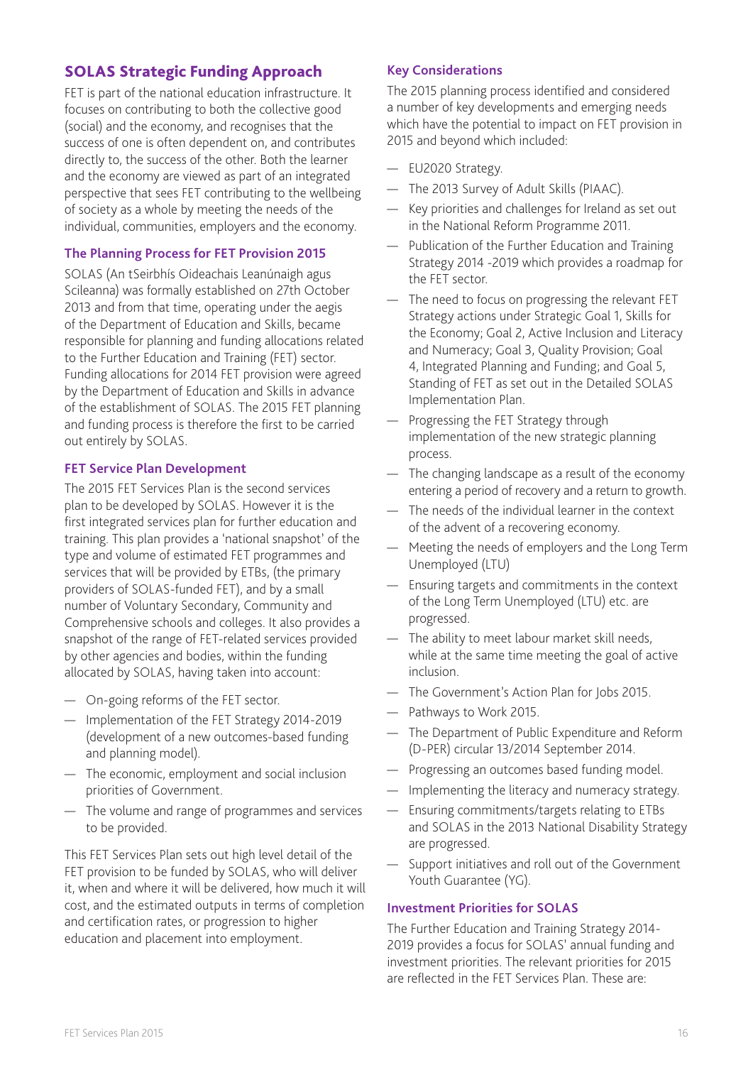## SOLAS Strategic Funding Approach

FET is part of the national education infrastructure. It focuses on contributing to both the collective good (social) and the economy, and recognises that the success of one is often dependent on, and contributes directly to, the success of the other. Both the learner and the economy are viewed as part of an integrated perspective that sees FET contributing to the wellbeing of society as a whole by meeting the needs of the individual, communities, employers and the economy.

### The Planning Process for FET Provision 2015

SOLAS (An tSeirbhís Oideachais Leanúnaigh agus Scileanna) was formally established on 27th October 2013 and from that time, operating under the aegis of the Department of Education and Skills, became responsible for planning and funding allocations related to the Further Education and Training (FET) sector. Funding allocations for 2014 FET provision were agreed by the Department of Education and Skills in advance of the establishment of SOLAS. The 2015 FET planning and funding process is therefore the first to be carried out entirely by SOLAS.

### FET Service Plan Development

The 2015 FET Services Plan is the second services plan to be developed by SOLAS. However it is the first integrated services plan for further education and training. This plan provides a 'national snapshot' of the type and volume of estimated FET programmes and services that will be provided by ETBs, (the primary providers of SOLAS-funded FET), and by a small number of Voluntary Secondary, Community and Comprehensive schools and colleges. It also provides a snapshot of the range of FET-related services provided by other agencies and bodies, within the funding allocated by SOLAS, having taken into account:

- On-going reforms of the FET sector.
- Implementation of the FET Strategy 2014-2019 (development of a new outcomes-based funding and planning model).
- The economic, employment and social inclusion priorities of Government.
- The volume and range of programmes and services to be provided.

This FET Services Plan sets out high level detail of the FET provision to be funded by SOLAS, who will deliver it, when and where it will be delivered, how much it will cost, and the estimated outputs in terms of completion and certification rates, or progression to higher education and placement into employment.

### Key Considerations

The 2015 planning process identified and considered a number of key developments and emerging needs which have the potential to impact on FET provision in 2015 and beyond which included:

- EU2020 Strategy.
- The 2013 Survey of Adult Skills (PIAAC).
- Key priorities and challenges for Ireland as set out in the National Reform Programme 2011.
- Publication of the Further Education and Training Strategy 2014 -2019 which provides a roadmap for the FET sector.
- The need to focus on progressing the relevant FET Strategy actions under Strategic Goal 1, Skills for the Economy; Goal 2, Active Inclusion and Literacy and Numeracy; Goal 3, Quality Provision; Goal 4, Integrated Planning and Funding; and Goal 5, Standing of FET as set out in the Detailed SOLAS Implementation Plan.
- Progressing the FET Strategy through implementation of the new strategic planning process.
- The changing landscape as a result of the economy entering a period of recovery and a return to growth.
- The needs of the individual learner in the context of the advent of a recovering economy.
- Meeting the needs of employers and the Long Term Unemployed (LTU)
- Ensuring targets and commitments in the context of the Long Term Unemployed (LTU) etc. are progressed.
- The ability to meet labour market skill needs, while at the same time meeting the goal of active inclusion.
- The Government's Action Plan for Jobs 2015.
- Pathways to Work 2015.
- The Department of Public Expenditure and Reform (D-PER) circular 13/2014 September 2014.
- Progressing an outcomes based funding model.
- Implementing the literacy and numeracy strategy.
- Ensuring commitments/targets relating to ETBs and SOLAS in the 2013 National Disability Strategy are progressed.
- Support initiatives and roll out of the Government Youth Guarantee (YG).

### Investment Priorities for SOLAS

The Further Education and Training Strategy 2014-2019 provides a focus for SOLAS' annual funding and investment priorities. The relevant priorities for 2015 are reflected in the FET Services Plan. These are: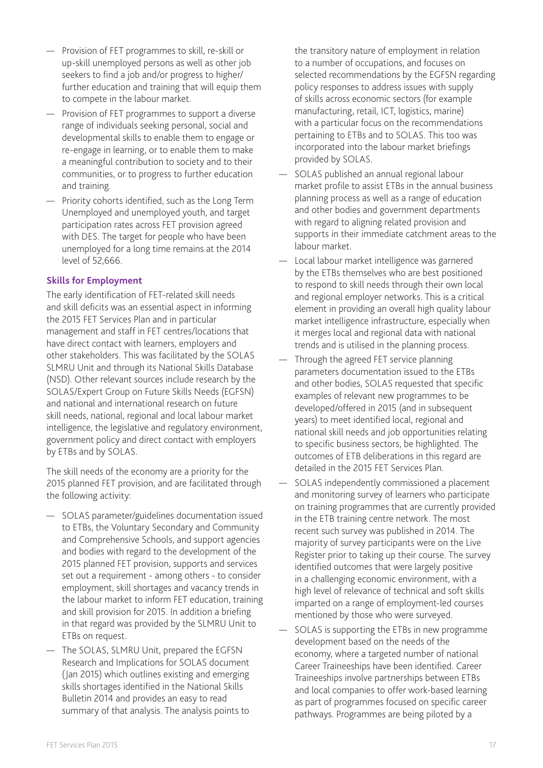- Provision of FET programmes to skill, re-skill or up-skill unemployed persons as well as other job seekers to find a job and/or progress to higher/ further education and training that will equip them to compete in the labour market.
- Provision of FET programmes to support a diverse range of individuals seeking personal, social and developmental skills to enable them to engage or re-engage in learning, or to enable them to make a meaningful contribution to society and to their communities, or to progress to further education and training.
- Priority cohorts identified, such as the Long Term Unemployed and unemployed youth, and target participation rates across FET provision agreed with DES. The target for people who have been unemployed for a long time remains at the 2014 level of 52,666.

### Skills for Employment

The early identification of FET-related skill needs and skill deficits was an essential aspect in informing the 2015 FET Services Plan and in particular management and staff in FET centres/locations that have direct contact with learners, employers and other stakeholders. This was facilitated by the SOLAS SLMRU Unit and through its National Skills Database (NSD). Other relevant sources include research by the SOLAS/Expert Group on Future Skills Needs (EGFSN) and national and international research on future skill needs, national, regional and local labour market intelligence, the legislative and regulatory environment, government policy and direct contact with employers by ETBs and by SOLAS.

The skill needs of the economy are a priority for the 2015 planned FET provision, and are facilitated through the following activity:

- SOLAS parameter/guidelines documentation issued to ETBs, the Voluntary Secondary and Community and Comprehensive Schools, and support agencies and bodies with regard to the development of the 2015 planned FET provision, supports and services set out a requirement - among others - to consider employment, skill shortages and vacancy trends in the labour market to inform FET education, training and skill provision for 2015. In addition a briefing in that regard was provided by the SLMRU Unit to ETBs on request.
- The SOLAS, SLMRU Unit, prepared the EGFSN Research and Implications for SOLAS document (Jan 2015) which outlines existing and emerging skills shortages identified in the National Skills Bulletin 2014 and provides an easy to read summary of that analysis. The analysis points to the transitory nature of employment in relation to a number of occupations, and focuses on selected recommendations by the EGFSN regarding policy responses to address issues with supply of skills across economic sectors (for example manufacturing, retail, ICT, logistics, marine) with a particular focus on the recommendations pertaining to ETBs and to SOLAS. This too was incorporated into the labour market briefings provided by SOLAS.
- SOLAS published an annual regional labour market profile to assist ETBs in the annual business planning process as well as a range of education and other bodies and government departments with regard to aligning related provision and supports in their immediate catchment areas to the labour market.
- Local labour market intelligence was garnered by the ETBs themselves who are best positioned to respond to skill needs through their own local and regional employer networks. This is a critical element in providing an overall high quality labour market intelligence infrastructure, especially when it merges local and regional data with national trends and is utilised in the planning process.
- Through the agreed FET service planning parameters documentation issued to the ETBs and other bodies, SOLAS requested that specific examples of relevant new programmes to be developed/offered in 2015 (and in subsequent years) to meet identified local, regional and national skill needs and job opportunities relating to specific business sectors, be highlighted. The outcomes of ETB deliberations in this regard are detailed in the 2015 FET Services Plan.
- SOLAS independently commissioned a placement and monitoring survey of learners who participate on training programmes that are currently provided in the ETB training centre network. The most recent such survey was published in 2014. The majority of survey participants were on the Live Register prior to taking up their course. The survey identified outcomes that were largely positive in a challenging economic environment, with a high level of relevance of technical and soft skills imparted on a range of employment-led courses mentioned by those who were surveyed.
- SOLAS is supporting the ETBs in new programme development based on the needs of the economy, where a targeted number of national Career Traineeships have been identified. Career Traineeships involve partnerships between ETBs and local companies to offer work-based learning as part of programmes focused on specific career pathways. Programmes are being piloted by a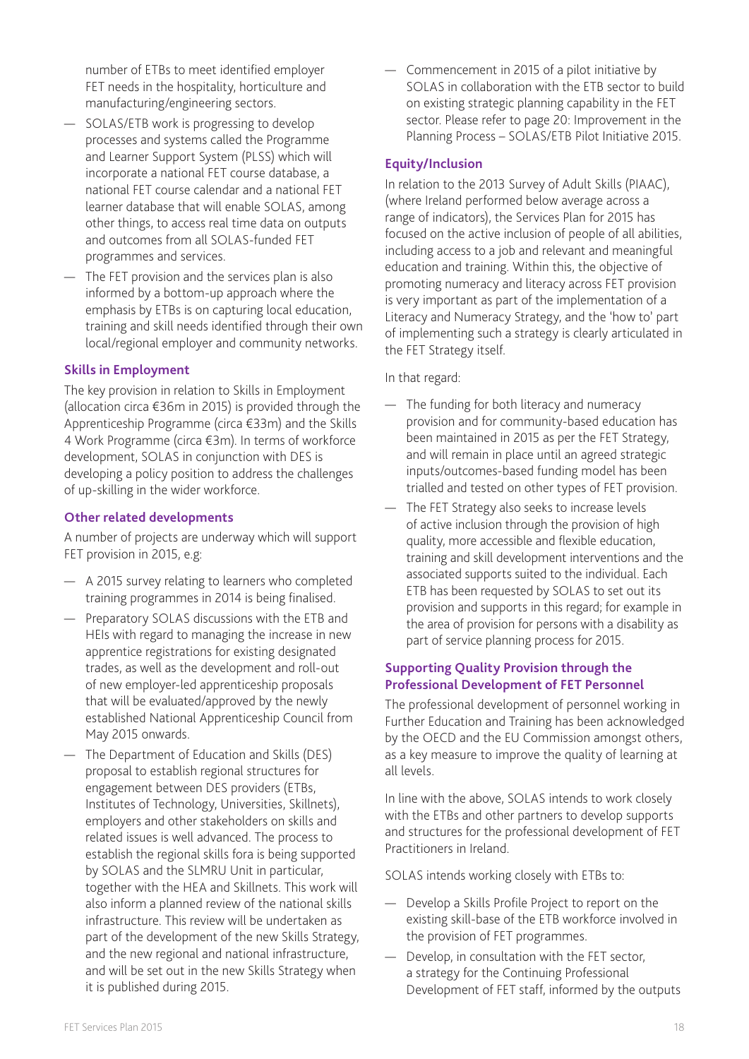number of ETBs to meet identified employer FET needs in the hospitality, horticulture and manufacturing/engineering sectors.

- SOLAS/ETB work is progressing to develop processes and systems called the Programme and Learner Support System (PLSS) which will incorporate a national FET course database, a national FET course calendar and a national FET learner database that will enable SOLAS, among other things, to access real time data on outputs and outcomes from all SOLAS-funded FET programmes and services.
- The FET provision and the services plan is also informed by a bottom-up approach where the emphasis by ETBs is on capturing local education, training and skill needs identified through their own local/regional employer and community networks.

### Skills in Employment

The key provision in relation to Skills in Employment (allocation circa €36m in 2015) is provided through the Apprenticeship Programme (circa €33m) and the Skills 4 Work Programme (circa €3m). In terms of workforce development, SOLAS in conjunction with DES is developing a policy position to address the challenges of up-skilling in the wider workforce.

### Other related developments

A number of projects are underway which will support FET provision in 2015, e.g:

- A 2015 survey relating to learners who completed training programmes in 2014 is being finalised.
- Preparatory SOLAS discussions with the ETB and HEIs with regard to managing the increase in new apprentice registrations for existing designated trades, as well as the development and roll-out of new employer-led apprenticeship proposals that will be evaluated/approved by the newly established National Apprenticeship Council from May 2015 onwards.
- The Department of Education and Skills (DES) proposal to establish regional structures for engagement between DES providers (ETBs, Institutes of Technology, Universities, Skillnets), employers and other stakeholders on skills and related issues is well advanced. The process to establish the regional skills fora is being supported by SOLAS and the SLMRU Unit in particular, together with the HEA and Skillnets. This work will also inform a planned review of the national skills infrastructure. This review will be undertaken as part of the development of the new Skills Strategy, and the new regional and national infrastructure, and will be set out in the new Skills Strategy when it is published during 2015.
- Commencement in 2015 of a pilot initiative by SOLAS in collaboration with the ETB sector to build on existing strategic planning capability in the FET sector. Please refer to page 20: Improvement in the Planning Process – SOLAS/ETB Pilot Initiative 2015.

### Equity/Inclusion

In relation to the 2013 Survey of Adult Skills (PIAAC), (where Ireland performed below average across a range of indicators), the Services Plan for 2015 has focused on the active inclusion of people of all abilities, including access to a job and relevant and meaningful education and training. Within this, the objective of promoting numeracy and literacy across FET provision is very important as part of the implementation of a Literacy and Numeracy Strategy, and the 'how to' part of implementing such a strategy is clearly articulated in the FET Strategy itself.

In that regard:

- The funding for both literacy and numeracy provision and for community-based education has been maintained in 2015 as per the FET Strategy, and will remain in place until an agreed strategic inputs/outcomes-based funding model has been trialled and tested on other types of FET provision.
- The FET Strategy also seeks to increase levels of active inclusion through the provision of high quality, more accessible and flexible education, training and skill development interventions and the associated supports suited to the individual. Each ETB has been requested by SOLAS to set out its provision and supports in this regard; for example in the area of provision for persons with a disability as part of service planning process for 2015.

### Supporting Quality Provision through the Professional Development of FET Personnel

The professional development of personnel working in Further Education and Training has been acknowledged by the OECD and the EU Commission amongst others, as a key measure to improve the quality of learning at all levels.

In line with the above, SOLAS intends to work closely with the ETBs and other partners to develop supports and structures for the professional development of FET Practitioners in Ireland.

SOLAS intends working closely with ETBs to:

- Develop a Skills Profile Project to report on the existing skill-base of the ETB workforce involved in the provision of FET programmes.
- Develop, in consultation with the FET sector, a strategy for the Continuing Professional Development of FET staff, informed by the outputs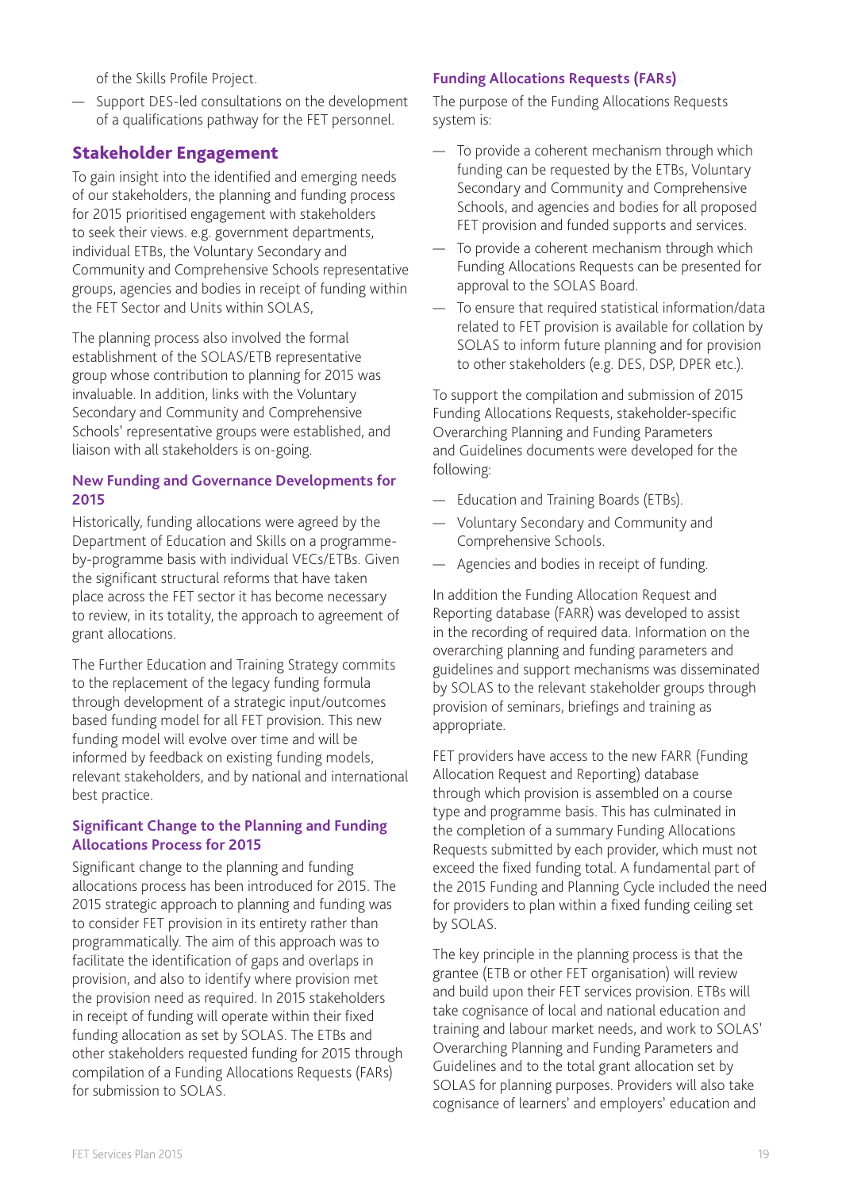of the Skills Profile Project.

— Support DES-led consultations on the development of a qualifications pathway for the FET personnel.

## Stakeholder Engagement

To gain insight into the identified and emerging needs of our stakeholders, the planning and funding process for 2015 prioritised engagement with stakeholders to seek their views. e.g. government departments, individual ETBs, the Voluntary Secondary and Community and Comprehensive Schools representative groups, agencies and bodies in receipt of funding within the FET Sector and Units within SOLAS,

The planning process also involved the formal establishment of the SOLAS/ETB representative group whose contribution to planning for 2015 was invaluable. In addition, links with the Voluntary Secondary and Community and Comprehensive Schools' representative groups were established, and liaison with all stakeholders is on-going.

### New Funding and Governance Developments for 2015

Historically, funding allocations were agreed by the Department of Education and Skills on a programme-by-programme basis with individual VECs/ETBs. Given the significant structural reforms that have taken place across the FET sector it has become necessary to review, in its totality, the approach to agreement of grant allocations.

The Further Education and Training Strategy commits to the replacement of the legacy funding formula through development of a strategic input/outcomes based funding model for all FET provision. This new funding model will evolve over time and will be informed by feedback on existing funding models, relevant stakeholders, and by national and international best practice.

### Significant Change to the Planning and Funding Allocations Process for 2015

Significant change to the planning and funding allocations process has been introduced for 2015. The 2015 strategic approach to planning and funding was to consider FET provision in its entirety rather than programmatically. The aim of this approach was to facilitate the identification of gaps and overlaps in provision, and also to identify where provision met the provision need as required. In 2015 stakeholders in receipt of funding will operate within their fixed funding allocation as set by SOLAS. The ETBs and other stakeholders requested funding for 2015 through compilation of a Funding Allocations Requests (FARs) for submission to SOLAS.

### Funding Allocations Requests (FARs)

The purpose of the Funding Allocations Requests system is:

— To provide a coherent mechanism through which funding can be requested by the ETBs, Voluntary Secondary and Community and Comprehensive Schools, and agencies and bodies for all proposed FET provision and funded supports and services.

— To provide a coherent mechanism through which Funding Allocations Requests can be presented for approval to the SOLAS Board.

— To ensure that required statistical information/data related to FET provision is available for collation by SOLAS to inform future planning and for provision to other stakeholders (e.g. DES, DSP, DPER etc.).

To support the compilation and submission of 2015 Funding Allocations Requests, stakeholder-specific Overarching Planning and Funding Parameters and Guidelines documents were developed for the following:

— Education and Training Boards (ETBs).

— Voluntary Secondary and Community and Comprehensive Schools.

— Agencies and bodies in receipt of funding.

In addition the Funding Allocation Request and Reporting database (FARR) was developed to assist in the recording of required data. Information on the overarching planning and funding parameters and guidelines and support mechanisms was disseminated by SOLAS to the relevant stakeholder groups through provision of seminars, briefings and training as appropriate.

FET providers have access to the new FARR (Funding Allocation Request and Reporting) database through which provision is assembled on a course type and programme basis. This has culminated in the completion of a summary Funding Allocations Requests submitted by each provider, which must not exceed the fixed funding total. A fundamental part of the 2015 Funding and Planning Cycle included the need for providers to plan within a fixed funding ceiling set by SOLAS.

The key principle in the planning process is that the grantee (ETB or other FET organisation) will review and build upon their FET services provision. ETBs will take cognisance of local and national education and training and labour market needs, and work to SOLAS' Overarching Planning and Funding Parameters and Guidelines and to the total grant allocation set by SOLAS for planning purposes. Providers will also take cognisance of learners' and employers' education and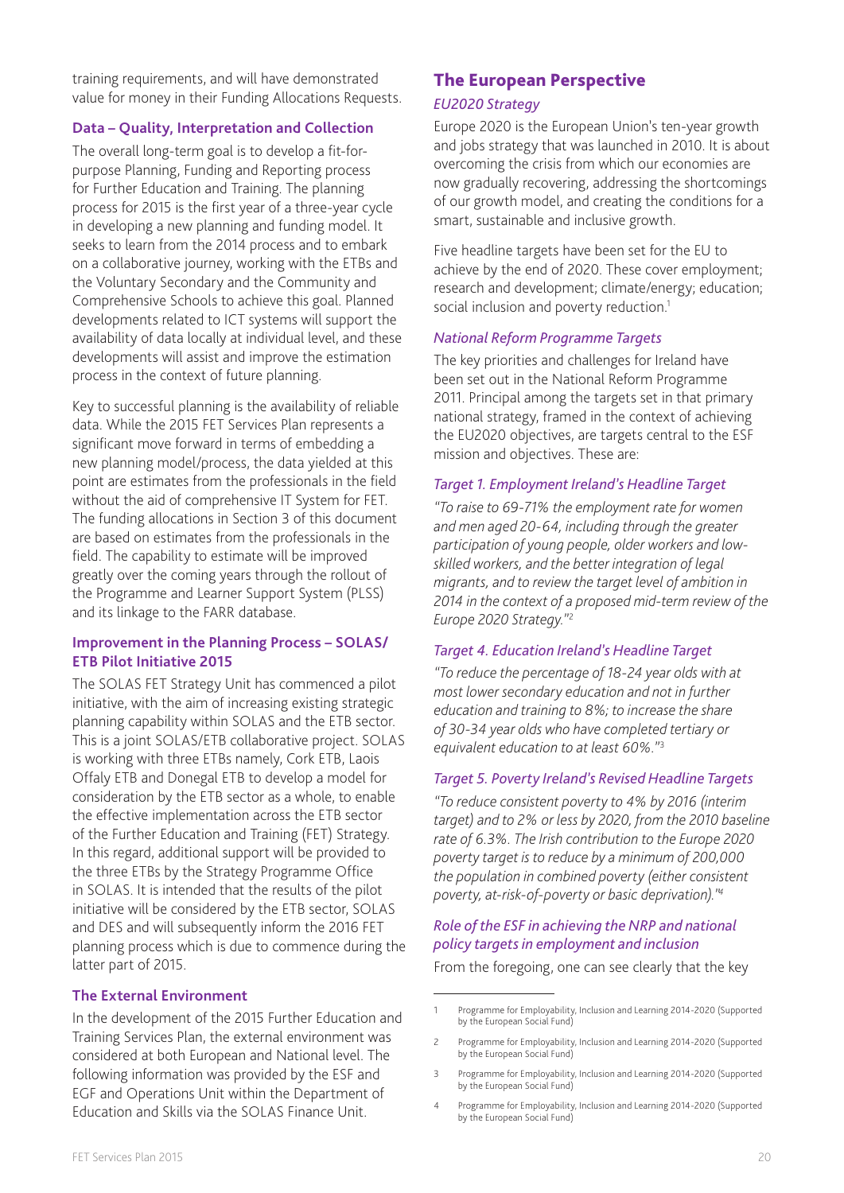training requirements, and will have demonstrated value for money in their Funding Allocations Requests.

### Data – Quality, Interpretation and Collection

The overall long-term goal is to develop a fit-for-purpose Planning, Funding and Reporting process for Further Education and Training. The planning process for 2015 is the first year of a three-year cycle in developing a new planning and funding model. It seeks to learn from the 2014 process and to embark on a collaborative journey, working with the ETBs and the Voluntary Secondary and the Community and Comprehensive Schools to achieve this goal. Planned developments related to ICT systems will support the availability of data locally at individual level, and these developments will assist and improve the estimation process in the context of future planning.

Key to successful planning is the availability of reliable data. While the 2015 FET Services Plan represents a significant move forward in terms of embedding a new planning model/process, the data yielded at this point are estimates from the professionals in the field without the aid of comprehensive IT System for FET. The funding allocations in Section 3 of this document are based on estimates from the professionals in the field. The capability to estimate will be improved greatly over the coming years through the rollout of the Programme and Learner Support System (PLSS) and its linkage to the FARR database.

### Improvement in the Planning Process – SOLAS/ETB Pilot Initiative 2015

The SOLAS FET Strategy Unit has commenced a pilot initiative, with the aim of increasing existing strategic planning capability within SOLAS and the ETB sector. This is a joint SOLAS/ETB collaborative project. SOLAS is working with three ETBs namely, Cork ETB, Laois Offaly ETB and Donegal ETB to develop a model for consideration by the ETB sector as a whole, to enable the effective implementation across the ETB sector of the Further Education and Training (FET) Strategy. In this regard, additional support will be provided to the three ETBs by the Strategy Programme Office in SOLAS. It is intended that the results of the pilot initiative will be considered by the ETB sector, SOLAS and DES and will subsequently inform the 2016 FET planning process which is due to commence during the latter part of 2015.

### The External Environment

In the development of the 2015 Further Education and Training Services Plan, the external environment was considered at both European and National level. The following information was provided by the ESF and EGF and Operations Unit within the Department of Education and Skills via the SOLAS Finance Unit.

## The European Perspective

#### *EU2020 Strategy*

Europe 2020 is the European Union's ten-year growth and jobs strategy that was launched in 2010. It is about overcoming the crisis from which our economies are now gradually recovering, addressing the shortcomings of our growth model, and creating the conditions for a smart, sustainable and inclusive growth.

Five headline targets have been set for the EU to achieve by the end of 2020. These cover employment; research and development; climate/energy; education; social inclusion and poverty reduction.[1]

#### *National Reform Programme Targets*

The key priorities and challenges for Ireland have been set out in the National Reform Programme 2011. Principal among the targets set in that primary national strategy, framed in the context of achieving the EU2020 objectives, are targets central to the ESF mission and objectives. These are:

#### *Target 1. Employment Ireland's Headline Target*

*"To raise to 69-71% the employment rate for women and men aged 20-64, including through the greater participation of young people, older workers and low-skilled workers, and the better integration of legal migrants, and to review the target level of ambition in 2014 in the context of a proposed mid-term review of the Europe 2020 Strategy."*[2]

#### *Target 4. Education Ireland's Headline Target*

*"To reduce the percentage of 18-24 year olds with at most lower secondary education and not in further education and training to 8%; to increase the share of 30-34 year olds who have completed tertiary or equivalent education to at least 60%."*[3]

#### *Target 5. Poverty Ireland's Revised Headline Targets*

*"To reduce consistent poverty to 4% by 2016 (interim target) and to 2% or less by 2020, from the 2010 baseline rate of 6.3%. The Irish contribution to the Europe 2020 poverty target is to reduce by a minimum of 200,000 the population in combined poverty (either consistent poverty, at-risk-of-poverty or basic deprivation)."*[4]

#### *Role of the ESF in achieving the NRP and national policy targets in employment and inclusion*

From the foregoing, one can see clearly that the key

---

1 Programme for Employability, Inclusion and Learning 2014-2020 (Supported by the European Social Fund)

2 Programme for Employability, Inclusion and Learning 2014-2020 (Supported by the European Social Fund)

3 Programme for Employability, Inclusion and Learning 2014-2020 (Supported by the European Social Fund)

4 Programme for Employability, Inclusion and Learning 2014-2020 (Supported by the European Social Fund)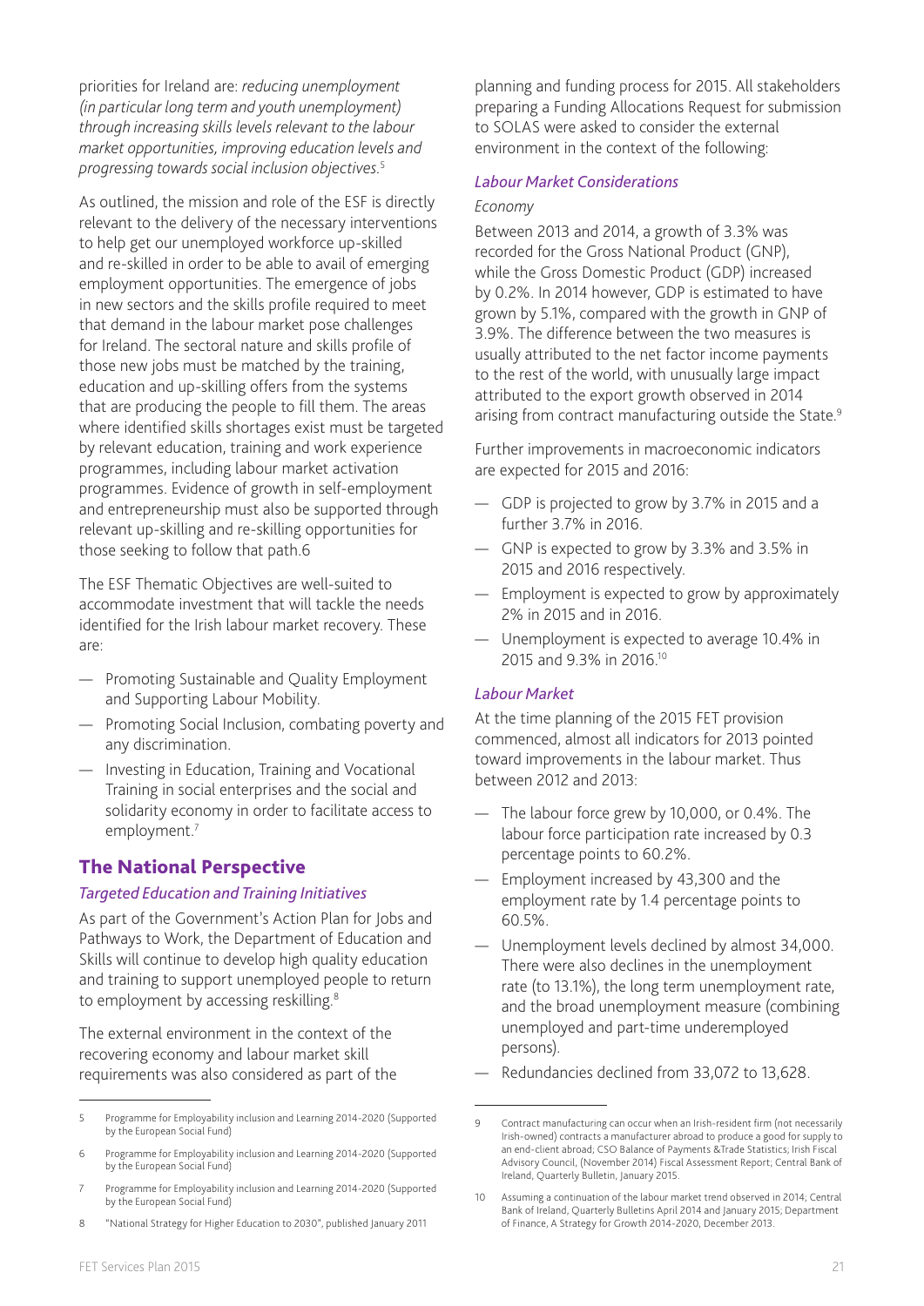priorities for Ireland are: *reducing unemployment (in particular long term and youth unemployment) through increasing skills levels relevant to the labour market opportunities, improving education levels and progressing towards social inclusion objectives.*[5]

As outlined, the mission and role of the ESF is directly relevant to the delivery of the necessary interventions to help get our unemployed workforce up-skilled and re-skilled in order to be able to avail of emerging employment opportunities. The emergence of jobs in new sectors and the skills profile required to meet that demand in the labour market pose challenges for Ireland. The sectoral nature and skills profile of those new jobs must be matched by the training, education and up-skilling offers from the systems that are producing the people to fill them. The areas where identified skills shortages exist must be targeted by relevant education, training and work experience programmes, including labour market activation programmes. Evidence of growth in self-employment and entrepreneurship must also be supported through relevant up-skilling and re-skilling opportunities for those seeking to follow that path.6

The ESF Thematic Objectives are well-suited to accommodate investment that will tackle the needs identified for the Irish labour market recovery. These are:

- Promoting Sustainable and Quality Employment and Supporting Labour Mobility.
- Promoting Social Inclusion, combating poverty and any discrimination.
- Investing in Education, Training and Vocational Training in social enterprises and the social and solidarity economy in order to facilitate access to employment.[7]

## The National Perspective

### *Targeted Education and Training Initiatives*

As part of the Government's Action Plan for Jobs and Pathways to Work, the Department of Education and Skills will continue to develop high quality education and training to support unemployed people to return to employment by accessing reskilling.[8]

The external environment in the context of the recovering economy and labour market skill requirements was also considered as part of the planning and funding process for 2015. All stakeholders preparing a Funding Allocations Request for submission to SOLAS were asked to consider the external environment in the context of the following:

### *Labour Market Considerations*

*Economy*

Between 2013 and 2014, a growth of 3.3% was recorded for the Gross National Product (GNP), while the Gross Domestic Product (GDP) increased by 0.2%. In 2014 however, GDP is estimated to have grown by 5.1%, compared with the growth in GNP of 3.9%. The difference between the two measures is usually attributed to the net factor income payments to the rest of the world, with unusually large impact attributed to the export growth observed in 2014 arising from contract manufacturing outside the State.[9]

Further improvements in macroeconomic indicators are expected for 2015 and 2016:

- GDP is projected to grow by 3.7% in 2015 and a further 3.7% in 2016.
- GNP is expected to grow by 3.3% and 3.5% in 2015 and 2016 respectively.
- Employment is expected to grow by approximately 2% in 2015 and in 2016.
- Unemployment is expected to average 10.4% in 2015 and 9.3% in 2016.[10]

### *Labour Market*

At the time planning of the 2015 FET provision commenced, almost all indicators for 2013 pointed toward improvements in the labour market. Thus between 2012 and 2013:

- The labour force grew by 10,000, or 0.4%. The labour force participation rate increased by 0.3 percentage points to 60.2%.
- Employment increased by 43,300 and the employment rate by 1.4 percentage points to 60.5%.
- Unemployment levels declined by almost 34,000. There were also declines in the unemployment rate (to 13.1%), the long term unemployment rate, and the broad unemployment measure (combining unemployed and part-time underemployed persons).
- Redundancies declined from 33,072 to 13,628.

---

5 Programme for Employability inclusion and Learning 2014-2020 (Supported by the European Social Fund)

6 Programme for Employability inclusion and Learning 2014-2020 (Supported by the European Social Fund)

7 Programme for Employability inclusion and Learning 2014-2020 (Supported by the European Social Fund)

8 "National Strategy for Higher Education to 2030", published January 2011

9 Contract manufacturing can occur when an Irish-resident firm (not necessarily Irish-owned) contracts a manufacturer abroad to produce a good for supply to an end-client abroad; CSO Balance of Payments &Trade Statistics; Irish Fiscal Advisory Council, (November 2014) Fiscal Assessment Report; Central Bank of Ireland, Quarterly Bulletin, January 2015.

10 Assuming a continuation of the labour market trend observed in 2014; Central Bank of Ireland, Quarterly Bulletins April 2014 and January 2015; Department of Finance, A Strategy for Growth 2014-2020, December 2013.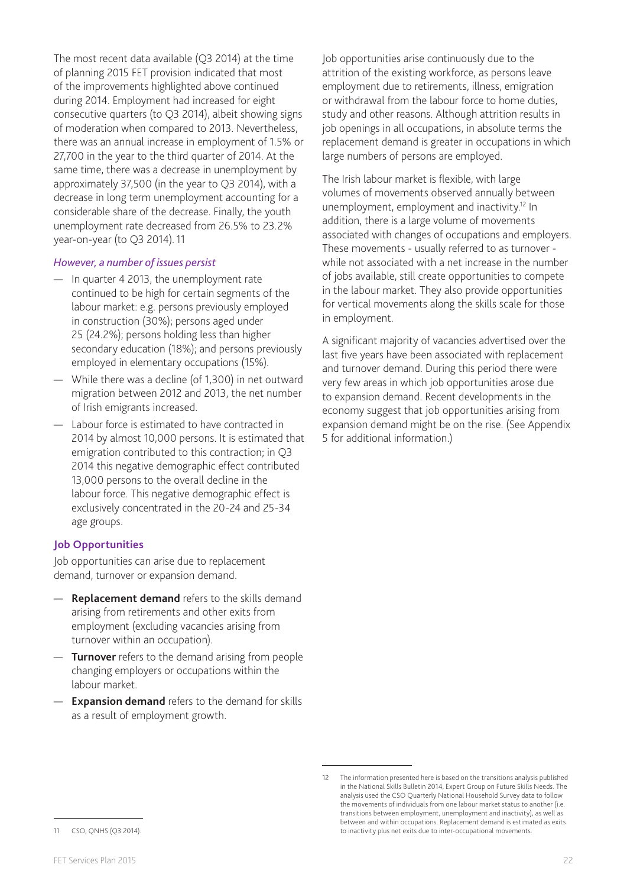The most recent data available (Q3 2014) at the time of planning 2015 FET provision indicated that most of the improvements highlighted above continued during 2014. Employment had increased for eight consecutive quarters (to Q3 2014), albeit showing signs of moderation when compared to 2013. Nevertheless, there was an annual increase in employment of 1.5% or 27,700 in the year to the third quarter of 2014. At the same time, there was a decrease in unemployment by approximately 37,500 (in the year to Q3 2014), with a decrease in long term unemployment accounting for a considerable share of the decrease. Finally, the youth unemployment rate decreased from 26.5% to 23.2% year-on-year (to Q3 2014).[11]

*However, a number of issues persist*

- In quarter 4 2013, the unemployment rate continued to be high for certain segments of the labour market: e.g. persons previously employed in construction (30%); persons aged under 25 (24.2%); persons holding less than higher secondary education (18%); and persons previously employed in elementary occupations (15%).
- While there was a decline (of 1,300) in net outward migration between 2012 and 2013, the net number of Irish emigrants increased.
- Labour force is estimated to have contracted in 2014 by almost 10,000 persons. It is estimated that emigration contributed to this contraction; in Q3 2014 this negative demographic effect contributed 13,000 persons to the overall decline in the labour force. This negative demographic effect is exclusively concentrated in the 20-24 and 25-34 age groups.

**Job Opportunities**

Job opportunities can arise due to replacement demand, turnover or expansion demand.

- **Replacement demand** refers to the skills demand arising from retirements and other exits from employment (excluding vacancies arising from turnover within an occupation).
- **Turnover** refers to the demand arising from people changing employers or occupations within the labour market.
- **Expansion demand** refers to the demand for skills as a result of employment growth.

Job opportunities arise continuously due to the attrition of the existing workforce, as persons leave employment due to retirements, illness, emigration or withdrawal from the labour force to home duties, study and other reasons. Although attrition results in job openings in all occupations, in absolute terms the replacement demand is greater in occupations in which large numbers of persons are employed.

The Irish labour market is flexible, with large volumes of movements observed annually between unemployment, employment and inactivity.[12] In addition, there is a large volume of movements associated with changes of occupations and employers. These movements - usually referred to as turnover - while not associated with a net increase in the number of jobs available, still create opportunities to compete in the labour market. They also provide opportunities for vertical movements along the skills scale for those in employment.

A significant majority of vacancies advertised over the last five years have been associated with replacement and turnover demand. During this period there were very few areas in which job opportunities arose due to expansion demand. Recent developments in the economy suggest that job opportunities arising from expansion demand might be on the rise. (See Appendix 5 for additional information.)

---

11 CSO, QNHS (Q3 2014).

12 The information presented here is based on the transitions analysis published in the National Skills Bulletin 2014, Expert Group on Future Skills Needs. The analysis used the CSO Quarterly National Household Survey data to follow the movements of individuals from one labour market status to another (i.e. transitions between employment, unemployment and inactivity), as well as between and within occupations. Replacement demand is estimated as exits to inactivity plus net exits due to inter-occupational movements.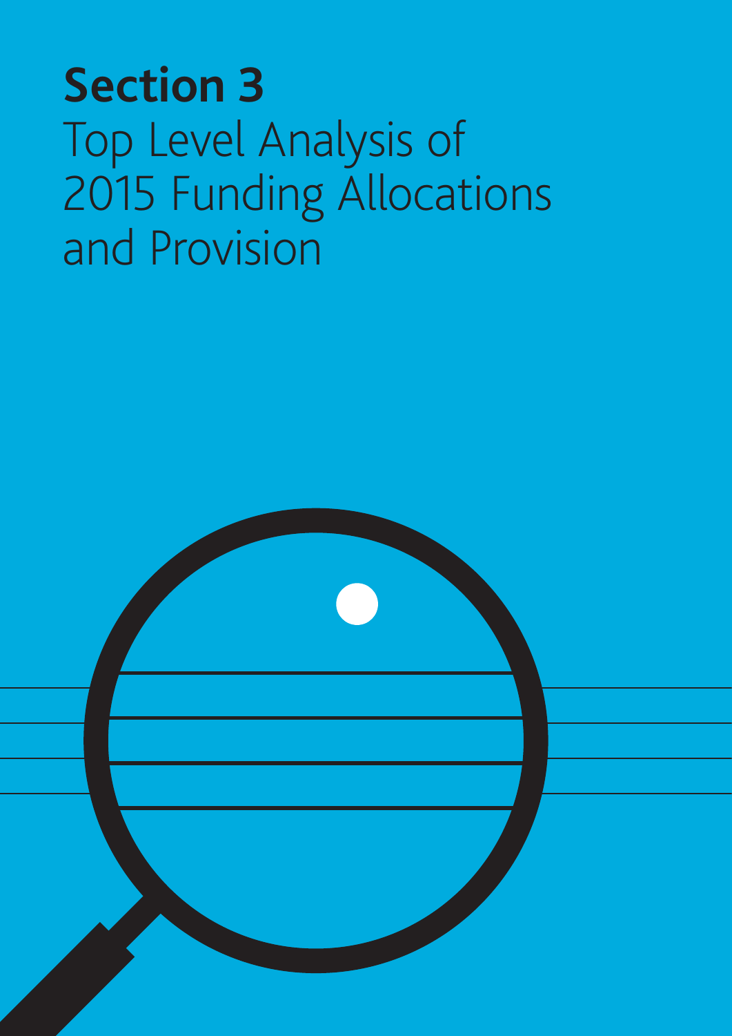# Section 3
Top Level Analysis of 2015 Funding Allocations and Provision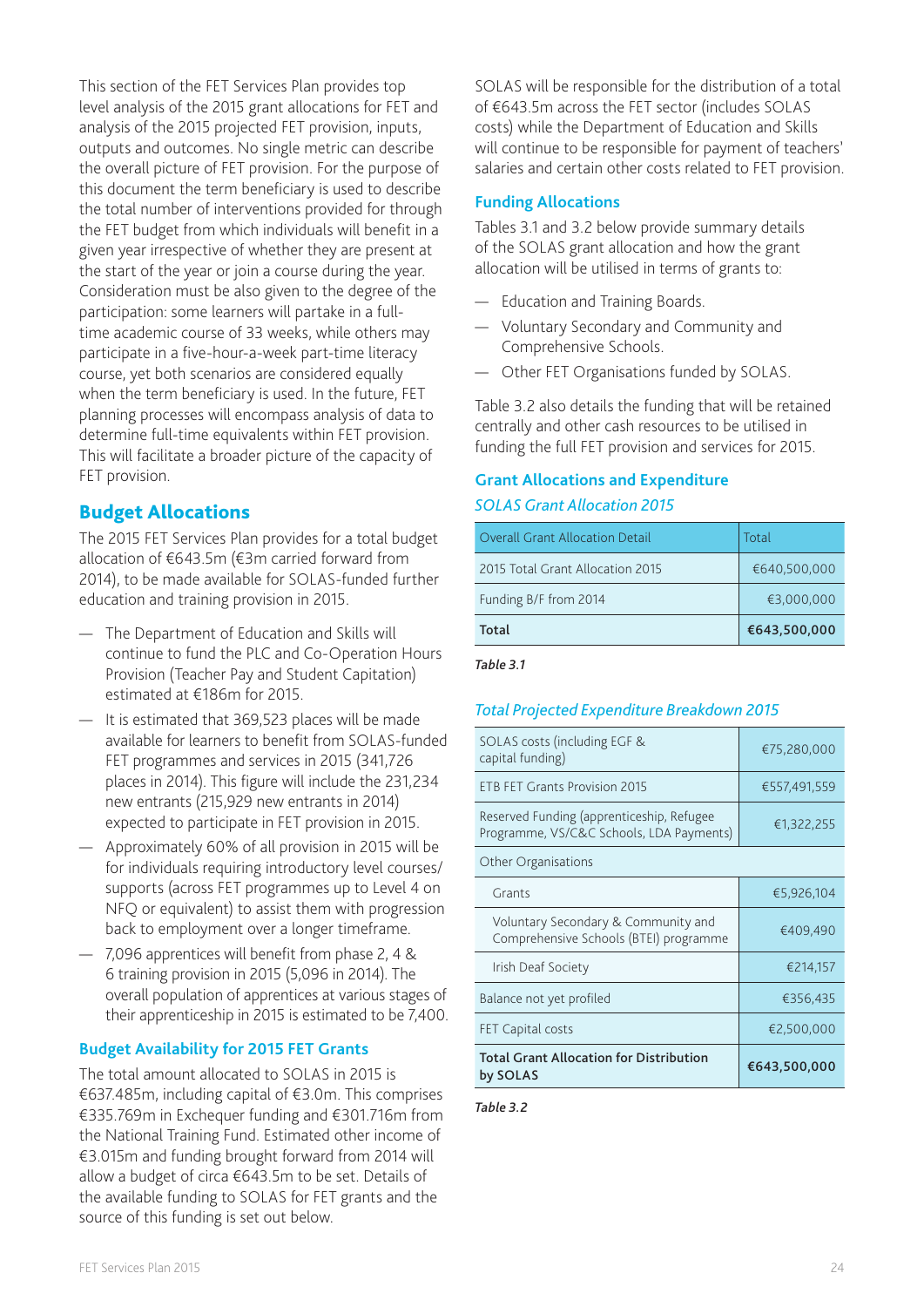This section of the FET Services Plan provides top level analysis of the 2015 grant allocations for FET and analysis of the 2015 projected FET provision, inputs, outputs and outcomes. No single metric can describe the overall picture of FET provision. For the purpose of this document the term beneficiary is used to describe the total number of interventions provided for through the FET budget from which individuals will benefit in a given year irrespective of whether they are present at the start of the year or join a course during the year. Consideration must be also given to the degree of the participation: some learners will partake in a full-time academic course of 33 weeks, while others may participate in a five-hour-a-week part-time literacy course, yet both scenarios are considered equally when the term beneficiary is used. In the future, FET planning processes will encompass analysis of data to determine full-time equivalents within FET provision. This will facilitate a broader picture of the capacity of FET provision.

## Budget Allocations

The 2015 FET Services Plan provides for a total budget allocation of €643.5m (€3m carried forward from 2014), to be made available for SOLAS-funded further education and training provision in 2015.

- The Department of Education and Skills will continue to fund the PLC and Co-Operation Hours Provision (Teacher Pay and Student Capitation) estimated at €186m for 2015.
- It is estimated that 369,523 places will be made available for learners to benefit from SOLAS-funded FET programmes and services in 2015 (341,726 places in 2014). This figure will include the 231,234 new entrants (215,929 new entrants in 2014) expected to participate in FET provision in 2015.
- Approximately 60% of all provision in 2015 will be for individuals requiring introductory level courses/ supports (across FET programmes up to Level 4 on NFQ or equivalent) to assist them with progression back to employment over a longer timeframe.
- 7,096 apprentices will benefit from phase 2, 4 & 6 training provision in 2015 (5,096 in 2014). The overall population of apprentices at various stages of their apprenticeship in 2015 is estimated to be 7,400.

### Budget Availability for 2015 FET Grants

The total amount allocated to SOLAS in 2015 is €637.485m, including capital of €3.0m. This comprises €335.769m in Exchequer funding and €301.716m from the National Training Fund. Estimated other income of €3.015m and funding brought forward from 2014 will allow a budget of circa €643.5m to be set. Details of the available funding to SOLAS for FET grants and the source of this funding is set out below.

SOLAS will be responsible for the distribution of a total of €643.5m across the FET sector (includes SOLAS costs) while the Department of Education and Skills will continue to be responsible for payment of teachers' salaries and certain other costs related to FET provision.

### Funding Allocations

Tables 3.1 and 3.2 below provide summary details of the SOLAS grant allocation and how the grant allocation will be utilised in terms of grants to:

- Education and Training Boards.
- Voluntary Secondary and Community and Comprehensive Schools.
- Other FET Organisations funded by SOLAS.

Table 3.2 also details the funding that will be retained centrally and other cash resources to be utilised in funding the full FET provision and services for 2015.

### Grant Allocations and Expenditure

*SOLAS Grant Allocation 2015*

| Overall Grant Allocation Detail | Total |
|---|---|
| 2015 Total Grant Allocation 2015 | €640,500,000 |
| Funding B/F from 2014 | €3,000,000 |
| **Total** | **€643,500,000** |

*Table 3.1*

*Total Projected Expenditure Breakdown 2015*

| | |
|---|---|
| SOLAS costs (including EGF & capital funding) | €75,280,000 |
| ETB FET Grants Provision 2015 | €557,491,559 |
| Reserved Funding (apprenticeship, Refugee Programme, VS/C&C Schools, LDA Payments) | €1,322,255 |
| Other Organisations | |
| Grants | €5,926,104 |
| Voluntary Secondary & Community and Comprehensive Schools (BTEI) programme | €409,490 |
| Irish Deaf Society | €214,157 |
| Balance not yet profiled | €356,435 |
| FET Capital costs | €2,500,000 |
| **Total Grant Allocation for Distribution by SOLAS** | **€643,500,000** |

*Table 3.2*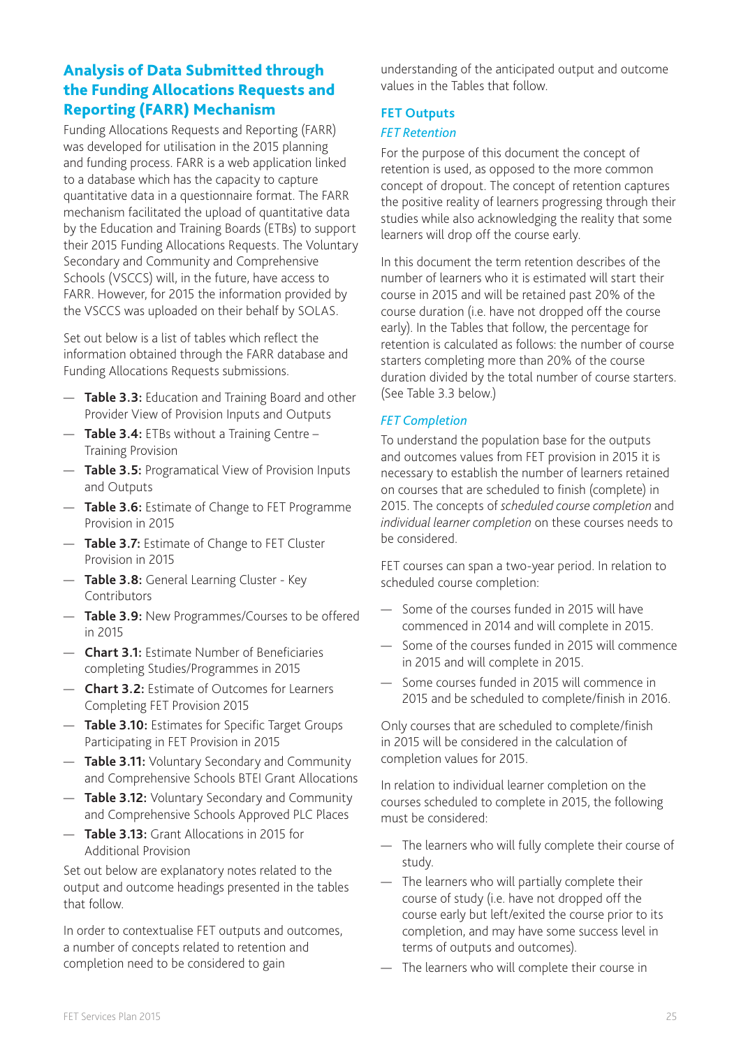## Analysis of Data Submitted through the Funding Allocations Requests and Reporting (FARR) Mechanism

Funding Allocations Requests and Reporting (FARR) was developed for utilisation in the 2015 planning and funding process. FARR is a web application linked to a database which has the capacity to capture quantitative data in a questionnaire format. The FARR mechanism facilitated the upload of quantitative data by the Education and Training Boards (ETBs) to support their 2015 Funding Allocations Requests. The Voluntary Secondary and Community and Comprehensive Schools (VSCCS) will, in the future, have access to FARR. However, for 2015 the information provided by the VSCCS was uploaded on their behalf by SOLAS.

Set out below is a list of tables which reflect the information obtained through the FARR database and Funding Allocations Requests submissions.

- **Table 3.3:** Education and Training Board and other Provider View of Provision Inputs and Outputs
- **Table 3.4:** ETBs without a Training Centre – Training Provision
- **Table 3.5:** Programatical View of Provision Inputs and Outputs
- **Table 3.6:** Estimate of Change to FET Programme Provision in 2015
- **Table 3.7:** Estimate of Change to FET Cluster Provision in 2015
- **Table 3.8:** General Learning Cluster - Key Contributors
- **Table 3.9:** New Programmes/Courses to be offered in 2015
- **Chart 3.1:** Estimate Number of Beneficiaries completing Studies/Programmes in 2015
- **Chart 3.2:** Estimate of Outcomes for Learners Completing FET Provision 2015
- **Table 3.10:** Estimates for Specific Target Groups Participating in FET Provision in 2015
- **Table 3.11:** Voluntary Secondary and Community and Comprehensive Schools BTEI Grant Allocations
- **Table 3.12:** Voluntary Secondary and Community and Comprehensive Schools Approved PLC Places
- **Table 3.13:** Grant Allocations in 2015 for Additional Provision

Set out below are explanatory notes related to the output and outcome headings presented in the tables that follow.

In order to contextualise FET outputs and outcomes, a number of concepts related to retention and completion need to be considered to gain understanding of the anticipated output and outcome values in the Tables that follow.

### FET Outputs

#### *FET Retention*

For the purpose of this document the concept of retention is used, as opposed to the more common concept of dropout. The concept of retention captures the positive reality of learners progressing through their studies while also acknowledging the reality that some learners will drop off the course early.

In this document the term retention describes of the number of learners who it is estimated will start their course in 2015 and will be retained past 20% of the course duration (i.e. have not dropped off the course early). In the Tables that follow, the percentage for retention is calculated as follows: the number of course starters completing more than 20% of the course duration divided by the total number of course starters. (See Table 3.3 below.)

#### *FET Completion*

To understand the population base for the outputs and outcomes values from FET provision in 2015 it is necessary to establish the number of learners retained on courses that are scheduled to finish (complete) in 2015. The concepts of *scheduled course completion* and *individual learner completion* on these courses needs to be considered.

FET courses can span a two-year period. In relation to scheduled course completion:

- Some of the courses funded in 2015 will have commenced in 2014 and will complete in 2015.
- Some of the courses funded in 2015 will commence in 2015 and will complete in 2015.
- Some courses funded in 2015 will commence in 2015 and be scheduled to complete/finish in 2016.

Only courses that are scheduled to complete/finish in 2015 will be considered in the calculation of completion values for 2015.

In relation to individual learner completion on the courses scheduled to complete in 2015, the following must be considered:

- The learners who will fully complete their course of study.
- The learners who will partially complete their course of study (i.e. have not dropped off the course early but left/exited the course prior to its completion, and may have some success level in terms of outputs and outcomes).
- The learners who will complete their course in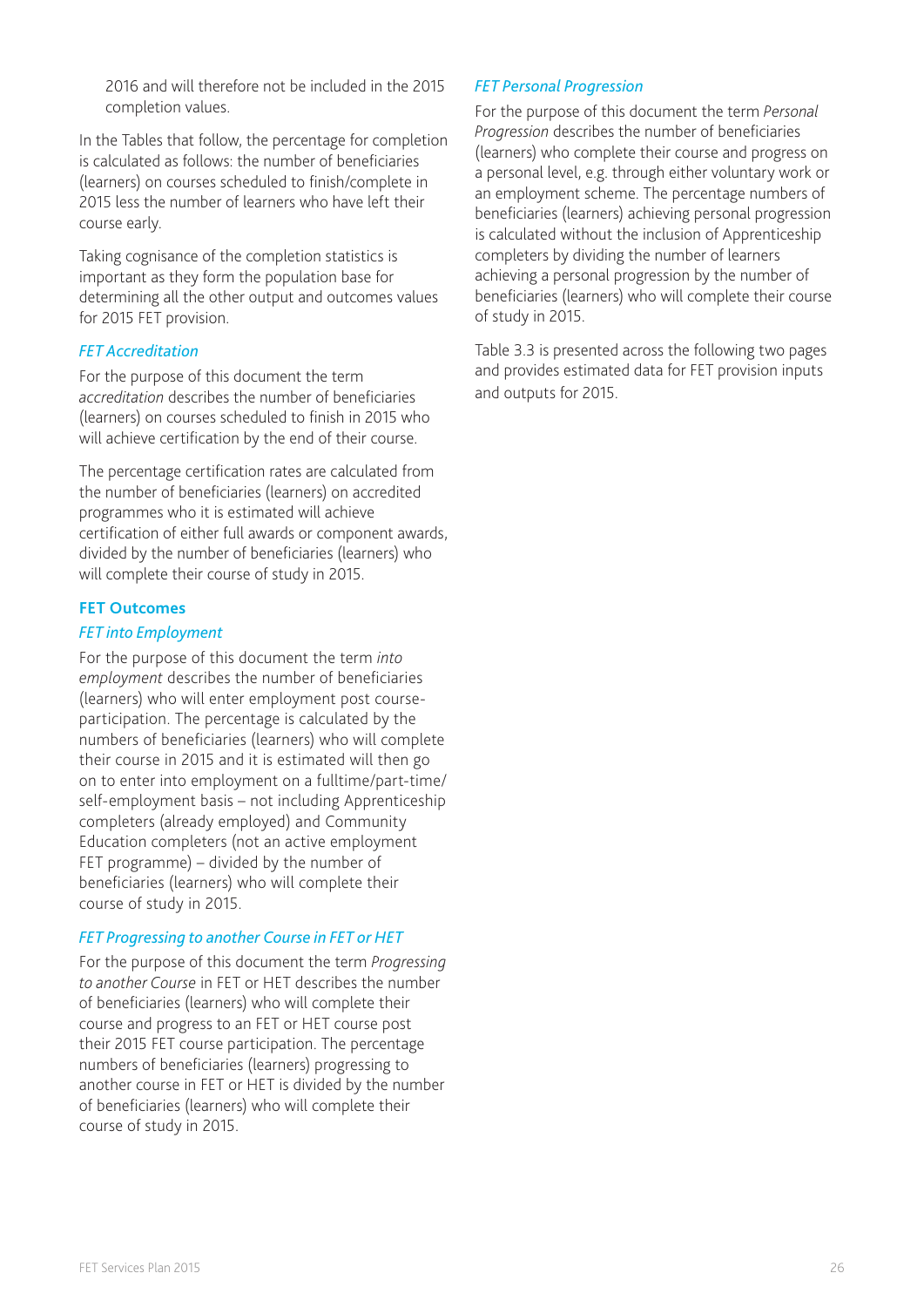2016 and will therefore not be included in the 2015 completion values.

In the Tables that follow, the percentage for completion is calculated as follows: the number of beneficiaries (learners) on courses scheduled to finish/complete in 2015 less the number of learners who have left their course early.

Taking cognisance of the completion statistics is important as they form the population base for determining all the other output and outcomes values for 2015 FET provision.

### *FET Accreditation*

For the purpose of this document the term *accreditation* describes the number of beneficiaries (learners) on courses scheduled to finish in 2015 who will achieve certification by the end of their course.

The percentage certification rates are calculated from the number of beneficiaries (learners) on accredited programmes who it is estimated will achieve certification of either full awards or component awards, divided by the number of beneficiaries (learners) who will complete their course of study in 2015.

## FET Outcomes

### *FET into Employment*

For the purpose of this document the term *into employment* describes the number of beneficiaries (learners) who will enter employment post course-participation. The percentage is calculated by the numbers of beneficiaries (learners) who will complete their course in 2015 and it is estimated will then go on to enter into employment on a fulltime/part-time/self-employment basis – not including Apprenticeship completers (already employed) and Community Education completers (not an active employment FET programme) – divided by the number of beneficiaries (learners) who will complete their course of study in 2015.

### *FET Progressing to another Course in FET or HET*

For the purpose of this document the term *Progressing to another Course* in FET or HET describes the number of beneficiaries (learners) who will complete their course and progress to an FET or HET course post their 2015 FET course participation. The percentage numbers of beneficiaries (learners) progressing to another course in FET or HET is divided by the number of beneficiaries (learners) who will complete their course of study in 2015.

### *FET Personal Progression*

For the purpose of this document the term *Personal Progression* describes the number of beneficiaries (learners) who complete their course and progress on a personal level, e.g. through either voluntary work or an employment scheme. The percentage numbers of beneficiaries (learners) achieving personal progression is calculated without the inclusion of Apprenticeship completers by dividing the number of learners achieving a personal progression by the number of beneficiaries (learners) who will complete their course of study in 2015.

Table 3.3 is presented across the following two pages and provides estimated data for FET provision inputs and outputs for 2015.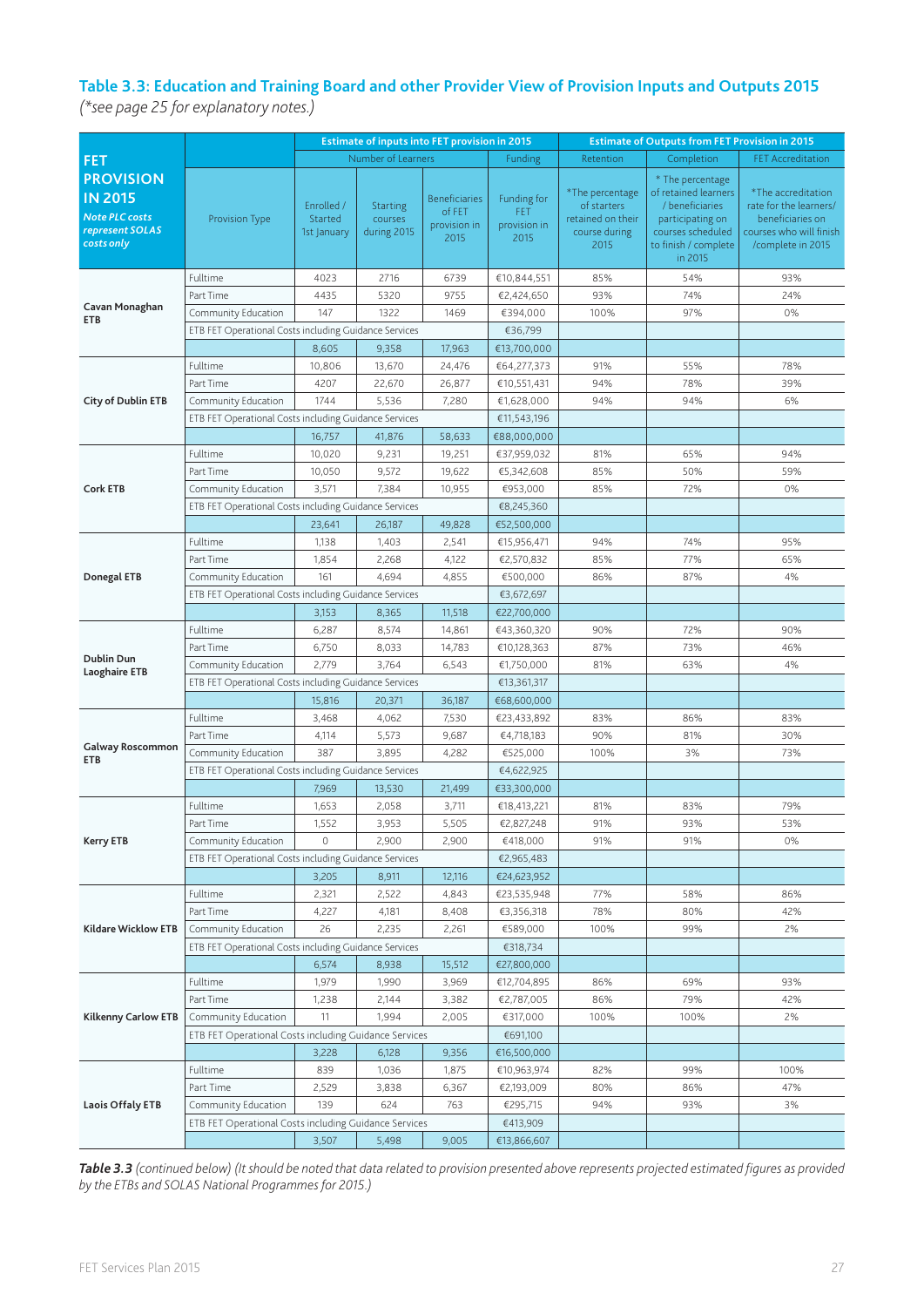## Table 3.3: Education and Training Board and other Provider View of Provision Inputs and Outputs 2015

*(\*see page 25 for explanatory notes.)*

| FET PROVISION IN 2015 *Note PLC costs represent SOLAS costs only* | Provision Type | Estimate of inputs into FET provision in 2015 | | | | Estimate of Outputs from FET Provision in 2015 | | |
|---|---|---|---|---|---|---|---|---|
| | | Number of Learners | | | Funding | Retention | Completion | FET Accreditation |
| | | Enrolled / Started 1st January | Starting courses during 2015 | Beneficiaries of FET provision in 2015 | Funding for FET provision in 2015 | *The percentage of starters retained on their course during 2015 | * The percentage of retained learners / beneficiaries participating on courses scheduled to finish / complete in 2015 | *The accreditation rate for the learners/ beneficiaries on courses who will finish /complete in 2015 |
| Cavan Monaghan ETB | Fulltime | 4023 | 2716 | 6739 | €10,844,551 | 85% | 54% | 93% |
| | Part Time | 4435 | 5320 | 9755 | €2,424,650 | 93% | 74% | 24% |
| | Community Education | 147 | 1322 | 1469 | €394,000 | 100% | 97% | 0% |
| | ETB FET Operational Costs including Guidance Services | | | | €36,799 | | | |
| | | 8,605 | 9,358 | 17,963 | €13,700,000 | | | |
| City of Dublin ETB | Fulltime | 10,806 | 13,670 | 24,476 | €64,277,373 | 91% | 55% | 78% |
| | Part Time | 4207 | 22,670 | 26,877 | €10,551,431 | 94% | 78% | 39% |
| | Community Education | 1744 | 5,536 | 7,280 | €1,628,000 | 94% | 94% | 6% |
| | ETB FET Operational Costs including Guidance Services | | | | €11,543,196 | | | |
| | | 16,757 | 41,876 | 58,633 | €88,000,000 | | | |
| Cork ETB | Fulltime | 10,020 | 9,231 | 19,251 | €37,959,032 | 81% | 65% | 94% |
| | Part Time | 10,050 | 9,572 | 19,622 | €5,342,608 | 85% | 50% | 59% |
| | Community Education | 3,571 | 7,384 | 10,955 | €953,000 | 85% | 72% | 0% |
| | ETB FET Operational Costs including Guidance Services | | | | €8,245,360 | | | |
| | | 23,641 | 26,187 | 49,828 | €52,500,000 | | | |
| Donegal ETB | Fulltime | 1,138 | 1,403 | 2,541 | €15,956,471 | 94% | 74% | 95% |
| | Part Time | 1,854 | 2,268 | 4,122 | €2,570,832 | 85% | 77% | 65% |
| | Community Education | 161 | 4,694 | 4,855 | €500,000 | 86% | 87% | 4% |
| | ETB FET Operational Costs including Guidance Services | | | | €3,672,697 | | | |
| | | 3,153 | 8,365 | 11,518 | €22,700,000 | | | |
| Dublin Dun Laoghaire ETB | Fulltime | 6,287 | 8,574 | 14,861 | €43,360,320 | 90% | 72% | 90% |
| | Part Time | 6,750 | 8,033 | 14,783 | €10,128,363 | 87% | 73% | 46% |
| | Community Education | 2,779 | 3,764 | 6,543 | €1,750,000 | 81% | 63% | 4% |
| | ETB FET Operational Costs including Guidance Services | | | | €13,361,317 | | | |
| | | 15,816 | 20,371 | 36,187 | €68,600,000 | | | |
| Galway Roscommon ETB | Fulltime | 3,468 | 4,062 | 7,530 | €23,433,892 | 83% | 86% | 83% |
| | Part Time | 4,114 | 5,573 | 9,687 | €4,718,183 | 90% | 81% | 30% |
| | Community Education | 387 | 3,895 | 4,282 | €525,000 | 100% | 3% | 73% |
| | ETB FET Operational Costs including Guidance Services | | | | €4,622,925 | | | |
| | | 7,969 | 13,530 | 21,499 | €33,300,000 | | | |
| Kerry ETB | Fulltime | 1,653 | 2,058 | 3,711 | €18,413,221 | 81% | 83% | 79% |
| | Part Time | 1,552 | 3,953 | 5,505 | €2,827,248 | 91% | 93% | 53% |
| | Community Education | 0 | 2,900 | 2,900 | €418,000 | 91% | 91% | 0% |
| | ETB FET Operational Costs including Guidance Services | | | | €2,965,483 | | | |
| | | 3,205 | 8,911 | 12,116 | €24,623,952 | | | |
| Kildare Wicklow ETB | Fulltime | 2,321 | 2,522 | 4,843 | €23,535,948 | 77% | 58% | 86% |
| | Part Time | 4,227 | 4,181 | 8,408 | €3,356,318 | 78% | 80% | 42% |
| | Community Education | 26 | 2,235 | 2,261 | €589,000 | 100% | 99% | 2% |
| | ETB FET Operational Costs including Guidance Services | | | | €318,734 | | | |
| | | 6,574 | 8,938 | 15,512 | €27,800,000 | | | |
| Kilkenny Carlow ETB | Fulltime | 1,979 | 1,990 | 3,969 | €12,704,895 | 86% | 69% | 93% |
| | Part Time | 1,238 | 2,144 | 3,382 | €2,787,005 | 86% | 79% | 42% |
| | Community Education | 11 | 1,994 | 2,005 | €317,000 | 100% | 100% | 2% |
| | ETB FET Operational Costs including Guidance Services | | | | €691,100 | | | |
| | | 3,228 | 6,128 | 9,356 | €16,500,000 | | | |
| Laois Offaly ETB | Fulltime | 839 | 1,036 | 1,875 | €10,963,974 | 82% | 99% | 100% |
| | Part Time | 2,529 | 3,838 | 6,367 | €2,193,009 | 80% | 86% | 47% |
| | Community Education | 139 | 624 | 763 | €295,715 | 94% | 93% | 3% |
| | ETB FET Operational Costs including Guidance Services | | | | €413,909 | | | |
| | | 3,507 | 5,498 | 9,005 | €13,866,607 | | | |

***Table 3.3*** *(continued below) (It should be noted that data related to provision presented above represents projected estimated figures as provided by the ETBs and SOLAS National Programmes for 2015.)*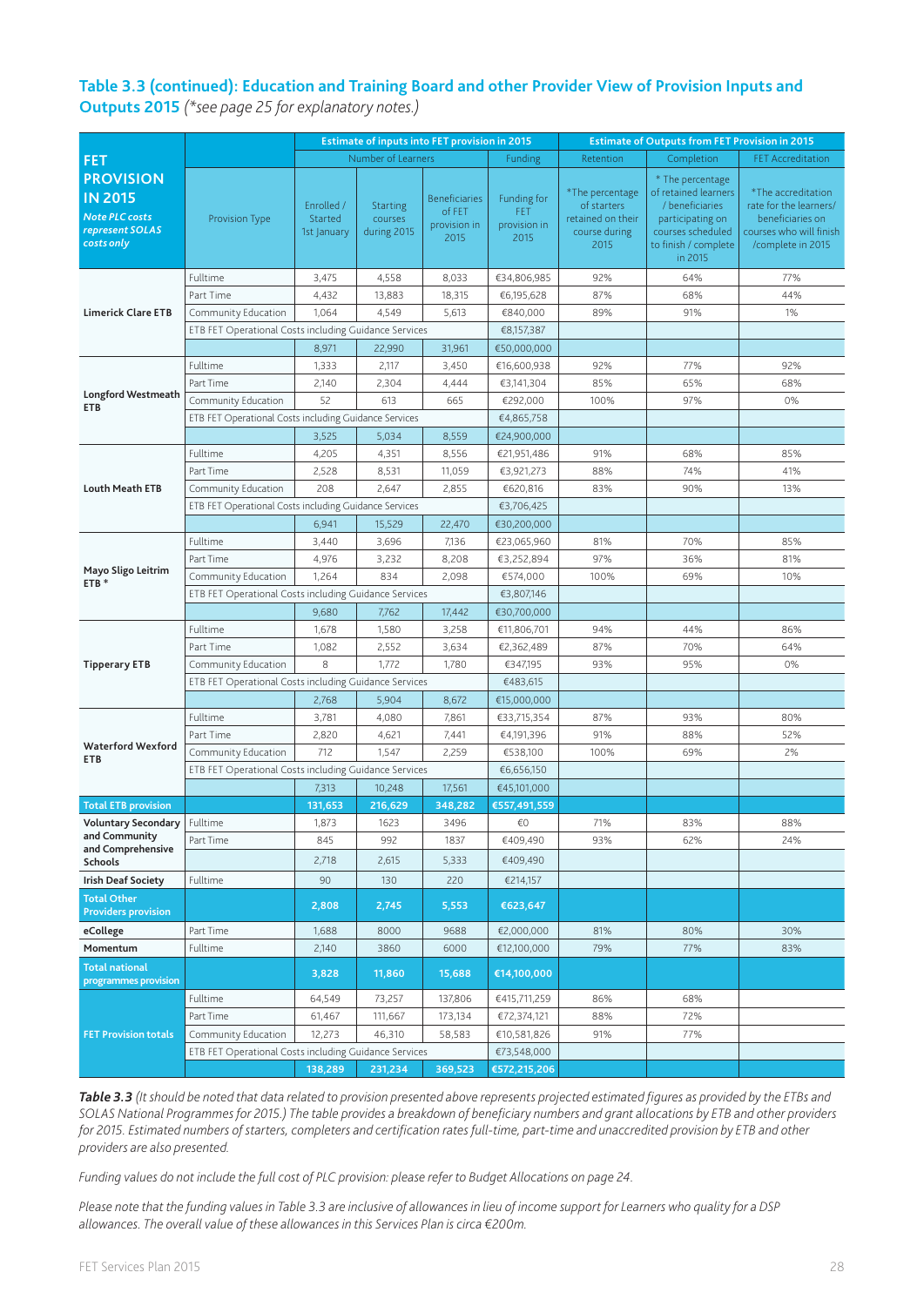## Table 3.3 (continued): Education and Training Board and other Provider View of Provision Inputs and Outputs 2015 *(*see page 25 for explanatory notes.)*

| FET PROVISION IN 2015 *Note PLC costs represent SOLAS costs only* | Provision Type | Estimate of inputs into FET provision in 2015 | | | | Estimate of Outputs from FET Provision in 2015 | | |
|---|---|---|---|---|---|---|---|---|
| | | Number of Learners | | | Funding | Retention | Completion | FET Accreditation |
| | | Enrolled / Started 1st January | Starting courses during 2015 | Beneficiaries of FET provision in 2015 | Funding for FET provision in 2015 | *The percentage of starters retained on their course during 2015 | * The percentage of retained learners / beneficiaries participating on courses scheduled to finish / complete in 2015 | *The accreditation rate for the learners/ beneficiaries on courses who will finish /complete in 2015 |
| **Limerick Clare ETB** | Fulltime | 3,475 | 4,558 | 8,033 | €34,806,985 | 92% | 64% | 77% |
| | Part Time | 4,432 | 13,883 | 18,315 | €6,195,628 | 87% | 68% | 44% |
| | Community Education | 1,064 | 4,549 | 5,613 | €840,000 | 89% | 91% | 1% |
| | ETB FET Operational Costs including Guidance Services | | | | €8,157,387 | | | |
| | | 8,971 | 22,990 | 31,961 | €50,000,000 | | | |
| **Longford Westmeath ETB** | Fulltime | 1,333 | 2,117 | 3,450 | €16,600,938 | 92% | 77% | 92% |
| | Part Time | 2,140 | 2,304 | 4,444 | €3,141,304 | 85% | 65% | 68% |
| | Community Education | 52 | 613 | 665 | €292,000 | 100% | 97% | 0% |
| | ETB FET Operational Costs including Guidance Services | | | | €4,865,758 | | | |
| | | 3,525 | 5,034 | 8,559 | €24,900,000 | | | |
| **Louth Meath ETB** | Fulltime | 4,205 | 4,351 | 8,556 | €21,951,486 | 91% | 68% | 85% |
| | Part Time | 2,528 | 8,531 | 11,059 | €3,921,273 | 88% | 74% | 41% |
| | Community Education | 208 | 2,647 | 2,855 | €620,816 | 83% | 90% | 13% |
| | ETB FET Operational Costs including Guidance Services | | | | €3,706,425 | | | |
| | | 6,941 | 15,529 | 22,470 | €30,200,000 | | | |
| **Mayo Sligo Leitrim ETB \*** | Fulltime | 3,440 | 3,696 | 7,136 | €23,065,960 | 81% | 70% | 85% |
| | Part Time | 4,976 | 3,232 | 8,208 | €3,252,894 | 97% | 36% | 81% |
| | Community Education | 1,264 | 834 | 2,098 | €574,000 | 100% | 69% | 10% |
| | ETB FET Operational Costs including Guidance Services | | | | €3,807,146 | | | |
| | | 9,680 | 7,762 | 17,442 | €30,700,000 | | | |
| **Tipperary ETB** | Fulltime | 1,678 | 1,580 | 3,258 | €11,806,701 | 94% | 44% | 86% |
| | Part Time | 1,082 | 2,552 | 3,634 | €2,362,489 | 87% | 70% | 64% |
| | Community Education | 8 | 1,772 | 1,780 | €347,195 | 93% | 95% | 0% |
| | ETB FET Operational Costs including Guidance Services | | | | €483,615 | | | |
| | | 2,768 | 5,904 | 8,672 | €15,000,000 | | | |
| **Waterford Wexford ETB** | Fulltime | 3,781 | 4,080 | 7,861 | €33,715,354 | 87% | 93% | 80% |
| | Part Time | 2,820 | 4,621 | 7,441 | €4,191,396 | 91% | 88% | 52% |
| | Community Education | 712 | 1,547 | 2,259 | €538,100 | 100% | 69% | 2% |
| | ETB FET Operational Costs including Guidance Services | | | | €6,656,150 | | | |
| | | 7,313 | 10,248 | 17,561 | €45,101,000 | | | |
| **Total ETB provision** | | **131,653** | **216,629** | **348,282** | **€557,491,559** | | | |
| **Voluntary Secondary and Community and Comprehensive Schools** | Fulltime | 1,873 | 1623 | 3496 | €0 | 71% | 83% | 88% |
| | Part Time | 845 | 992 | 1837 | €409,490 | 93% | 62% | 24% |
| | | 2,718 | 2,615 | 5,333 | €409,490 | | | |
| **Irish Deaf Society** | Fulltime | 90 | 130 | 220 | €214,157 | | | |
| **Total Other Providers provision** | | **2,808** | **2,745** | **5,553** | **€623,647** | | | |
| **eCollege** | Part Time | 1,688 | 8000 | 9688 | €2,000,000 | 81% | 80% | 30% |
| **Momentum** | Fulltime | 2,140 | 3860 | 6000 | €12,100,000 | 79% | 77% | 83% |
| **Total national programmes provision** | | **3,828** | **11,860** | **15,688** | **€14,100,000** | | | |
| **FET Provision totals** | Fulltime | 64,549 | 73,257 | 137,806 | €415,711,259 | 86% | 68% | |
| | Part Time | 61,467 | 111,667 | 173,134 | €72,374,121 | 88% | 72% | |
| | Community Education | 12,273 | 46,310 | 58,583 | €10,581,826 | 91% | 77% | |
| | ETB FET Operational Costs including Guidance Services | | | | €73,548,000 | | | |
| | | **138,289** | **231,234** | **369,523** | **€572,215,206** | | | |

***Table 3.3*** *(It should be noted that data related to provision presented above represents projected estimated figures as provided by the ETBs and SOLAS National Programmes for 2015.) The table provides a breakdown of beneficiary numbers and grant allocations by ETB and other providers for 2015. Estimated numbers of starters, completers and certification rates full-time, part-time and unaccredited provision by ETB and other providers are also presented.*

*Funding values do not include the full cost of PLC provision: please refer to Budget Allocations on page 24.*

*Please note that the funding values in Table 3.3 are inclusive of allowances in lieu of income support for Learners who quality for a DSP allowances. The overall value of these allowances in this Services Plan is circa €200m.*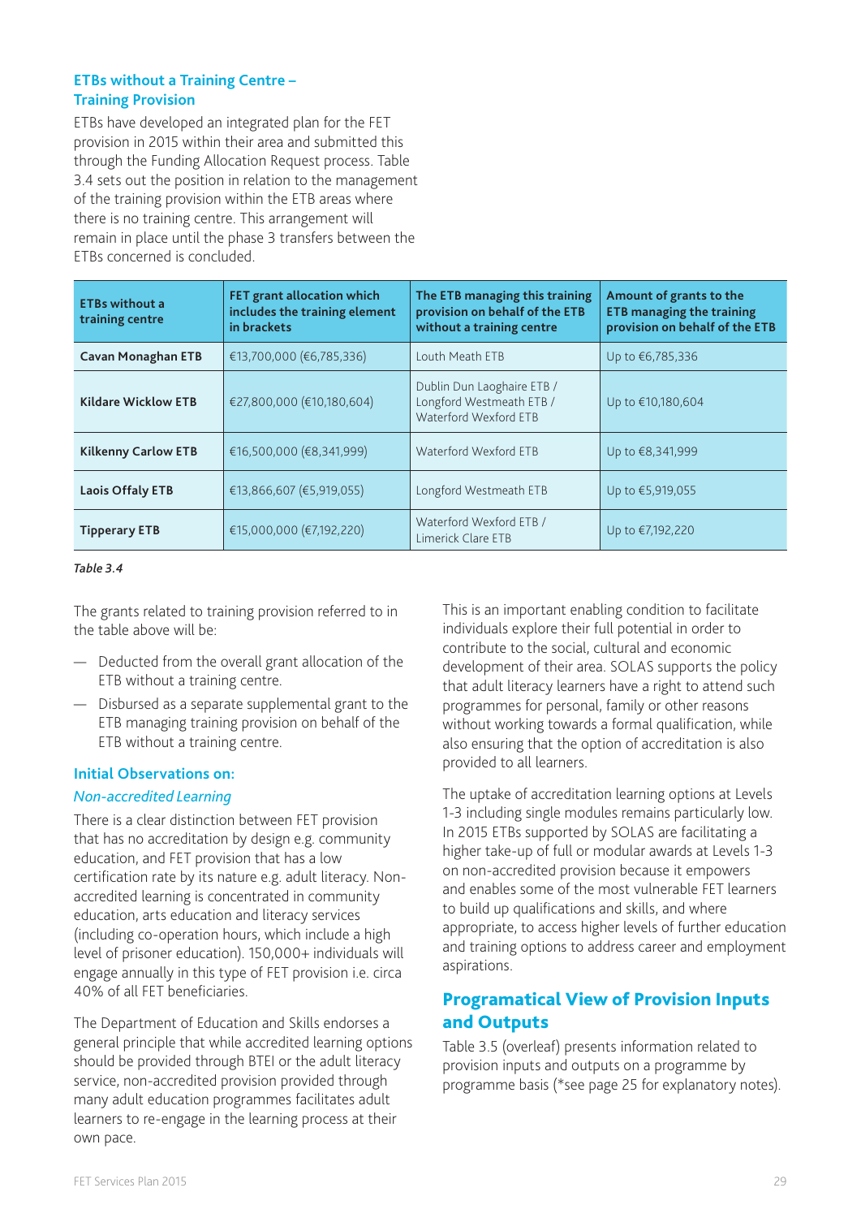## ETBs without a Training Centre – Training Provision

ETBs have developed an integrated plan for the FET provision in 2015 within their area and submitted this through the Funding Allocation Request process. Table 3.4 sets out the position in relation to the management of the training provision within the ETB areas where there is no training centre. This arrangement will remain in place until the phase 3 transfers between the ETBs concerned is concluded.

| ETBs without a training centre | FET grant allocation which includes the training element in brackets | The ETB managing this training provision on behalf of the ETB without a training centre | Amount of grants to the ETB managing the training provision on behalf of the ETB |
|---|---|---|---|
| **Cavan Monaghan ETB** | €13,700,000 (€6,785,336) | Louth Meath ETB | Up to €6,785,336 |
| **Kildare Wicklow ETB** | €27,800,000 (€10,180,604) | Dublin Dun Laoghaire ETB / Longford Westmeath ETB / Waterford Wexford ETB | Up to €10,180,604 |
| **Kilkenny Carlow ETB** | €16,500,000 (€8,341,999) | Waterford Wexford ETB | Up to €8,341,999 |
| **Laois Offaly ETB** | €13,866,607 (€5,919,055) | Longford Westmeath ETB | Up to €5,919,055 |
| **Tipperary ETB** | €15,000,000 (€7,192,220) | Waterford Wexford ETB / Limerick Clare ETB | Up to €7,192,220 |

*Table 3.4*

The grants related to training provision referred to in the table above will be:

- Deducted from the overall grant allocation of the ETB without a training centre.
- Disbursed as a separate supplemental grant to the ETB managing training provision on behalf of the ETB without a training centre.

### Initial Observations on:

*Non-accredited Learning*

There is a clear distinction between FET provision that has no accreditation by design e.g. community education, and FET provision that has a low certification rate by its nature e.g. adult literacy. Non-accredited learning is concentrated in community education, arts education and literacy services (including co-operation hours, which include a high level of prisoner education). 150,000+ individuals will engage annually in this type of FET provision i.e. circa 40% of all FET beneficiaries.

The Department of Education and Skills endorses a general principle that while accredited learning options should be provided through BTEI or the adult literacy service, non-accredited provision provided through many adult education programmes facilitates adult learners to re-engage in the learning process at their own pace.

This is an important enabling condition to facilitate individuals explore their full potential in order to contribute to the social, cultural and economic development of their area. SOLAS supports the policy that adult literacy learners have a right to attend such programmes for personal, family or other reasons without working towards a formal qualification, while also ensuring that the option of accreditation is also provided to all learners.

The uptake of accreditation learning options at Levels 1-3 including single modules remains particularly low. In 2015 ETBs supported by SOLAS are facilitating a higher take-up of full or modular awards at Levels 1-3 on non-accredited provision because it empowers and enables some of the most vulnerable FET learners to build up qualifications and skills, and where appropriate, to access higher levels of further education and training options to address career and employment aspirations.

## Programatical View of Provision Inputs and Outputs

Table 3.5 (overleaf) presents information related to provision inputs and outputs on a programme by programme basis (*see page 25 for explanatory notes).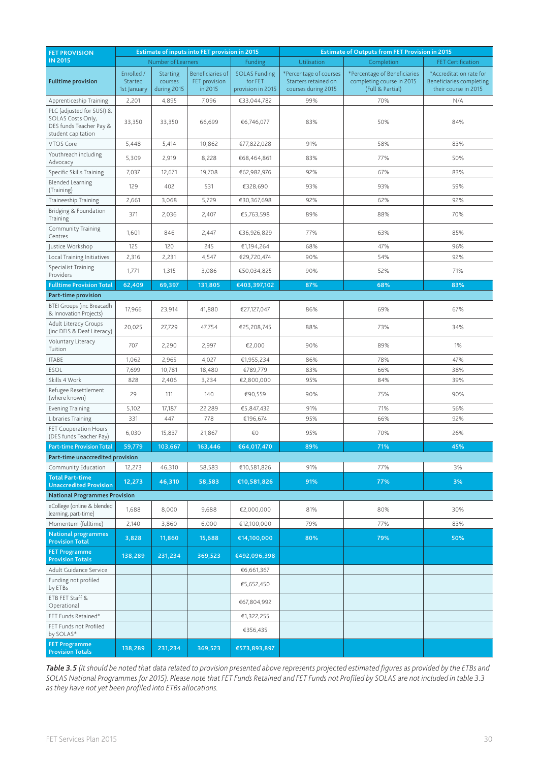| FET PROVISION IN 2015 | Estimate of inputs into FET provision in 2015 | | | | Estimate of Outputs from FET Provision in 2015 | | |
|---|---|---|---|---|---|---|---|
| | Number of Learners | | | Funding | Utilisation | Completion | FET Certification |
| **Fulltime provision** | Enrolled / Started 1st January | Starting courses during 2015 | Beneficiaries of FET provision in 2015 | SOLAS Funding for FET provision in 2015 | *Percentage of courses Starters retained on courses during 2015 | *Percentage of Beneficiaries completing course in 2015 (Full & Partial) | *Accreditation rate for Beneficiaries completing their course in 2015 |
| Apprenticeship Training | 2,201 | 4,895 | 7,096 | €33,044,782 | 99% | 70% | N/A |
| PLC (adjusted for SUSI) & SOLAS Costs Only, DES funds Teacher Pay & student capitation | 33,350 | 33,350 | 66,699 | €6,746,077 | 83% | 50% | 84% |
| VTOS Core | 5,448 | 5,414 | 10,862 | €77,822,028 | 91% | 58% | 83% |
| Youthreach including Advocacy | 5,309 | 2,919 | 8,228 | €68,464,861 | 83% | 77% | 50% |
| Specific Skills Training | 7,037 | 12,671 | 19,708 | €62,982,976 | 92% | 67% | 83% |
| Blended Learning (Training) | 129 | 402 | 531 | €328,690 | 93% | 93% | 59% |
| Traineeship Training | 2,661 | 3,068 | 5,729 | €30,367,698 | 92% | 62% | 92% |
| Bridging & Foundation Training | 371 | 2,036 | 2,407 | €5,763,598 | 89% | 88% | 70% |
| Community Training Centres | 1,601 | 846 | 2,447 | €36,926,829 | 77% | 63% | 85% |
| Justice Workshop | 125 | 120 | 245 | €1,194,264 | 68% | 47% | 96% |
| Local Training Initiatives | 2,316 | 2,231 | 4,547 | €29,720,474 | 90% | 54% | 92% |
| Specialist Training Providers | 1,771 | 1,315 | 3,086 | €50,034,825 | 90% | 52% | 71% |
| **Fulltime Provision Total** | **62,409** | **69,397** | **131,805** | **€403,397,102** | **87%** | **68%** | **83%** |
| **Part-time provision** | | | | | | | |
| BTEI Groups (inc Breacadh & Innovation Projects) | 17,966 | 23,914 | 41,880 | €27,127,047 | 86% | 69% | 67% |
| Adult Literacy Groups (inc DEIS & Deaf Literacy) | 20,025 | 27,729 | 47,754 | €25,208,745 | 88% | 73% | 34% |
| Voluntary Literacy Tuition | 707 | 2,290 | 2,997 | €2,000 | 90% | 89% | 1% |
| ITABE | 1,062 | 2,965 | 4,027 | €1,955,234 | 86% | 78% | 47% |
| ESOL | 7,699 | 10,781 | 18,480 | €789,779 | 83% | 66% | 38% |
| Skills 4 Work | 828 | 2,406 | 3,234 | €2,800,000 | 95% | 84% | 39% |
| Refugee Resettlement (where known) | 29 | 111 | 140 | €90,559 | 90% | 75% | 90% |
| Evening Training | 5,102 | 17,187 | 22,289 | €5,847,432 | 91% | 71% | 56% |
| Libraries Training | 331 | 447 | 778 | €196,674 | 95% | 66% | 92% |
| FET Cooperation Hours (DES funds Teacher Pay) | 6,030 | 15,837 | 21,867 | €0 | 95% | 70% | 26% |
| **Part-time Provision Total** | **59,779** | **103,667** | **163,446** | **€64,017,470** | **89%** | **71%** | **45%** |
| **Part-time unaccredited provision** | | | | | | | |
| Community Education | 12,273 | 46,310 | 58,583 | €10,581,826 | 91% | 77% | 3% |
| **Total Part-time Unaccredited Provision** | **12,273** | **46,310** | **58,583** | **€10,581,826** | **91%** | **77%** | **3%** |
| **National Programmes Provision** | | | | | | | |
| eCollege (online & blended learning, part-time) | 1,688 | 8,000 | 9,688 | €2,000,000 | 81% | 80% | 30% |
| Momentum (fulltime) | 2,140 | 3,860 | 6,000 | €12,100,000 | 79% | 77% | 83% |
| **National programmes Provision Total** | **3,828** | **11,860** | **15,688** | **€14,100,000** | **80%** | **79%** | **50%** |
| **FET Programme Provision Totals** | **138,289** | **231,234** | **369,523** | **€492,096,398** | | | |
| Adult Guidance Service | | | | €6,661,367 | | | |
| Funding not profiled by ETBs | | | | €5,652,450 | | | |
| ETB FET Staff & Operational | | | | €67,804,992 | | | |
| FET Funds Retained* | | | | €1,322,255 | | | |
| FET Funds not Profiled by SOLAS* | | | | €356,435 | | | |
| **FET Programme Provision Totals** | **138,289** | **231,234** | **369,523** | **€573,893,897** | | | |

***Table 3.5*** *(It should be noted that data related to provision presented above represents projected estimated figures as provided by the ETBs and SOLAS National Programmes for 2015). Please note that FET Funds Retained and FET Funds not Profiled by SOLAS are not included in table 3.3 as they have not yet been profiled into ETBs allocations.*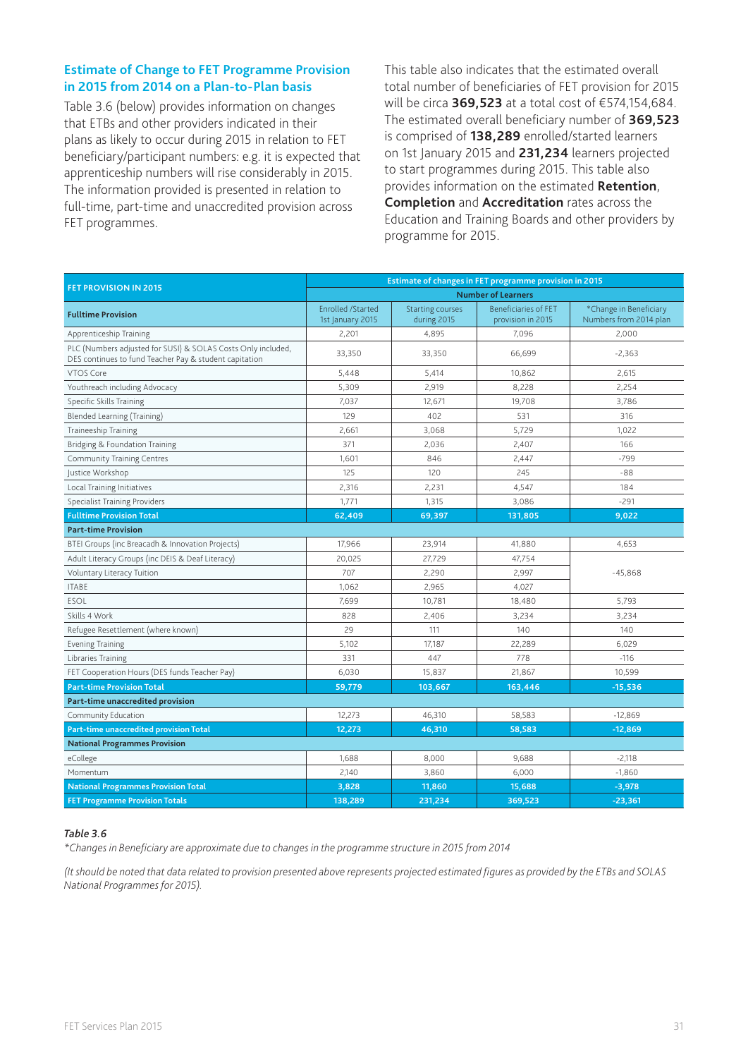## Estimate of Change to FET Programme Provision in 2015 from 2014 on a Plan-to-Plan basis

Table 3.6 (below) provides information on changes that ETBs and other providers indicated in their plans as likely to occur during 2015 in relation to FET beneficiary/participant numbers: e.g. it is expected that apprenticeship numbers will rise considerably in 2015. The information provided is presented in relation to full-time, part-time and unaccredited provision across FET programmes.

This table also indicates that the estimated overall total number of beneficiaries of FET provision for 2015 will be circa **369,523** at a total cost of €574,154,684. The estimated overall beneficiary number of **369,523** is comprised of **138,289** enrolled/started learners on 1st January 2015 and **231,234** learners projected to start programmes during 2015. This table also provides information on the estimated **Retention**, **Completion** and **Accreditation** rates across the Education and Training Boards and other providers by programme for 2015.

| FET PROVISION IN 2015 | Estimate of changes in FET programme provision in 2015 | | | |
|---|---|---|---|---|
| | Number of Learners | | | |
| **Fulltime Provision** | Enrolled /Started 1st January 2015 | Starting courses during 2015 | Beneficiaries of FET provision in 2015 | *Change in Beneficiary Numbers from 2014 plan |
| Apprenticeship Training | 2,201 | 4,895 | 7,096 | 2,000 |
| PLC (Numbers adjusted for SUSI) & SOLAS Costs Only included, DES continues to fund Teacher Pay & student capitation | 33,350 | 33,350 | 66,699 | -2,363 |
| VTOS Core | 5,448 | 5,414 | 10,862 | 2,615 |
| Youthreach including Advocacy | 5,309 | 2,919 | 8,228 | 2,254 |
| Specific Skills Training | 7,037 | 12,671 | 19,708 | 3,786 |
| Blended Learning (Training) | 129 | 402 | 531 | 316 |
| Traineeship Training | 2,661 | 3,068 | 5,729 | 1,022 |
| Bridging & Foundation Training | 371 | 2,036 | 2,407 | 166 |
| Community Training Centres | 1,601 | 846 | 2,447 | -799 |
| Justice Workshop | 125 | 120 | 245 | -88 |
| Local Training Initiatives | 2,316 | 2,231 | 4,547 | 184 |
| Specialist Training Providers | 1,771 | 1,315 | 3,086 | -291 |
| **Fulltime Provision Total** | **62,409** | **69,397** | **131,805** | **9,022** |
| **Part-time Provision** | | | | |
| BTEI Groups (inc Breacadh & Innovation Projects) | 17,966 | 23,914 | 41,880 | 4,653 |
| Adult Literacy Groups (inc DEIS & Deaf Literacy) | 20,025 | 27,729 | 47,754 | -45,868 |
| Voluntary Literacy Tuition | 707 | 2,290 | 2,997 | |
| ITABE | 1,062 | 2,965 | 4,027 | |
| ESOL | 7,699 | 10,781 | 18,480 | 5,793 |
| Skills 4 Work | 828 | 2,406 | 3,234 | 3,234 |
| Refugee Resettlement (where known) | 29 | 111 | 140 | 140 |
| Evening Training | 5,102 | 17,187 | 22,289 | 6,029 |
| Libraries Training | 331 | 447 | 778 | -116 |
| FET Cooperation Hours (DES funds Teacher Pay) | 6,030 | 15,837 | 21,867 | 10,599 |
| **Part-time Provision Total** | **59,779** | **103,667** | **163,446** | **-15,536** |
| **Part-time unaccredited provision** | | | | |
| Community Education | 12,273 | 46,310 | 58,583 | -12,869 |
| **Part-time unaccredited provision Total** | **12,273** | **46,310** | **58,583** | **-12,869** |
| **National Programmes Provision** | | | | |
| eCollege | 1,688 | 8,000 | 9,688 | -2,118 |
| Momentum | 2,140 | 3,860 | 6,000 | -1,860 |
| **National Programmes Provision Total** | **3,828** | **11,860** | **15,688** | **-3,978** |
| **FET Programme Provision Totals** | **138,289** | **231,234** | **369,523** | **-23,361** |

***Table 3.6***

*\*Changes in Beneficiary are approximate due to changes in the programme structure in 2015 from 2014*

*(It should be noted that data related to provision presented above represents projected estimated figures as provided by the ETBs and SOLAS National Programmes for 2015).*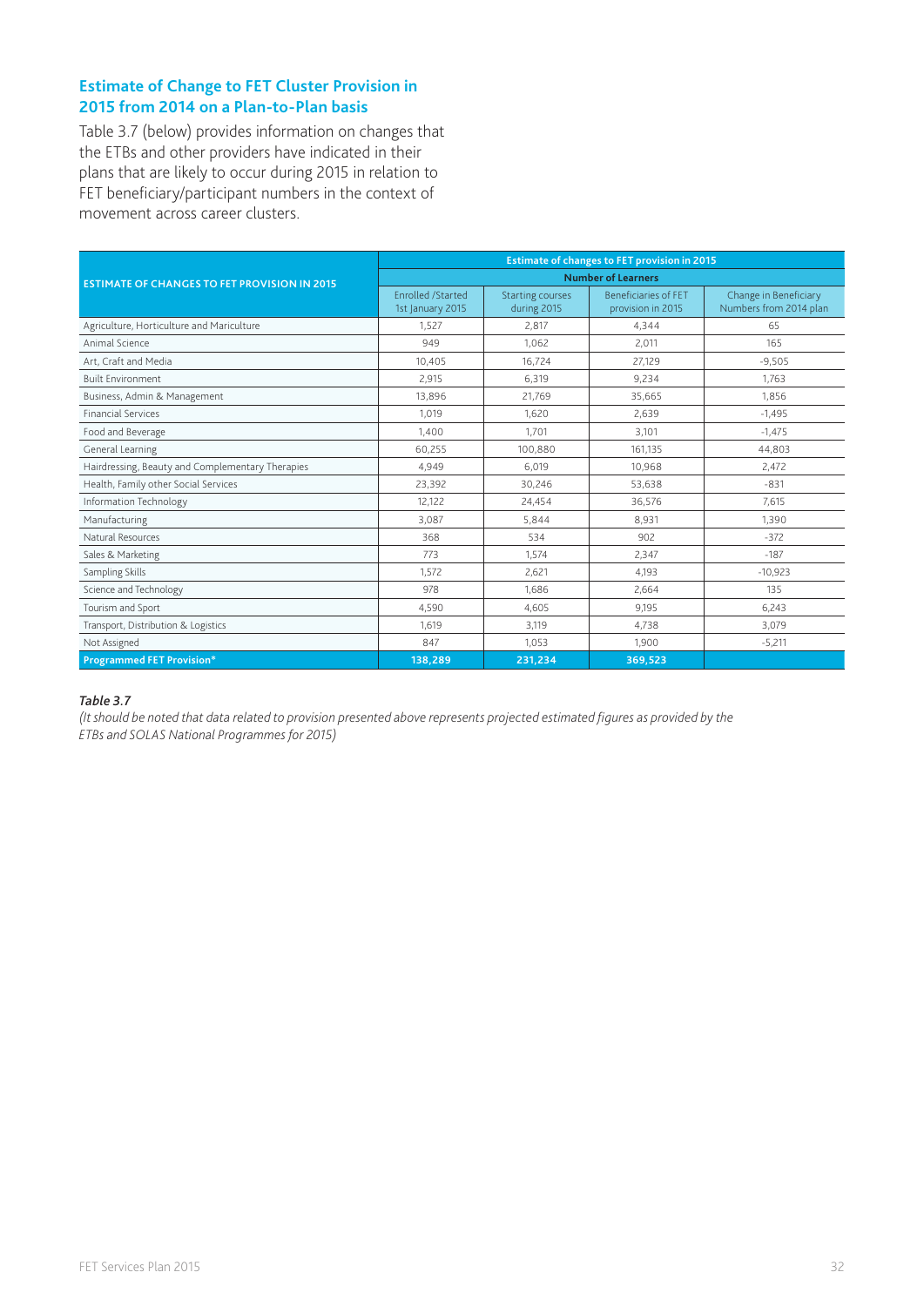## Estimate of Change to FET Cluster Provision in 2015 from 2014 on a Plan-to-Plan basis

Table 3.7 (below) provides information on changes that the ETBs and other providers have indicated in their plans that are likely to occur during 2015 in relation to FET beneficiary/participant numbers in the context of movement across career clusters.

| ESTIMATE OF CHANGES TO FET PROVISION IN 2015 | Estimate of changes to FET provision in 2015 | | | |
|---|---|---|---|---|
| | Number of Learners | | | |
| | Enrolled /Started 1st January 2015 | Starting courses during 2015 | Beneficiaries of FET provision in 2015 | Change in Beneficiary Numbers from 2014 plan |
| Agriculture, Horticulture and Mariculture | 1,527 | 2,817 | 4,344 | 65 |
| Animal Science | 949 | 1,062 | 2,011 | 165 |
| Art, Craft and Media | 10,405 | 16,724 | 27,129 | -9,505 |
| Built Environment | 2,915 | 6,319 | 9,234 | 1,763 |
| Business, Admin & Management | 13,896 | 21,769 | 35,665 | 1,856 |
| Financial Services | 1,019 | 1,620 | 2,639 | -1,495 |
| Food and Beverage | 1,400 | 1,701 | 3,101 | -1,475 |
| General Learning | 60,255 | 100,880 | 161,135 | 44,803 |
| Hairdressing, Beauty and Complementary Therapies | 4,949 | 6,019 | 10,968 | 2,472 |
| Health, Family other Social Services | 23,392 | 30,246 | 53,638 | -831 |
| Information Technology | 12,122 | 24,454 | 36,576 | 7,615 |
| Manufacturing | 3,087 | 5,844 | 8,931 | 1,390 |
| Natural Resources | 368 | 534 | 902 | -372 |
| Sales & Marketing | 773 | 1,574 | 2,347 | -187 |
| Sampling Skills | 1,572 | 2,621 | 4,193 | -10,923 |
| Science and Technology | 978 | 1,686 | 2,664 | 135 |
| Tourism and Sport | 4,590 | 4,605 | 9,195 | 6,243 |
| Transport, Distribution & Logistics | 1,619 | 3,119 | 4,738 | 3,079 |
| Not Assigned | 847 | 1,053 | 1,900 | -5,211 |
| **Programmed FET Provision*** | **138,289** | **231,234** | **369,523** | |

*Table 3.7*

*(It should be noted that data related to provision presented above represents projected estimated figures as provided by the ETBs and SOLAS National Programmes for 2015)*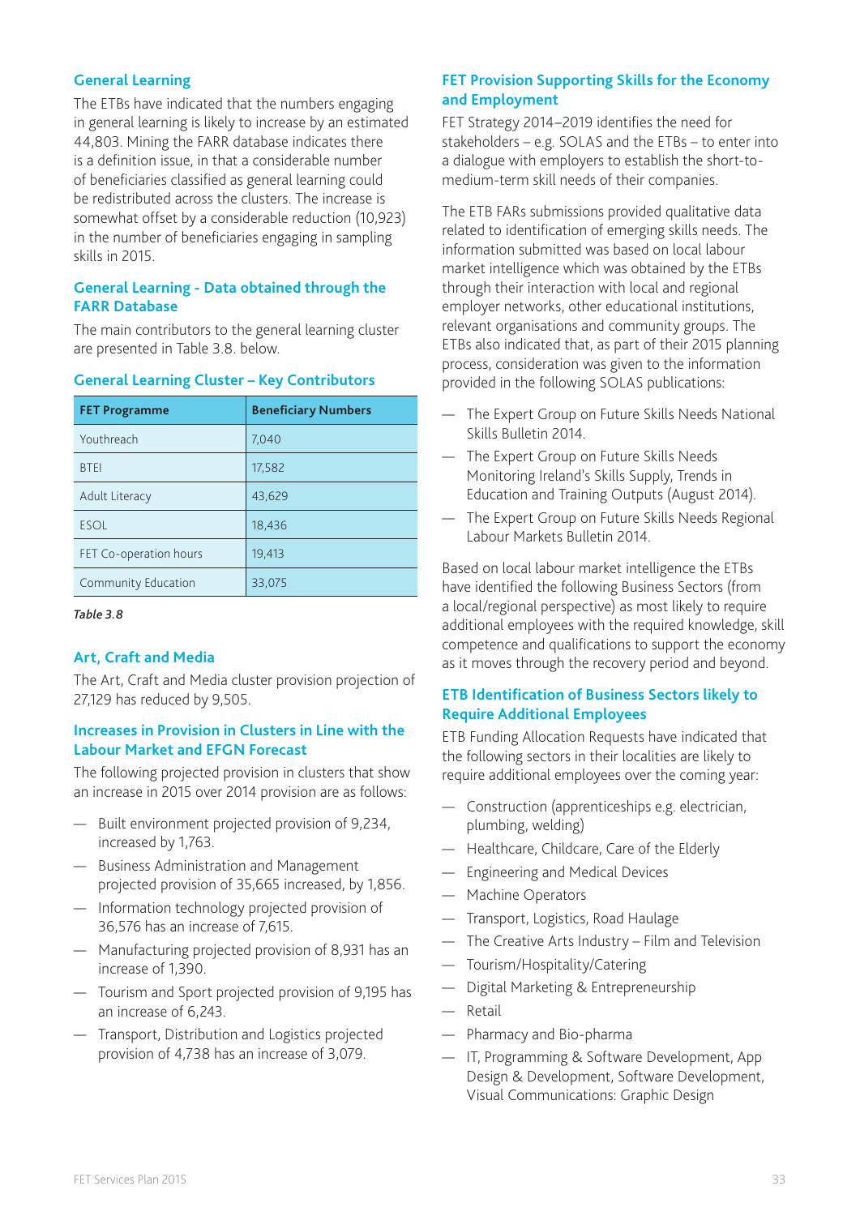### General Learning

The ETBs have indicated that the numbers engaging in general learning is likely to increase by an estimated 44,803. Mining the FARR database indicates there is a definition issue, in that a considerable number of beneficiaries classified as general learning could be redistributed across the clusters. The increase is somewhat offset by a considerable reduction (10,923) in the number of beneficiaries engaging in sampling skills in 2015.

### General Learning - Data obtained through the FARR Database

The main contributors to the general learning cluster are presented in Table 3.8. below.

### General Learning Cluster – Key Contributors

| FET Programme | Beneficiary Numbers |
|---|---|
| Youthreach | 7,040 |
| BTEI | 17,582 |
| Adult Literacy | 43,629 |
| ESOL | 18,436 |
| FET Co-operation hours | 19,413 |
| Community Education | 33,075 |

*Table 3.8*

### Art, Craft and Media

The Art, Craft and Media cluster provision projection of 27,129 has reduced by 9,505.

### Increases in Provision in Clusters in Line with the Labour Market and EFGN Forecast

The following projected provision in clusters that show an increase in 2015 over 2014 provision are as follows:

- Built environment projected provision of 9,234, increased by 1,763.
- Business Administration and Management projected provision of 35,665 increased, by 1,856.
- Information technology projected provision of 36,576 has an increase of 7,615.
- Manufacturing projected provision of 8,931 has an increase of 1,390.
- Tourism and Sport projected provision of 9,195 has an increase of 6,243.
- Transport, Distribution and Logistics projected provision of 4,738 has an increase of 3,079.

### FET Provision Supporting Skills for the Economy and Employment

FET Strategy 2014–2019 identifies the need for stakeholders – e.g. SOLAS and the ETBs – to enter into a dialogue with employers to establish the short-to-medium-term skill needs of their companies.

The ETB FARs submissions provided qualitative data related to identification of emerging skills needs. The information submitted was based on local labour market intelligence which was obtained by the ETBs through their interaction with local and regional employer networks, other educational institutions, relevant organisations and community groups. The ETBs also indicated that, as part of their 2015 planning process, consideration was given to the information provided in the following SOLAS publications:

- The Expert Group on Future Skills Needs National Skills Bulletin 2014.
- The Expert Group on Future Skills Needs Monitoring Ireland's Skills Supply, Trends in Education and Training Outputs (August 2014).
- The Expert Group on Future Skills Needs Regional Labour Markets Bulletin 2014.

Based on local labour market intelligence the ETBs have identified the following Business Sectors (from a local/regional perspective) as most likely to require additional employees with the required knowledge, skill competence and qualifications to support the economy as it moves through the recovery period and beyond.

### ETB Identification of Business Sectors likely to Require Additional Employees

ETB Funding Allocation Requests have indicated that the following sectors in their localities are likely to require additional employees over the coming year:

- Construction (apprenticeships e.g. electrician, plumbing, welding)
- Healthcare, Childcare, Care of the Elderly
- Engineering and Medical Devices
- Machine Operators
- Transport, Logistics, Road Haulage
- The Creative Arts Industry – Film and Television
- Tourism/Hospitality/Catering
- Digital Marketing & Entrepreneurship
- Retail
- Pharmacy and Bio-pharma
- IT, Programming & Software Development, App Design & Development, Software Development, Visual Communications: Graphic Design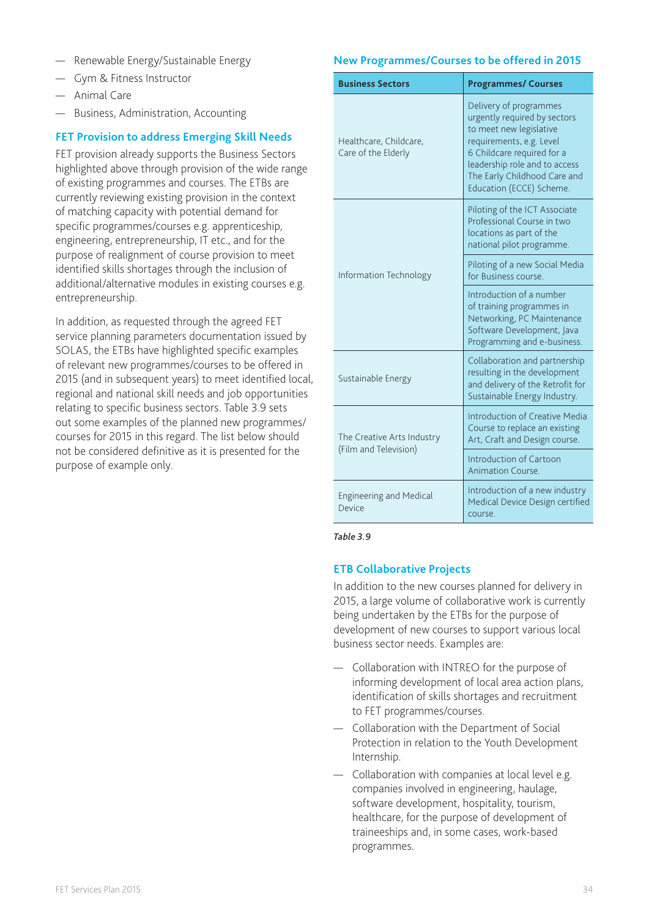- Renewable Energy/Sustainable Energy
- Gym & Fitness Instructor
- Animal Care
- Business, Administration, Accounting

## FET Provision to address Emerging Skill Needs

FET provision already supports the Business Sectors highlighted above through provision of the wide range of existing programmes and courses. The ETBs are currently reviewing existing provision in the context of matching capacity with potential demand for specific programmes/courses e.g. apprenticeship, engineering, entrepreneurship, IT etc., and for the purpose of realignment of course provision to meet identified skills shortages through the inclusion of additional/alternative modules in existing courses e.g. entrepreneurship.

In addition, as requested through the agreed FET service planning parameters documentation issued by SOLAS, the ETBs have highlighted specific examples of relevant new programmes/courses to be offered in 2015 (and in subsequent years) to meet identified local, regional and national skill needs and job opportunities relating to specific business sectors. Table 3.9 sets out some examples of the planned new programmes/ courses for 2015 in this regard. The list below should not be considered definitive as it is presented for the purpose of example only.

## New Programmes/Courses to be offered in 2015

| Business Sectors | Programmes/ Courses |
|---|---|
| Healthcare, Childcare, Care of the Elderly | Delivery of programmes urgently required by sectors to meet new legislative requirements, e.g. Level 6 Childcare required for a leadership role and to access The Early Childhood Care and Education (ECCE) Scheme. |
| Information Technology | Piloting of the ICT Associate Professional Course in two locations as part of the national pilot programme. |
| | Piloting of a new Social Media for Business course. |
| | Introduction of a number of training programmes in Networking, PC Maintenance Software Development, Java Programming and e-business. |
| Sustainable Energy | Collaboration and partnership resulting in the development and delivery of the Retrofit for Sustainable Energy Industry. |
| The Creative Arts Industry (Film and Television) | Introduction of Creative Media Course to replace an existing Art, Craft and Design course. |
| | Introduction of Cartoon Animation Course. |
| Engineering and Medical Device | Introduction of a new industry Medical Device Design certified course. |

*Table 3.9*

## ETB Collaborative Projects

In addition to the new courses planned for delivery in 2015, a large volume of collaborative work is currently being undertaken by the ETBs for the purpose of development of new courses to support various local business sector needs. Examples are:

- Collaboration with INTREO for the purpose of informing development of local area action plans, identification of skills shortages and recruitment to FET programmes/courses.
- Collaboration with the Department of Social Protection in relation to the Youth Development Internship.
- Collaboration with companies at local level e.g. companies involved in engineering, haulage, software development, hospitality, tourism, healthcare, for the purpose of development of traineeships and, in some cases, work-based programmes.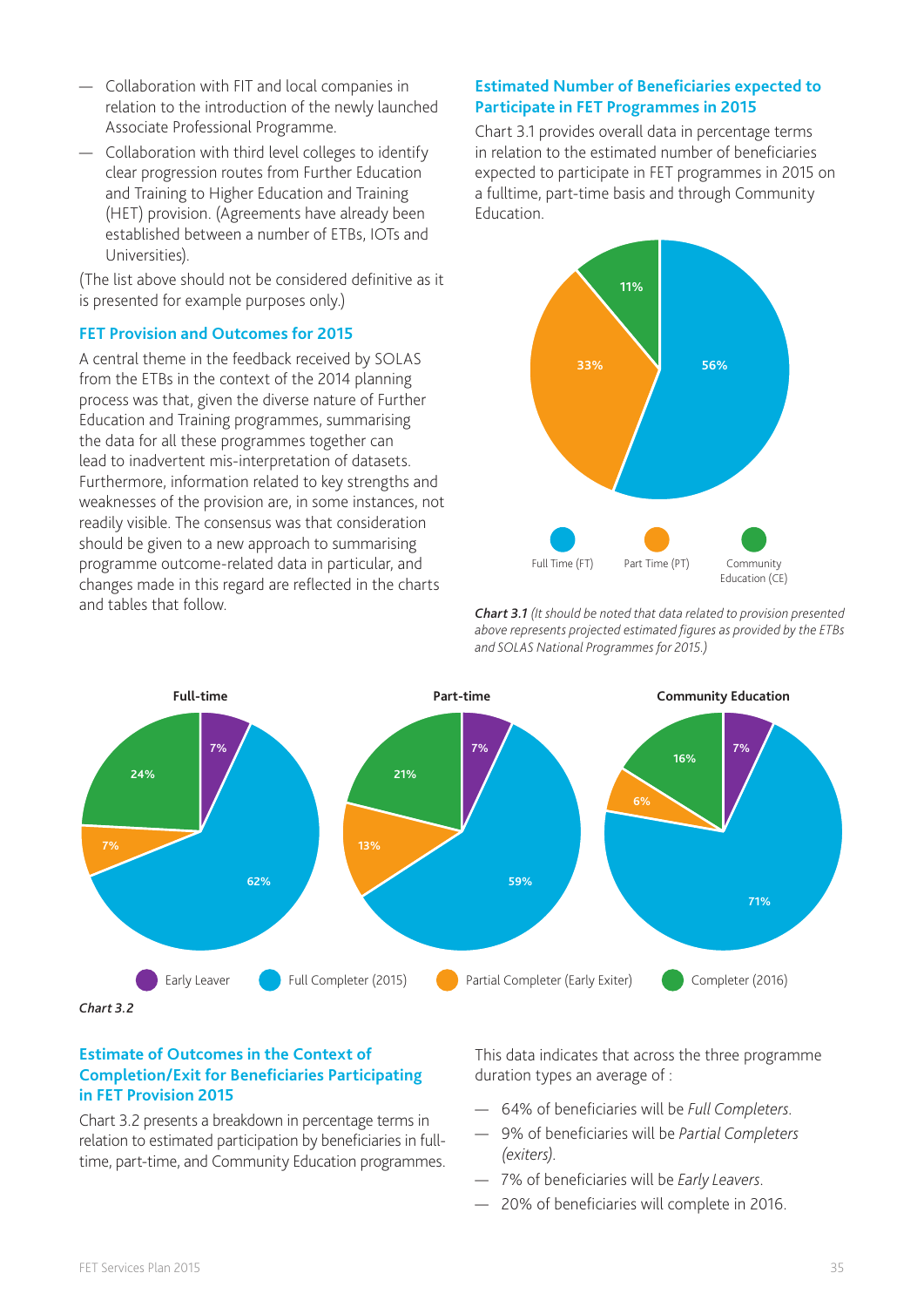- Collaboration with FIT and local companies in relation to the introduction of the newly launched Associate Professional Programme.
- Collaboration with third level colleges to identify clear progression routes from Further Education and Training to Higher Education and Training (HET) provision. (Agreements have already been established between a number of ETBs, IOTs and Universities).

(The list above should not be considered definitive as it is presented for example purposes only.)

### FET Provision and Outcomes for 2015

A central theme in the feedback received by SOLAS from the ETBs in the context of the 2014 planning process was that, given the diverse nature of Further Education and Training programmes, summarising the data for all these programmes together can lead to inadvertent mis-interpretation of datasets. Furthermore, information related to key strengths and weaknesses of the provision are, in some instances, not readily visible. The consensus was that consideration should be given to a new approach to summarising programme outcome-related data in particular, and changes made in this regard are reflected in the charts and tables that follow.

### Estimated Number of Beneficiaries expected to Participate in FET Programmes in 2015

Chart 3.1 provides overall data in percentage terms in relation to the estimated number of beneficiaries expected to participate in FET programmes in 2015 on a fulltime, part-time basis and through Community Education.

| Category | % |
|---|---|
| Full Time (FT) | 56% |
| Part Time (PT) | 33% |
| Community Education (CE) | 11% |

***Chart 3.1** (It should be noted that data related to provision presented above represents projected estimated figures as provided by the ETBs and SOLAS National Programmes for 2015.)*

| | Full-time | Part-time | Community Education |
|---|---|---|---|
| Early Leaver | 7% | 7% | 7% |
| Full Completer (2015) | 62% | 59% | 71% |
| Partial Completer (Early Exiter) | 7% | 13% | 6% |
| Completer (2016) | 24% | 21% | 16% |

***Chart 3.2***

### Estimate of Outcomes in the Context of Completion/Exit for Beneficiaries Participating in FET Provision 2015

Chart 3.2 presents a breakdown in percentage terms in relation to estimated participation by beneficiaries in full-time, part-time, and Community Education programmes.

This data indicates that across the three programme duration types an average of :

- 64% of beneficiaries will be *Full Completers*.
- 9% of beneficiaries will be *Partial Completers (exiters)*.
- 7% of beneficiaries will be *Early Leavers*.
- 20% of beneficiaries will complete in 2016.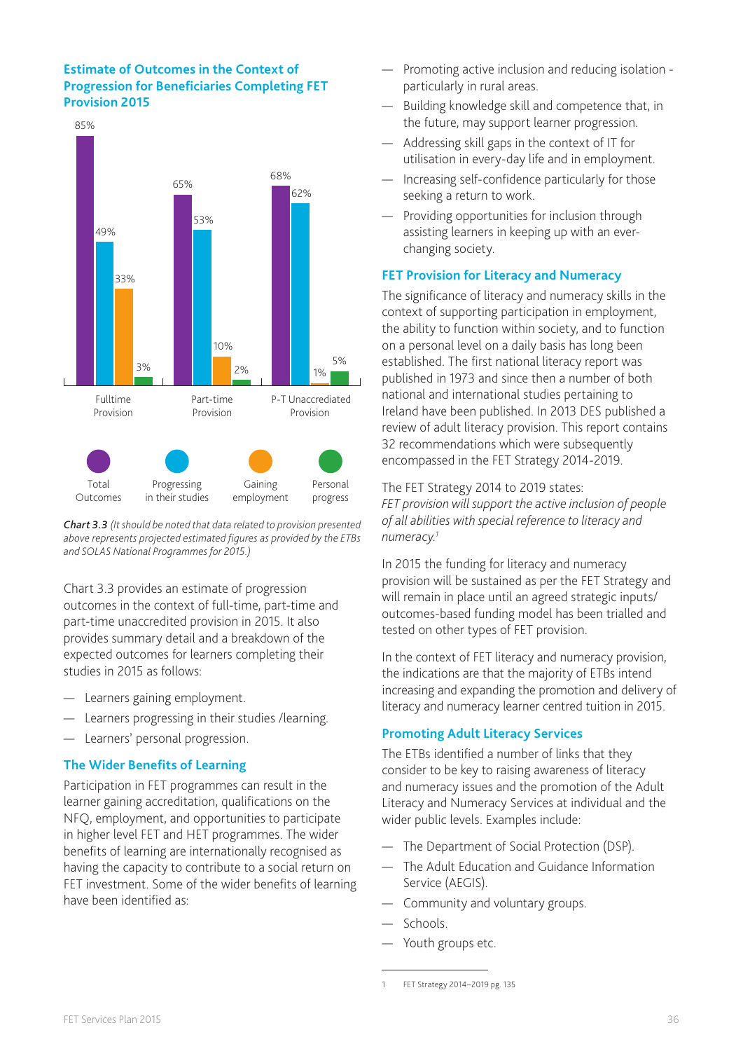### Estimate of Outcomes in the Context of Progression for Beneficiaries Completing FET Provision 2015

| | Total Outcomes | Progressing in their studies | Gaining employment | Personal progress |
|---|---|---|---|---|
| Fulltime Provision | 85% | 49% | 33% | 3% |
| Part-time Provision | 65% | 53% | 10% | 2% |
| P-T Unaccrediated Provision | 68% | 62% | 1% | 5% |

***Chart 3.3*** *(It should be noted that data related to provision presented above represents projected estimated figures as provided by the ETBs and SOLAS National Programmes for 2015.)*

Chart 3.3 provides an estimate of progression outcomes in the context of full-time, part-time and part-time unaccredited provision in 2015. It also provides summary detail and a breakdown of the expected outcomes for learners completing their studies in 2015 as follows:

- Learners gaining employment.
- Learners progressing in their studies /learning.
- Learners' personal progression.

### The Wider Benefits of Learning

Participation in FET programmes can result in the learner gaining accreditation, qualifications on the NFQ, employment, and opportunities to participate in higher level FET and HET programmes. The wider benefits of learning are internationally recognised as having the capacity to contribute to a social return on FET investment. Some of the wider benefits of learning have been identified as:

- Promoting active inclusion and reducing isolation - particularly in rural areas.
- Building knowledge skill and competence that, in the future, may support learner progression.
- Addressing skill gaps in the context of IT for utilisation in every-day life and in employment.
- Increasing self-confidence particularly for those seeking a return to work.
- Providing opportunities for inclusion through assisting learners in keeping up with an ever-changing society.

### FET Provision for Literacy and Numeracy

The significance of literacy and numeracy skills in the context of supporting participation in employment, the ability to function within society, and to function on a personal level on a daily basis has long been established. The first national literacy report was published in 1973 and since then a number of both national and international studies pertaining to Ireland have been published. In 2013 DES published a review of adult literacy provision. This report contains 32 recommendations which were subsequently encompassed in the FET Strategy 2014-2019.

The FET Strategy 2014 to 2019 states:
*FET provision will support the active inclusion of people of all abilities with special reference to literacy and numeracy.*[1]

In 2015 the funding for literacy and numeracy provision will be sustained as per the FET Strategy and will remain in place until an agreed strategic inputs/ outcomes-based funding model has been trialled and tested on other types of FET provision.

In the context of FET literacy and numeracy provision, the indications are that the majority of ETBs intend increasing and expanding the promotion and delivery of literacy and numeracy learner centred tuition in 2015.

### Promoting Adult Literacy Services

The ETBs identified a number of links that they consider to be key to raising awareness of literacy and numeracy issues and the promotion of the Adult Literacy and Numeracy Services at individual and the wider public levels. Examples include:

- The Department of Social Protection (DSP).
- The Adult Education and Guidance Information Service (AEGIS).
- Community and voluntary groups.
- Schools.
- Youth groups etc.

---

1 FET Strategy 2014–2019 pg. 135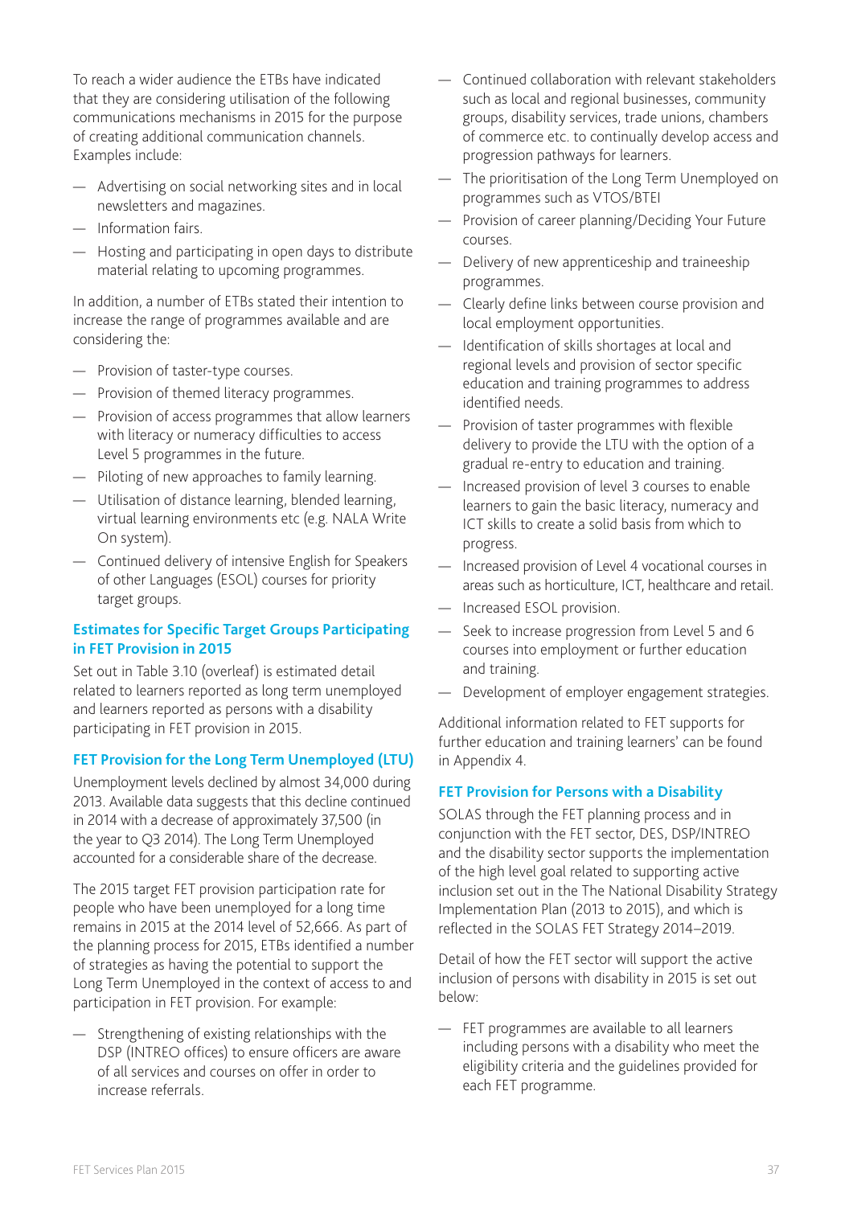To reach a wider audience the ETBs have indicated that they are considering utilisation of the following communications mechanisms in 2015 for the purpose of creating additional communication channels. Examples include:

- Advertising on social networking sites and in local newsletters and magazines.
- Information fairs.
- Hosting and participating in open days to distribute material relating to upcoming programmes.

In addition, a number of ETBs stated their intention to increase the range of programmes available and are considering the:

- Provision of taster-type courses.
- Provision of themed literacy programmes.
- Provision of access programmes that allow learners with literacy or numeracy difficulties to access Level 5 programmes in the future.
- Piloting of new approaches to family learning.
- Utilisation of distance learning, blended learning, virtual learning environments etc (e.g. NALA Write On system).
- Continued delivery of intensive English for Speakers of other Languages (ESOL) courses for priority target groups.

### Estimates for Specific Target Groups Participating in FET Provision in 2015

Set out in Table 3.10 (overleaf) is estimated detail related to learners reported as long term unemployed and learners reported as persons with a disability participating in FET provision in 2015.

### FET Provision for the Long Term Unemployed (LTU)

Unemployment levels declined by almost 34,000 during 2013. Available data suggests that this decline continued in 2014 with a decrease of approximately 37,500 (in the year to Q3 2014). The Long Term Unemployed accounted for a considerable share of the decrease.

The 2015 target FET provision participation rate for people who have been unemployed for a long time remains in 2015 at the 2014 level of 52,666. As part of the planning process for 2015, ETBs identified a number of strategies as having the potential to support the Long Term Unemployed in the context of access to and participation in FET provision. For example:

- Strengthening of existing relationships with the DSP (INTREO offices) to ensure officers are aware of all services and courses on offer in order to increase referrals.
- Continued collaboration with relevant stakeholders such as local and regional businesses, community groups, disability services, trade unions, chambers of commerce etc. to continually develop access and progression pathways for learners.
- The prioritisation of the Long Term Unemployed on programmes such as VTOS/BTEI
- Provision of career planning/Deciding Your Future courses.
- Delivery of new apprenticeship and traineeship programmes.
- Clearly define links between course provision and local employment opportunities.
- Identification of skills shortages at local and regional levels and provision of sector specific education and training programmes to address identified needs.
- Provision of taster programmes with flexible delivery to provide the LTU with the option of a gradual re-entry to education and training.
- Increased provision of level 3 courses to enable learners to gain the basic literacy, numeracy and ICT skills to create a solid basis from which to progress.
- Increased provision of Level 4 vocational courses in areas such as horticulture, ICT, healthcare and retail.
- Increased ESOL provision.
- Seek to increase progression from Level 5 and 6 courses into employment or further education and training.
- Development of employer engagement strategies.

Additional information related to FET supports for further education and training learners' can be found in Appendix 4.

### FET Provision for Persons with a Disability

SOLAS through the FET planning process and in conjunction with the FET sector, DES, DSP/INTREO and the disability sector supports the implementation of the high level goal related to supporting active inclusion set out in the The National Disability Strategy Implementation Plan (2013 to 2015), and which is reflected in the SOLAS FET Strategy 2014–2019.

Detail of how the FET sector will support the active inclusion of persons with disability in 2015 is set out below:

- FET programmes are available to all learners including persons with a disability who meet the eligibility criteria and the guidelines provided for each FET programme.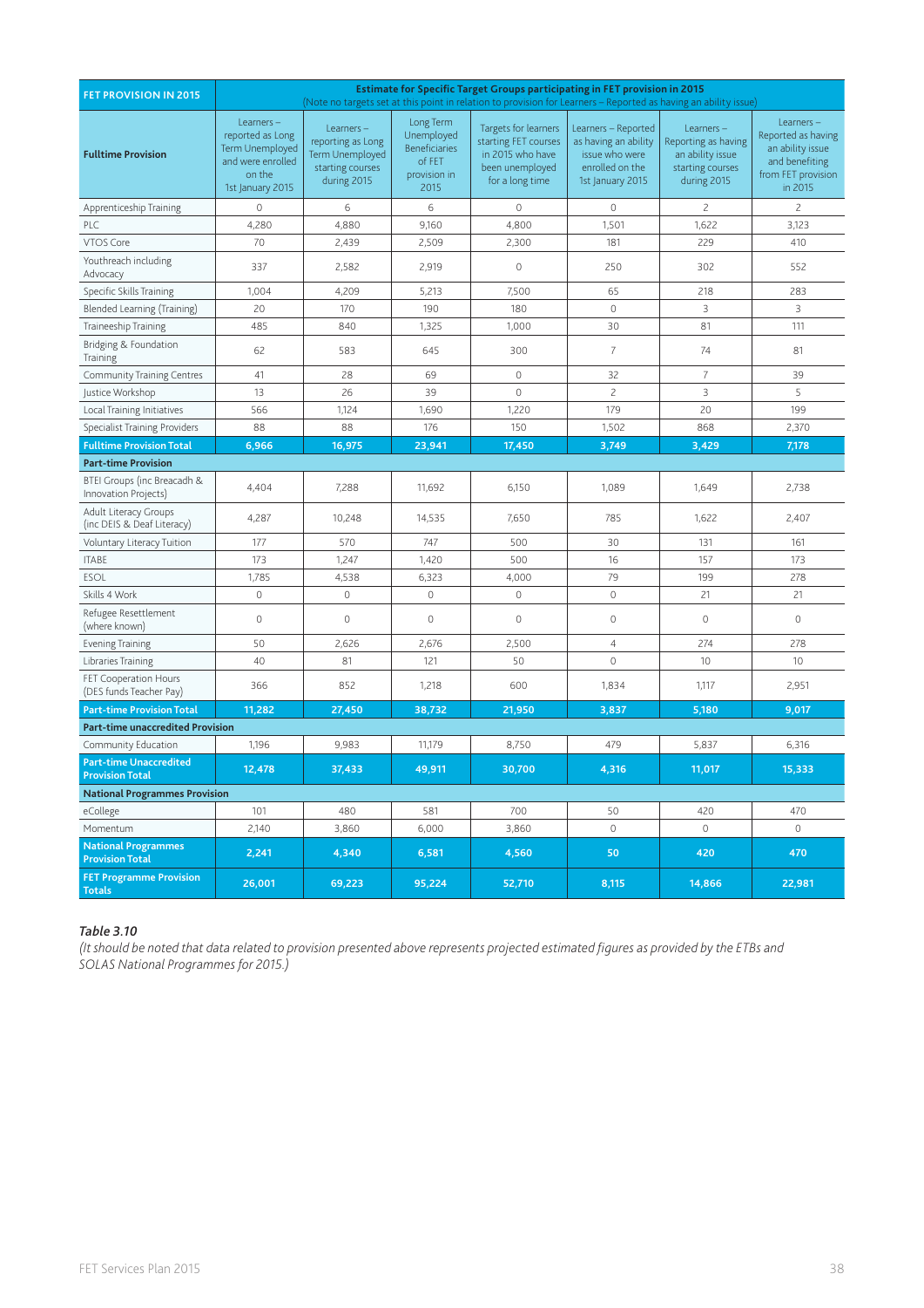| FET PROVISION IN 2015 | Estimate for Specific Target Groups participating in FET provision in 2015 (Note no targets set at this point in relation to provision for Learners – Reported as having an ability issue) | | | | | | |
|---|---|---|---|---|---|---|---|
| **Fulltime Provision** | Learners – reported as Long Term Unemployed and were enrolled on the 1st January 2015 | Learners – reporting as Long Term Unemployed starting courses during 2015 | Long Term Unemployed Beneficiaries of FET provision in 2015 | Targets for learners starting FET courses in 2015 who have been unemployed for a long time | Learners – Reported as having an ability issue who were enrolled on the 1st January 2015 | Learners – Reporting as having an ability issue starting courses during 2015 | Learners – Reported as having an ability issue and benefiting from FET provision in 2015 |
| Apprenticeship Training | 0 | 6 | 6 | 0 | 0 | 2 | 2 |
| PLC | 4,280 | 4,880 | 9,160 | 4,800 | 1,501 | 1,622 | 3,123 |
| VTOS Core | 70 | 2,439 | 2,509 | 2,300 | 181 | 229 | 410 |
| Youthreach including Advocacy | 337 | 2,582 | 2,919 | 0 | 250 | 302 | 552 |
| Specific Skills Training | 1,004 | 4,209 | 5,213 | 7,500 | 65 | 218 | 283 |
| Blended Learning (Training) | 20 | 170 | 190 | 180 | 0 | 3 | 3 |
| Traineeship Training | 485 | 840 | 1,325 | 1,000 | 30 | 81 | 111 |
| Bridging & Foundation Training | 62 | 583 | 645 | 300 | 7 | 74 | 81 |
| Community Training Centres | 41 | 28 | 69 | 0 | 32 | 7 | 39 |
| Justice Workshop | 13 | 26 | 39 | 0 | 2 | 3 | 5 |
| Local Training Initiatives | 566 | 1,124 | 1,690 | 1,220 | 179 | 20 | 199 |
| Specialist Training Providers | 88 | 88 | 176 | 150 | 1,502 | 868 | 2,370 |
| **Fulltime Provision Total** | **6,966** | **16,975** | **23,941** | **17,450** | **3,749** | **3,429** | **7,178** |
| **Part-time Provision** | | | | | | | |
| BTEI Groups (inc Breacadh & Innovation Projects) | 4,404 | 7,288 | 11,692 | 6,150 | 1,089 | 1,649 | 2,738 |
| Adult Literacy Groups (inc DEIS & Deaf Literacy) | 4,287 | 10,248 | 14,535 | 7,650 | 785 | 1,622 | 2,407 |
| Voluntary Literacy Tuition | 177 | 570 | 747 | 500 | 30 | 131 | 161 |
| ITABE | 173 | 1,247 | 1,420 | 500 | 16 | 157 | 173 |
| ESOL | 1,785 | 4,538 | 6,323 | 4,000 | 79 | 199 | 278 |
| Skills 4 Work | 0 | 0 | 0 | 0 | 0 | 21 | 21 |
| Refugee Resettlement (where known) | 0 | 0 | 0 | 0 | 0 | 0 | 0 |
| Evening Training | 50 | 2,626 | 2,676 | 2,500 | 4 | 274 | 278 |
| Libraries Training | 40 | 81 | 121 | 50 | 0 | 10 | 10 |
| FET Cooperation Hours (DES funds Teacher Pay) | 366 | 852 | 1,218 | 600 | 1,834 | 1,117 | 2,951 |
| **Part-time Provision Total** | **11,282** | **27,450** | **38,732** | **21,950** | **3,837** | **5,180** | **9,017** |
| **Part-time unaccredited Provision** | | | | | | | |
| Community Education | 1,196 | 9,983 | 11,179 | 8,750 | 479 | 5,837 | 6,316 |
| **Part-time Unaccredited Provision Total** | **12,478** | **37,433** | **49,911** | **30,700** | **4,316** | **11,017** | **15,333** |
| **National Programmes Provision** | | | | | | | |
| eCollege | 101 | 480 | 581 | 700 | 50 | 420 | 470 |
| Momentum | 2,140 | 3,860 | 6,000 | 3,860 | 0 | 0 | 0 |
| **National Programmes Provision Total** | **2,241** | **4,340** | **6,581** | **4,560** | **50** | **420** | **470** |
| **FET Programme Provision Totals** | **26,001** | **69,223** | **95,224** | **52,710** | **8,115** | **14,866** | **22,981** |

*Table 3.10*

*(It should be noted that data related to provision presented above represents projected estimated figures as provided by the ETBs and SOLAS National Programmes for 2015.)*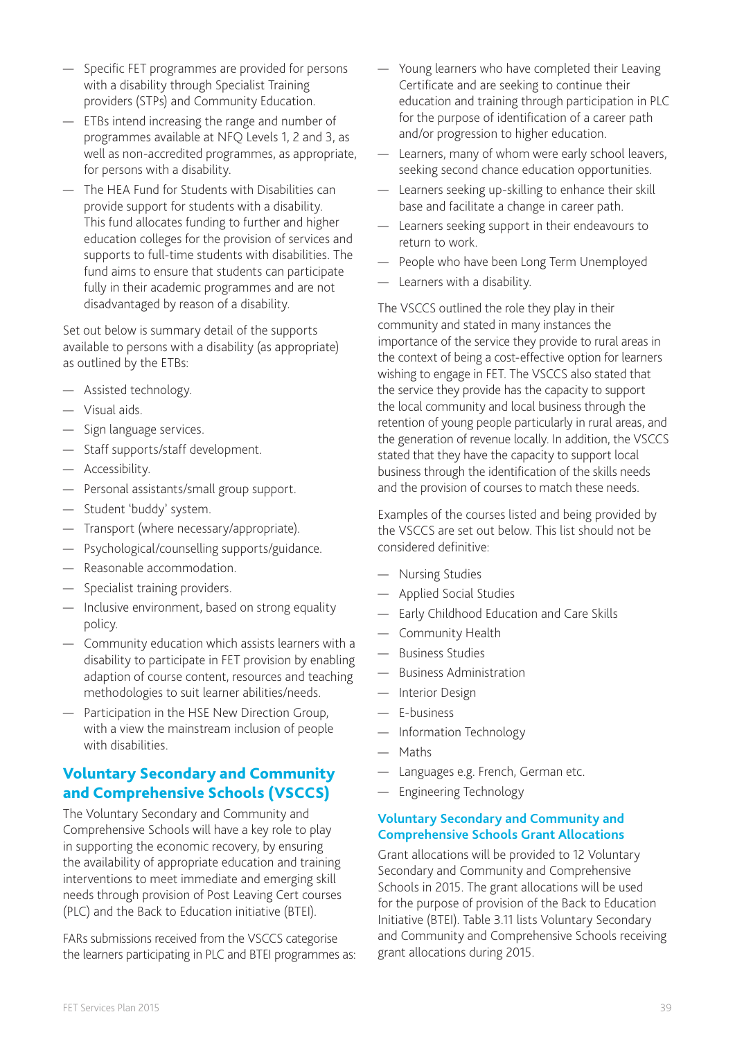- Specific FET programmes are provided for persons with a disability through Specialist Training providers (STPs) and Community Education.
- ETBs intend increasing the range and number of programmes available at NFQ Levels 1, 2 and 3, as well as non-accredited programmes, as appropriate, for persons with a disability.
- The HEA Fund for Students with Disabilities can provide support for students with a disability. This fund allocates funding to further and higher education colleges for the provision of services and supports to full-time students with disabilities. The fund aims to ensure that students can participate fully in their academic programmes and are not disadvantaged by reason of a disability.

Set out below is summary detail of the supports available to persons with a disability (as appropriate) as outlined by the ETBs:

- Assisted technology.
- Visual aids.
- Sign language services.
- Staff supports/staff development.
- Accessibility.
- Personal assistants/small group support.
- Student 'buddy' system.
- Transport (where necessary/appropriate).
- Psychological/counselling supports/guidance.
- Reasonable accommodation.
- Specialist training providers.
- Inclusive environment, based on strong equality policy.
- Community education which assists learners with a disability to participate in FET provision by enabling adaption of course content, resources and teaching methodologies to suit learner abilities/needs.
- Participation in the HSE New Direction Group, with a view the mainstream inclusion of people with disabilities.

## Voluntary Secondary and Community and Comprehensive Schools (VSCCS)

The Voluntary Secondary and Community and Comprehensive Schools will have a key role to play in supporting the economic recovery, by ensuring the availability of appropriate education and training interventions to meet immediate and emerging skill needs through provision of Post Leaving Cert courses (PLC) and the Back to Education initiative (BTEI).

FARs submissions received from the VSCCS categorise the learners participating in PLC and BTEI programmes as:

- Young learners who have completed their Leaving Certificate and are seeking to continue their education and training through participation in PLC for the purpose of identification of a career path and/or progression to higher education.
- Learners, many of whom were early school leavers, seeking second chance education opportunities.
- Learners seeking up-skilling to enhance their skill base and facilitate a change in career path.
- Learners seeking support in their endeavours to return to work.
- People who have been Long Term Unemployed
- Learners with a disability.

The VSCCS outlined the role they play in their community and stated in many instances the importance of the service they provide to rural areas in the context of being a cost-effective option for learners wishing to engage in FET. The VSCCS also stated that the service they provide has the capacity to support the local community and local business through the retention of young people particularly in rural areas, and the generation of revenue locally. In addition, the VSCCS stated that they have the capacity to support local business through the identification of the skills needs and the provision of courses to match these needs.

Examples of the courses listed and being provided by the VSCCS are set out below. This list should not be considered definitive:

- Nursing Studies
- Applied Social Studies
- Early Childhood Education and Care Skills
- Community Health
- Business Studies
- Business Administration
- Interior Design
- E-business
- Information Technology
- Maths
- Languages e.g. French, German etc.
- Engineering Technology

### Voluntary Secondary and Community and Comprehensive Schools Grant Allocations

Grant allocations will be provided to 12 Voluntary Secondary and Community and Comprehensive Schools in 2015. The grant allocations will be used for the purpose of provision of the Back to Education Initiative (BTEI). Table 3.11 lists Voluntary Secondary and Community and Comprehensive Schools receiving grant allocations during 2015.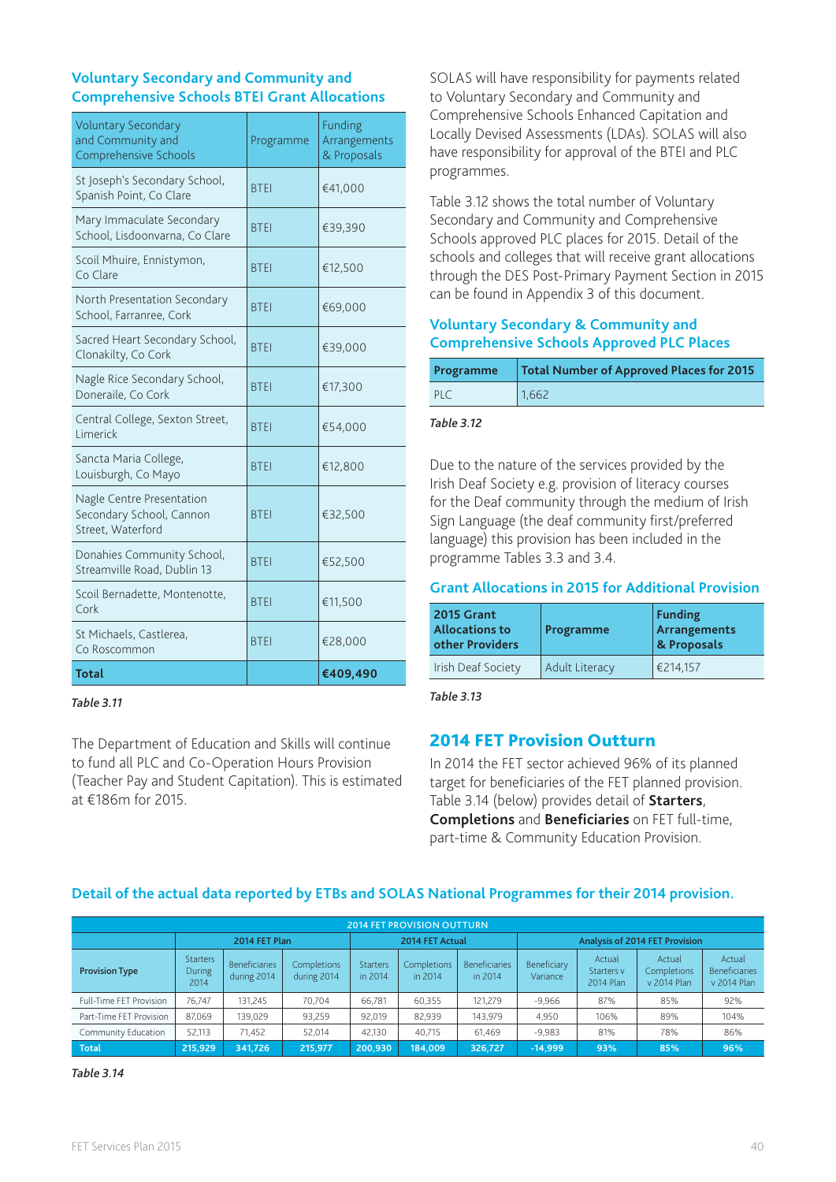### Voluntary Secondary and Community and Comprehensive Schools BTEI Grant Allocations

| Voluntary Secondary and Community and Comprehensive Schools | Programme | Funding Arrangements & Proposals |
|---|---|---|
| St Joseph's Secondary School, Spanish Point, Co Clare | BTEI | €41,000 |
| Mary Immaculate Secondary School, Lisdoonvarna, Co Clare | BTEI | €39,390 |
| Scoil Mhuire, Ennistymon, Co Clare | BTEI | €12,500 |
| North Presentation Secondary School, Farranree, Cork | BTEI | €69,000 |
| Sacred Heart Secondary School, Clonakilty, Co Cork | BTEI | €39,000 |
| Nagle Rice Secondary School, Doneraile, Co Cork | BTEI | €17,300 |
| Central College, Sexton Street, Limerick | BTEI | €54,000 |
| Sancta Maria College, Louisburgh, Co Mayo | BTEI | €12,800 |
| Nagle Centre Presentation Secondary School, Cannon Street, Waterford | BTEI | €32,500 |
| Donahies Community School, Streamville Road, Dublin 13 | BTEI | €52,500 |
| Scoil Bernadette, Montenotte, Cork | BTEI | €11,500 |
| St Michaels, Castlerea, Co Roscommon | BTEI | €28,000 |
| **Total** | | **€409,490** |

*Table 3.11*

The Department of Education and Skills will continue to fund all PLC and Co-Operation Hours Provision (Teacher Pay and Student Capitation). This is estimated at €186m for 2015.

SOLAS will have responsibility for payments related to Voluntary Secondary and Community and Comprehensive Schools Enhanced Capitation and Locally Devised Assessments (LDAs). SOLAS will also have responsibility for approval of the BTEI and PLC programmes.

Table 3.12 shows the total number of Voluntary Secondary and Community and Comprehensive Schools approved PLC places for 2015. Detail of the schools and colleges that will receive grant allocations through the DES Post-Primary Payment Section in 2015 can be found in Appendix 3 of this document.

### Voluntary Secondary & Community and Comprehensive Schools Approved PLC Places

| Programme | Total Number of Approved Places for 2015 |
|---|---|
| PLC | 1,662 |

*Table 3.12*

Due to the nature of the services provided by the Irish Deaf Society e.g. provision of literacy courses for the Deaf community through the medium of Irish Sign Language (the deaf community first/preferred language) this provision has been included in the programme Tables 3.3 and 3.4.

### Grant Allocations in 2015 for Additional Provision

| 2015 Grant Allocations to other Providers | Programme | Funding Arrangements & Proposals |
|---|---|---|
| Irish Deaf Society | Adult Literacy | €214,157 |

*Table 3.13*

## 2014 FET Provision Outturn

In 2014 the FET sector achieved 96% of its planned target for beneficiaries of the FET planned provision. Table 3.14 (below) provides detail of **Starters**, **Completions** and **Beneficiaries** on FET full-time, part-time & Community Education Provision.

### Detail of the actual data reported by ETBs and SOLAS National Programmes for their 2014 provision.

| 2014 FET PROVISION OUTTURN | | | | | | | | | | |
|---|---|---|---|---|---|---|---|---|---|---|
| | 2014 FET Plan | | | 2014 FET Actual | | | Analysis of 2014 FET Provision | | | |
| Provision Type | Starters During 2014 | Beneficiaries during 2014 | Completions during 2014 | Starters in 2014 | Completions in 2014 | Beneficiaries in 2014 | Beneficiary Variance | Actual Starters v 2014 Plan | Actual Completions v 2014 Plan | Actual Beneficiaries v 2014 Plan |
| Full-Time FET Provision | 76,747 | 131,245 | 70,704 | 66,781 | 60,355 | 121,279 | -9,966 | 87% | 85% | 92% |
| Part-Time FET Provision | 87,069 | 139,029 | 93,259 | 92,019 | 82,939 | 143,979 | 4,950 | 106% | 89% | 104% |
| Community Education | 52,113 | 71,452 | 52,014 | 42,130 | 40,715 | 61,469 | -9,983 | 81% | 78% | 86% |
| **Total** | **215,929** | **341,726** | **215,977** | **200,930** | **184,009** | **326,727** | **-14,999** | **93%** | **85%** | **96%** |

*Table 3.14*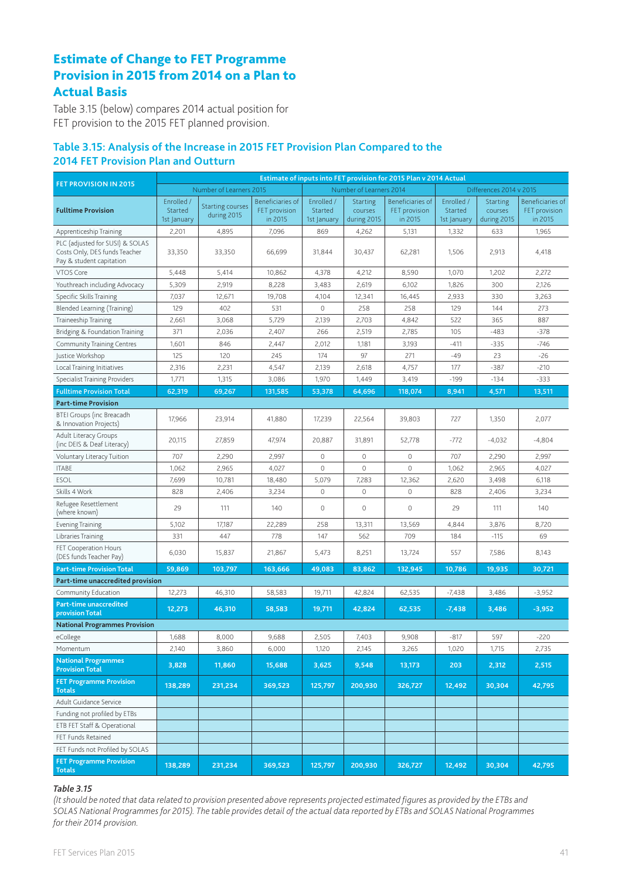## Estimate of Change to FET Programme Provision in 2015 from 2014 on a Plan to Actual Basis

Table 3.15 (below) compares 2014 actual position for FET provision to the 2015 FET planned provision.

### Table 3.15: Analysis of the Increase in 2015 FET Provision Plan Compared to the 2014 FET Provision Plan and Outturn

| FET PROVISION IN 2015 | Estimate of inputs into FET provision for 2015 Plan v 2014 Actual | | | | | | | | |
|---|---|---|---|---|---|---|---|---|---|
| | Number of Learners 2015 | | | Number of Learners 2014 | | | Differences 2014 v 2015 | | |
| **Fulltime Provision** | Enrolled / Started 1st January | Starting courses during 2015 | Beneficiaries of FET provision in 2015 | Enrolled / Started 1st January | Starting courses during 2015 | Beneficiaries of FET provision in 2015 | Enrolled / Started 1st January | Starting courses during 2015 | Beneficiaries of FET provision in 2015 |
| Apprenticeship Training | 2,201 | 4,895 | 7,096 | 869 | 4,262 | 5,131 | 1,332 | 633 | 1,965 |
| PLC (adjusted for SUSI) & SOLAS Costs Only, DES funds Teacher Pay & student capitation | 33,350 | 33,350 | 66,699 | 31,844 | 30,437 | 62,281 | 1,506 | 2,913 | 4,418 |
| VTOS Core | 5,448 | 5,414 | 10,862 | 4,378 | 4,212 | 8,590 | 1,070 | 1,202 | 2,272 |
| Youthreach including Advocacy | 5,309 | 2,919 | 8,228 | 3,483 | 2,619 | 6,102 | 1,826 | 300 | 2,126 |
| Specific Skills Training | 7,037 | 12,671 | 19,708 | 4,104 | 12,341 | 16,445 | 2,933 | 330 | 3,263 |
| Blended Learning (Training) | 129 | 402 | 531 | 0 | 258 | 258 | 129 | 144 | 273 |
| Traineeship Training | 2,661 | 3,068 | 5,729 | 2,139 | 2,703 | 4,842 | 522 | 365 | 887 |
| Bridging & Foundation Training | 371 | 2,036 | 2,407 | 266 | 2,519 | 2,785 | 105 | -483 | -378 |
| Community Training Centres | 1,601 | 846 | 2,447 | 2,012 | 1,181 | 3,193 | -411 | -335 | -746 |
| Justice Workshop | 125 | 120 | 245 | 174 | 97 | 271 | -49 | 23 | -26 |
| Local Training Initiatives | 2,316 | 2,231 | 4,547 | 2,139 | 2,618 | 4,757 | 177 | -387 | -210 |
| Specialist Training Providers | 1,771 | 1,315 | 3,086 | 1,970 | 1,449 | 3,419 | -199 | -134 | -333 |
| **Fulltime Provision Total** | **62,319** | **69,267** | **131,585** | **53,378** | **64,696** | **118,074** | **8,941** | **4,571** | **13,511** |
| **Part-time Provision** | | | | | | | | | |
| BTEI Groups (inc Breacadh & Innovation Projects) | 17,966 | 23,914 | 41,880 | 17,239 | 22,564 | 39,803 | 727 | 1,350 | 2,077 |
| Adult Literacy Groups (inc DEIS & Deaf Literacy) | 20,115 | 27,859 | 47,974 | 20,887 | 31,891 | 52,778 | -772 | -4,032 | -4,804 |
| Voluntary Literacy Tuition | 707 | 2,290 | 2,997 | 0 | 0 | 0 | 707 | 2,290 | 2,997 |
| ITABE | 1,062 | 2,965 | 4,027 | 0 | 0 | 0 | 1,062 | 2,965 | 4,027 |
| ESOL | 7,699 | 10,781 | 18,480 | 5,079 | 7,283 | 12,362 | 2,620 | 3,498 | 6,118 |
| Skills 4 Work | 828 | 2,406 | 3,234 | 0 | 0 | 0 | 828 | 2,406 | 3,234 |
| Refugee Resettlement (where known) | 29 | 111 | 140 | 0 | 0 | 0 | 29 | 111 | 140 |
| Evening Training | 5,102 | 17,187 | 22,289 | 258 | 13,311 | 13,569 | 4,844 | 3,876 | 8,720 |
| Libraries Training | 331 | 447 | 778 | 147 | 562 | 709 | 184 | -115 | 69 |
| FET Cooperation Hours (DES funds Teacher Pay) | 6,030 | 15,837 | 21,867 | 5,473 | 8,251 | 13,724 | 557 | 7,586 | 8,143 |
| **Part-time Provision Total** | **59,869** | **103,797** | **163,666** | **49,083** | **83,862** | **132,945** | **10,786** | **19,935** | **30,721** |
| **Part-time unaccredited provision** | | | | | | | | | |
| Community Education | 12,273 | 46,310 | 58,583 | 19,711 | 42,824 | 62,535 | -7,438 | 3,486 | -3,952 |
| **Part-time unaccredited provision Total** | **12,273** | **46,310** | **58,583** | **19,711** | **42,824** | **62,535** | **-7,438** | **3,486** | **-3,952** |
| **National Programmes Provision** | | | | | | | | | |
| eCollege | 1,688 | 8,000 | 9,688 | 2,505 | 7,403 | 9,908 | -817 | 597 | -220 |
| Momentum | 2,140 | 3,860 | 6,000 | 1,120 | 2,145 | 3,265 | 1,020 | 1,715 | 2,735 |
| **National Programmes Provision Total** | **3,828** | **11,860** | **15,688** | **3,625** | **9,548** | **13,173** | **203** | **2,312** | **2,515** |
| **FET Programme Provision Totals** | **138,289** | **231,234** | **369,523** | **125,797** | **200,930** | **326,727** | **12,492** | **30,304** | **42,795** |
| Adult Guidance Service | | | | | | | | | |
| Funding not profiled by ETBs | | | | | | | | | |
| ETB FET Staff & Operational | | | | | | | | | |
| FET Funds Retained | | | | | | | | | |
| FET Funds not Profiled by SOLAS | | | | | | | | | |
| **FET Programme Provision Totals** | **138,289** | **231,234** | **369,523** | **125,797** | **200,930** | **326,727** | **12,492** | **30,304** | **42,795** |

*Table 3.15*

*(It should be noted that data related to provision presented above represents projected estimated figures as provided by the ETBs and SOLAS National Programmes for 2015). The table provides detail of the actual data reported by ETBs and SOLAS National Programmes for their 2014 provision.*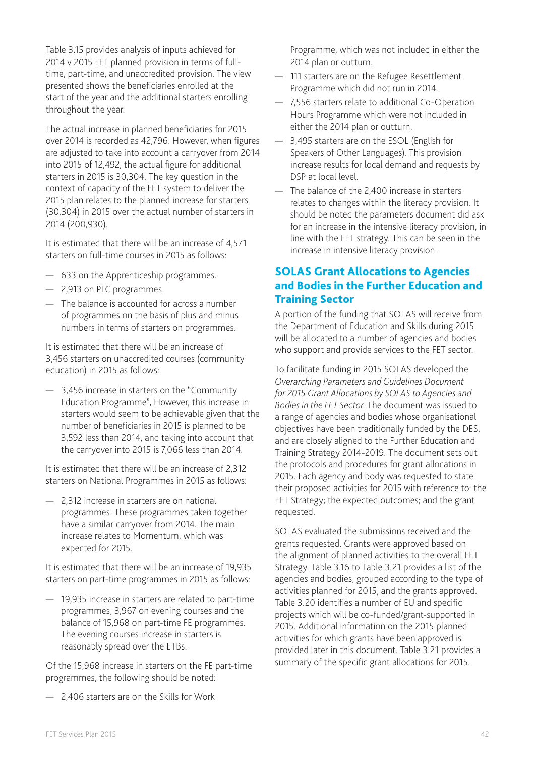Table 3.15 provides analysis of inputs achieved for 2014 v 2015 FET planned provision in terms of full-time, part-time, and unaccredited provision. The view presented shows the beneficiaries enrolled at the start of the year and the additional starters enrolling throughout the year.

The actual increase in planned beneficiaries for 2015 over 2014 is recorded as 42,796. However, when figures are adjusted to take into account a carryover from 2014 into 2015 of 12,492, the actual figure for additional starters in 2015 is 30,304. The key question in the context of capacity of the FET system to deliver the 2015 plan relates to the planned increase for starters (30,304) in 2015 over the actual number of starters in 2014 (200,930).

It is estimated that there will be an increase of 4,571 starters on full-time courses in 2015 as follows:

- 633 on the Apprenticeship programmes.
- 2,913 on PLC programmes.
- The balance is accounted for across a number of programmes on the basis of plus and minus numbers in terms of starters on programmes.

It is estimated that there will be an increase of 3,456 starters on unaccredited courses (community education) in 2015 as follows:

- 3,456 increase in starters on the "Community Education Programme", However, this increase in starters would seem to be achievable given that the number of beneficiaries in 2015 is planned to be 3,592 less than 2014, and taking into account that the carryover into 2015 is 7,066 less than 2014.

It is estimated that there will be an increase of 2,312 starters on National Programmes in 2015 as follows:

- 2,312 increase in starters are on national programmes. These programmes taken together have a similar carryover from 2014. The main increase relates to Momentum, which was expected for 2015.

It is estimated that there will be an increase of 19,935 starters on part-time programmes in 2015 as follows:

- 19,935 increase in starters are related to part-time programmes, 3,967 on evening courses and the balance of 15,968 on part-time FE programmes. The evening courses increase in starters is reasonably spread over the ETBs.

Of the 15,968 increase in starters on the FE part-time programmes, the following should be noted:

- 2,406 starters are on the Skills for Work Programme, which was not included in either the 2014 plan or outturn.
- 111 starters are on the Refugee Resettlement Programme which did not run in 2014.
- 7,556 starters relate to additional Co-Operation Hours Programme which were not included in either the 2014 plan or outturn.
- 3,495 starters are on the ESOL (English for Speakers of Other Languages). This provision increase results for local demand and requests by DSP at local level.
- The balance of the 2,400 increase in starters relates to changes within the literacy provision. It should be noted the parameters document did ask for an increase in the intensive literacy provision, in line with the FET strategy. This can be seen in the increase in intensive literacy provision.

## SOLAS Grant Allocations to Agencies and Bodies in the Further Education and Training Sector

A portion of the funding that SOLAS will receive from the Department of Education and Skills during 2015 will be allocated to a number of agencies and bodies who support and provide services to the FET sector.

To facilitate funding in 2015 SOLAS developed the *Overarching Parameters and Guidelines Document for 2015 Grant Allocations by SOLAS to Agencies and Bodies in the FET Sector.* The document was issued to a range of agencies and bodies whose organisational objectives have been traditionally funded by the DES, and are closely aligned to the Further Education and Training Strategy 2014-2019. The document sets out the protocols and procedures for grant allocations in 2015. Each agency and body was requested to state their proposed activities for 2015 with reference to: the FET Strategy; the expected outcomes; and the grant requested.

SOLAS evaluated the submissions received and the grants requested. Grants were approved based on the alignment of planned activities to the overall FET Strategy. Table 3.16 to Table 3.21 provides a list of the agencies and bodies, grouped according to the type of activities planned for 2015, and the grants approved. Table 3.20 identifies a number of EU and specific projects which will be co-funded/grant-supported in 2015. Additional information on the 2015 planned activities for which grants have been approved is provided later in this document. Table 3.21 provides a summary of the specific grant allocations for 2015.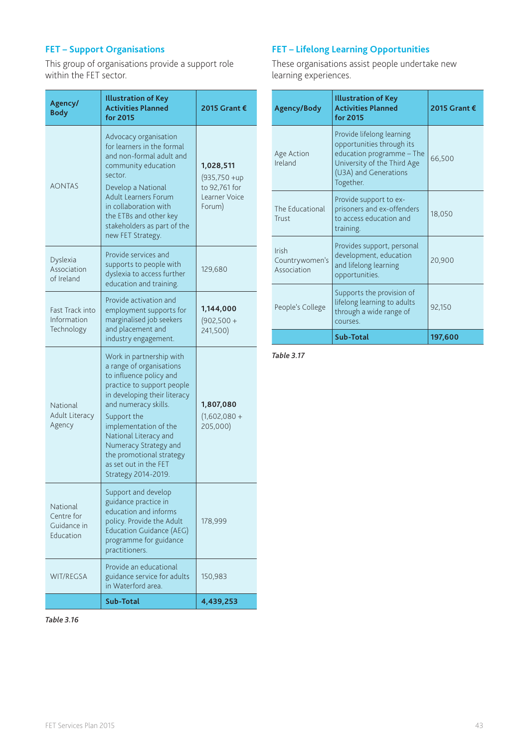## FET – Support Organisations

This group of organisations provide a support role within the FET sector.

| Agency/ Body | Illustration of Key Activities Planned for 2015 | 2015 Grant € |
|---|---|---|
| AONTAS | Advocacy organisation for learners in the formal and non-formal adult and community education sector. Develop a National Adult Learners Forum in collaboration with the ETBs and other key stakeholders as part of the new FET Strategy. | **1,028,511** (935,750 +up to 92,761 for Learner Voice Forum) |
| Dyslexia Association of Ireland | Provide services and supports to people with dyslexia to access further education and training. | 129,680 |
| Fast Track into Information Technology | Provide activation and employment supports for marginalised job seekers and placement and industry engagement. | **1,144,000** (902,500 + 241,500) |
| National Adult Literacy Agency | Work in partnership with a range of organisations to influence policy and practice to support people in developing their literacy and numeracy skills. Support the implementation of the National Literacy and Numeracy Strategy and the promotional strategy as set out in the FET Strategy 2014-2019. | **1,807,080** (1,602,080 + 205,000) |
| National Centre for Guidance in Education | Support and develop guidance practice in education and informs policy. Provide the Adult Education Guidance (AEG) programme for guidance practitioners. | 178,999 |
| WIT/REGSA | Provide an educational guidance service for adults in Waterford area. | 150,983 |
| | **Sub-Total** | **4,439,253** |

*Table 3.16*

## FET – Lifelong Learning Opportunities

These organisations assist people undertake new learning experiences.

| Agency/Body | Illustration of Key Activities Planned for 2015 | 2015 Grant € |
|---|---|---|
| Age Action Ireland | Provide lifelong learning opportunities through its education programme – The University of the Third Age (U3A) and Generations Together. | 66,500 |
| The Educational Trust | Provide support to ex-prisoners and ex-offenders to access education and training. | 18,050 |
| Irish Countrywomen's Association | Provides support, personal development, education and lifelong learning opportunities. | 20,900 |
| People's College | Supports the provision of lifelong learning to adults through a wide range of courses. | 92,150 |
| | **Sub-Total** | **197,600** |

*Table 3.17*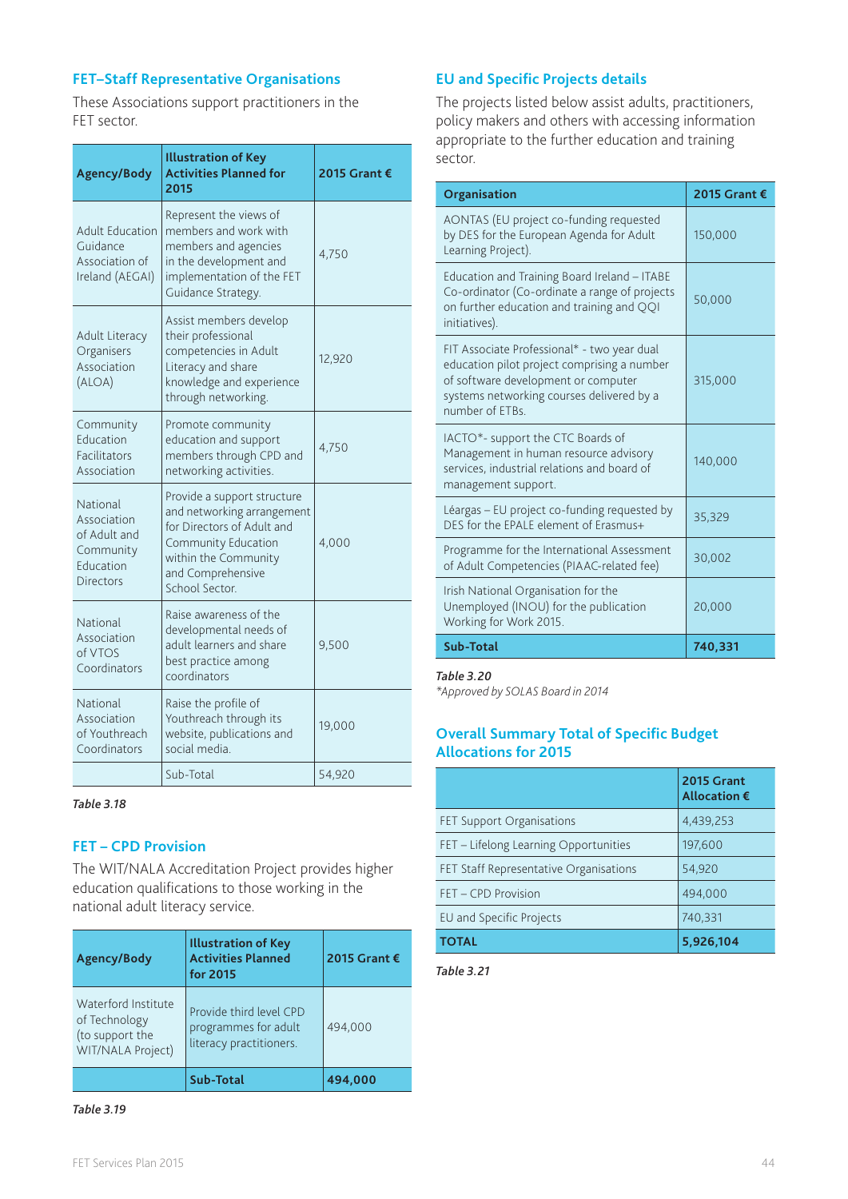## FET–Staff Representative Organisations

These Associations support practitioners in the FET sector.

| Agency/Body | Illustration of Key Activities Planned for 2015 | 2015 Grant € |
|---|---|---|
| Adult Education Guidance Association of Ireland (AEGAI) | Represent the views of members and work with members and agencies in the development and implementation of the FET Guidance Strategy. | 4,750 |
| Adult Literacy Organisers Association (ALOA) | Assist members develop their professional competencies in Adult Literacy and share knowledge and experience through networking. | 12,920 |
| Community Education Facilitators Association | Promote community education and support members through CPD and networking activities. | 4,750 |
| National Association of Adult and Community Education Directors | Provide a support structure and networking arrangement for Directors of Adult and Community Education within the Community and Comprehensive School Sector. | 4,000 |
| National Association of VTOS Coordinators | Raise awareness of the developmental needs of adult learners and share best practice among coordinators | 9,500 |
| National Association of Youthreach Coordinators | Raise the profile of Youthreach through its website, publications and social media. | 19,000 |
| | Sub-Total | 54,920 |

*Table 3.18*

## FET – CPD Provision

The WIT/NALA Accreditation Project provides higher education qualifications to those working in the national adult literacy service.

| Agency/Body | Illustration of Key Activities Planned for 2015 | 2015 Grant € |
|---|---|---|
| Waterford Institute of Technology (to support the WIT/NALA Project) | Provide third level CPD programmes for adult literacy practitioners. | 494,000 |
| | **Sub-Total** | **494,000** |

*Table 3.19*

## EU and Specific Projects details

The projects listed below assist adults, practitioners, policy makers and others with accessing information appropriate to the further education and training sector.

| Organisation | 2015 Grant € |
|---|---|
| AONTAS (EU project co-funding requested by DES for the European Agenda for Adult Learning Project). | 150,000 |
| Education and Training Board Ireland – ITABE Co-ordinator (Co-ordinate a range of projects on further education and training and QQI initiatives). | 50,000 |
| FIT Associate Professional* - two year dual education pilot project comprising a number of software development or computer systems networking courses delivered by a number of ETBs. | 315,000 |
| IACTO*- support the CTC Boards of Management in human resource advisory services, industrial relations and board of management support. | 140,000 |
| Léargas – EU project co-funding requested by DES for the EPALE element of Erasmus+ | 35,329 |
| Programme for the International Assessment of Adult Competencies (PIAAC-related fee) | 30,002 |
| Irish National Organisation for the Unemployed (INOU) for the publication Working for Work 2015. | 20,000 |
| **Sub-Total** | **740,331** |

*Table 3.20*

*Approved by SOLAS Board in 2014

## Overall Summary Total of Specific Budget Allocations for 2015

| | 2015 Grant Allocation € |
|---|---|
| FET Support Organisations | 4,439,253 |
| FET – Lifelong Learning Opportunities | 197,600 |
| FET Staff Representative Organisations | 54,920 |
| FET – CPD Provision | 494,000 |
| EU and Specific Projects | 740,331 |
| **TOTAL** | **5,926,104** |

*Table 3.21*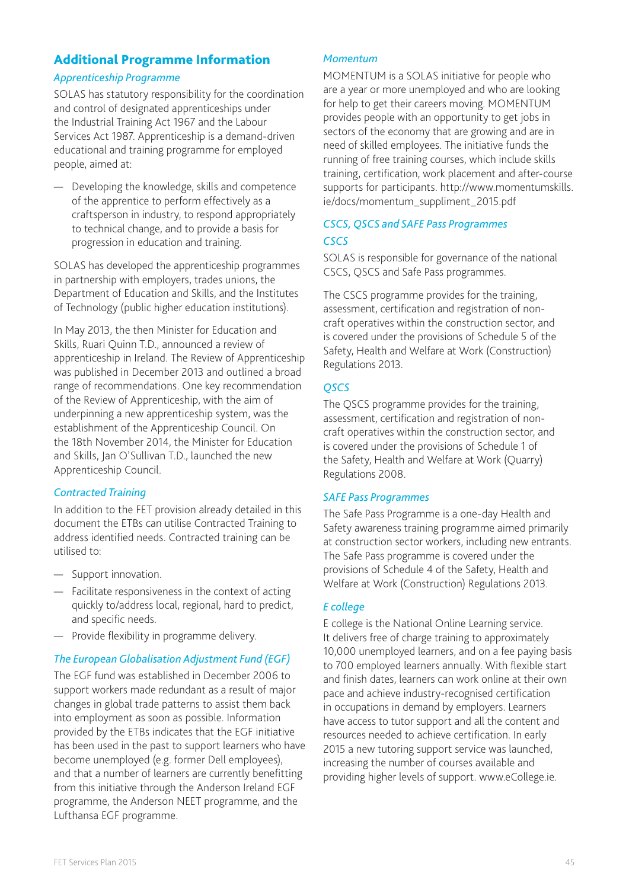## Additional Programme Information

### *Apprenticeship Programme*

SOLAS has statutory responsibility for the coordination and control of designated apprenticeships under the Industrial Training Act 1967 and the Labour Services Act 1987. Apprenticeship is a demand-driven educational and training programme for employed people, aimed at:

- Developing the knowledge, skills and competence of the apprentice to perform effectively as a craftsperson in industry, to respond appropriately to technical change, and to provide a basis for progression in education and training.

SOLAS has developed the apprenticeship programmes in partnership with employers, trades unions, the Department of Education and Skills, and the Institutes of Technology (public higher education institutions).

In May 2013, the then Minister for Education and Skills, Ruari Quinn T.D., announced a review of apprenticeship in Ireland. The Review of Apprenticeship was published in December 2013 and outlined a broad range of recommendations. One key recommendation of the Review of Apprenticeship, with the aim of underpinning a new apprenticeship system, was the establishment of the Apprenticeship Council. On the 18th November 2014, the Minister for Education and Skills, Jan O'Sullivan T.D., launched the new Apprenticeship Council.

### *Contracted Training*

In addition to the FET provision already detailed in this document the ETBs can utilise Contracted Training to address identified needs. Contracted training can be utilised to:

- Support innovation.
- Facilitate responsiveness in the context of acting quickly to/address local, regional, hard to predict, and specific needs.
- Provide flexibility in programme delivery.

### *The European Globalisation Adjustment Fund (EGF)*

The EGF fund was established in December 2006 to support workers made redundant as a result of major changes in global trade patterns to assist them back into employment as soon as possible. Information provided by the ETBs indicates that the EGF initiative has been used in the past to support learners who have become unemployed (e.g. former Dell employees), and that a number of learners are currently benefitting from this initiative through the Anderson Ireland EGF programme, the Anderson NEET programme, and the Lufthansa EGF programme.

### *Momentum*

MOMENTUM is a SOLAS initiative for people who are a year or more unemployed and who are looking for help to get their careers moving. MOMENTUM provides people with an opportunity to get jobs in sectors of the economy that are growing and are in need of skilled employees. The initiative funds the running of free training courses, which include skills training, certification, work placement and after-course supports for participants. http://www.momentumskills.ie/docs/momentum_suppliment_2015.pdf

### *CSCS, QSCS and SAFE Pass Programmes*

#### *CSCS*

SOLAS is responsible for governance of the national CSCS, QSCS and Safe Pass programmes.

The CSCS programme provides for the training, assessment, certification and registration of non-craft operatives within the construction sector, and is covered under the provisions of Schedule 5 of the Safety, Health and Welfare at Work (Construction) Regulations 2013.

#### *QSCS*

The QSCS programme provides for the training, assessment, certification and registration of non-craft operatives within the construction sector, and is covered under the provisions of Schedule 1 of the Safety, Health and Welfare at Work (Quarry) Regulations 2008.

#### *SAFE Pass Programmes*

The Safe Pass Programme is a one-day Health and Safety awareness training programme aimed primarily at construction sector workers, including new entrants. The Safe Pass programme is covered under the provisions of Schedule 4 of the Safety, Health and Welfare at Work (Construction) Regulations 2013.

### *E college*

E college is the National Online Learning service. It delivers free of charge training to approximately 10,000 unemployed learners, and on a fee paying basis to 700 employed learners annually. With flexible start and finish dates, learners can work online at their own pace and achieve industry-recognised certification in occupations in demand by employers. Learners have access to tutor support and all the content and resources needed to achieve certification. In early 2015 a new tutoring support service was launched, increasing the number of courses available and providing higher levels of support. www.eCollege.ie.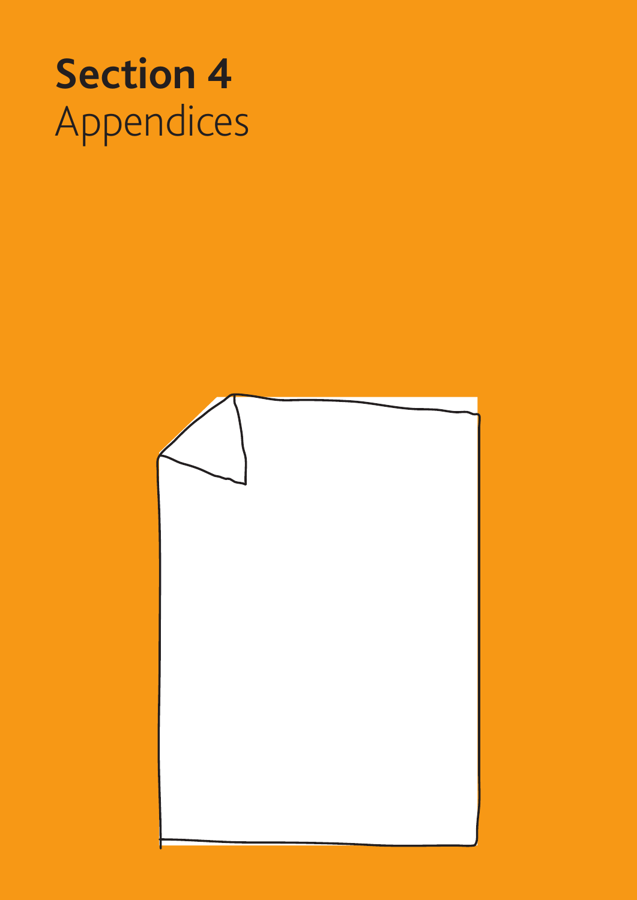# Section 4
Appendices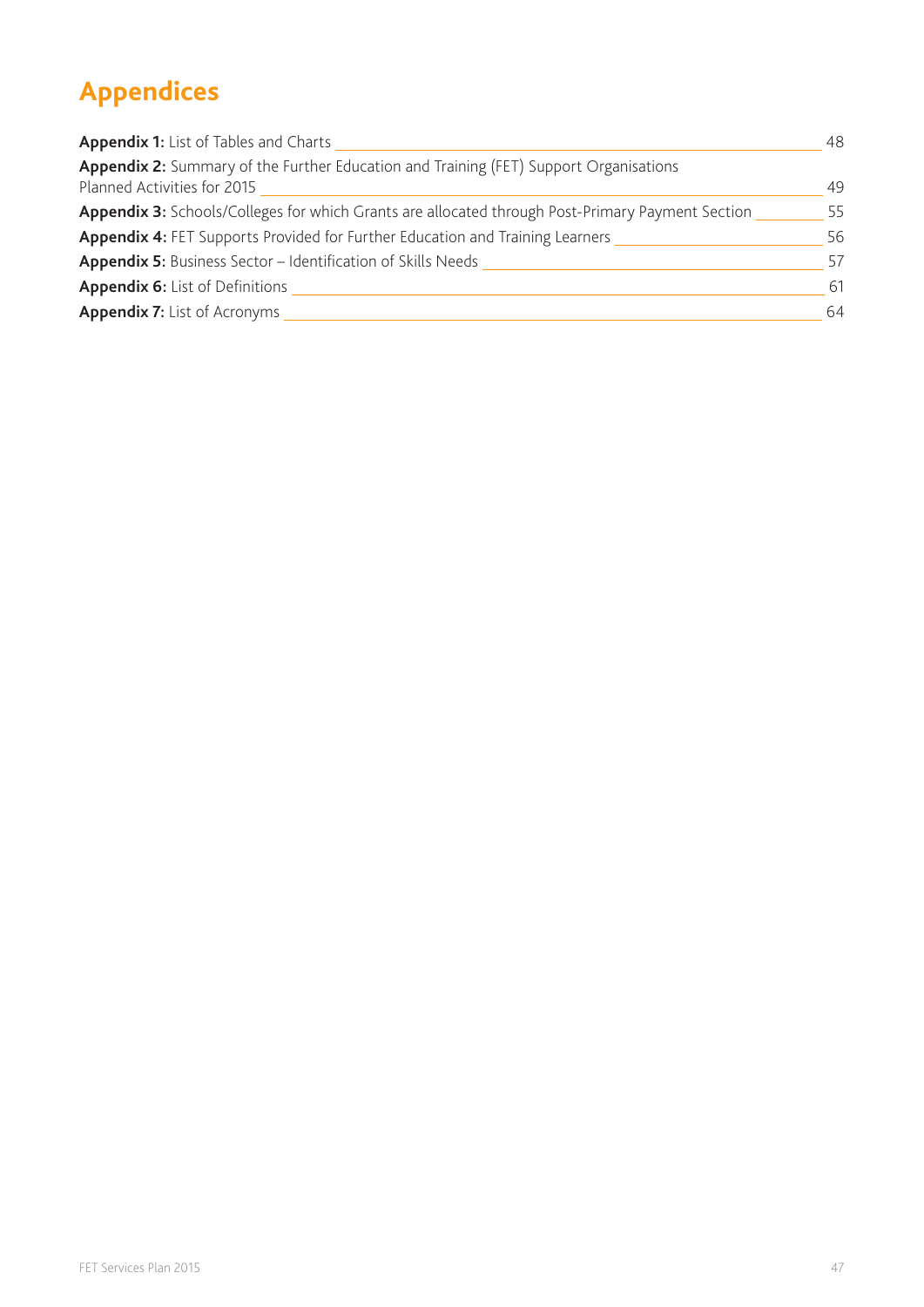# Appendices

**Appendix 1:** List of Tables and Charts 48

**Appendix 2:** Summary of the Further Education and Training (FET) Support Organisations Planned Activities for 2015 49

**Appendix 3:** Schools/Colleges for which Grants are allocated through Post-Primary Payment Section 55

**Appendix 4:** FET Supports Provided for Further Education and Training Learners 56

**Appendix 5:** Business Sector – Identification of Skills Needs 57

**Appendix 6:** List of Definitions 61

**Appendix 7:** List of Acronyms 64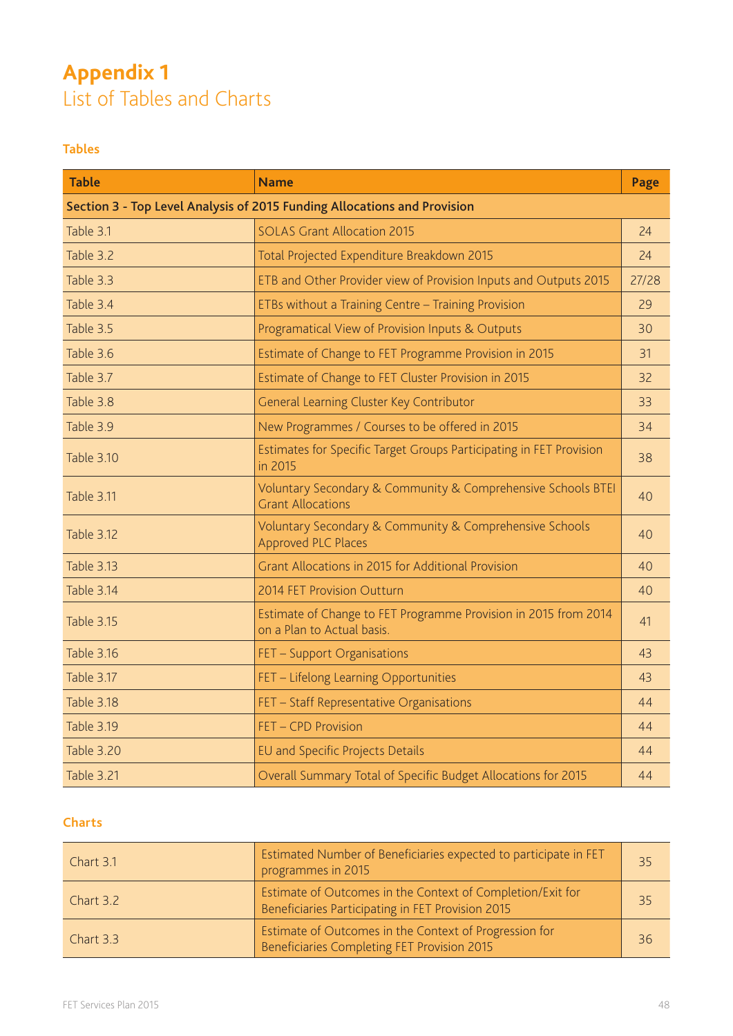# Appendix 1
## List of Tables and Charts

### Tables

| Table | Name | Page |
|---|---|---|
| **Section 3 - Top Level Analysis of 2015 Funding Allocations and Provision** | | |
| Table 3.1 | SOLAS Grant Allocation 2015 | 24 |
| Table 3.2 | Total Projected Expenditure Breakdown 2015 | 24 |
| Table 3.3 | ETB and Other Provider view of Provision Inputs and Outputs 2015 | 27/28 |
| Table 3.4 | ETBs without a Training Centre – Training Provision | 29 |
| Table 3.5 | Programatical View of Provision Inputs & Outputs | 30 |
| Table 3.6 | Estimate of Change to FET Programme Provision in 2015 | 31 |
| Table 3.7 | Estimate of Change to FET Cluster Provision in 2015 | 32 |
| Table 3.8 | General Learning Cluster Key Contributor | 33 |
| Table 3.9 | New Programmes / Courses to be offered in 2015 | 34 |
| Table 3.10 | Estimates for Specific Target Groups Participating in FET Provision in 2015 | 38 |
| Table 3.11 | Voluntary Secondary & Community & Comprehensive Schools BTEI Grant Allocations | 40 |
| Table 3.12 | Voluntary Secondary & Community & Comprehensive Schools Approved PLC Places | 40 |
| Table 3.13 | Grant Allocations in 2015 for Additional Provision | 40 |
| Table 3.14 | 2014 FET Provision Outturn | 40 |
| Table 3.15 | Estimate of Change to FET Programme Provision in 2015 from 2014 on a Plan to Actual basis. | 41 |
| Table 3.16 | FET – Support Organisations | 43 |
| Table 3.17 | FET – Lifelong Learning Opportunities | 43 |
| Table 3.18 | FET – Staff Representative Organisations | 44 |
| Table 3.19 | FET – CPD Provision | 44 |
| Table 3.20 | EU and Specific Projects Details | 44 |
| Table 3.21 | Overall Summary Total of Specific Budget Allocations for 2015 | 44 |

### Charts

| | | |
|---|---|---|
| Chart 3.1 | Estimated Number of Beneficiaries expected to participate in FET programmes in 2015 | 35 |
| Chart 3.2 | Estimate of Outcomes in the Context of Completion/Exit for Beneficiaries Participating in FET Provision 2015 | 35 |
| Chart 3.3 | Estimate of Outcomes in the Context of Progression for Beneficiaries Completing FET Provision 2015 | 36 |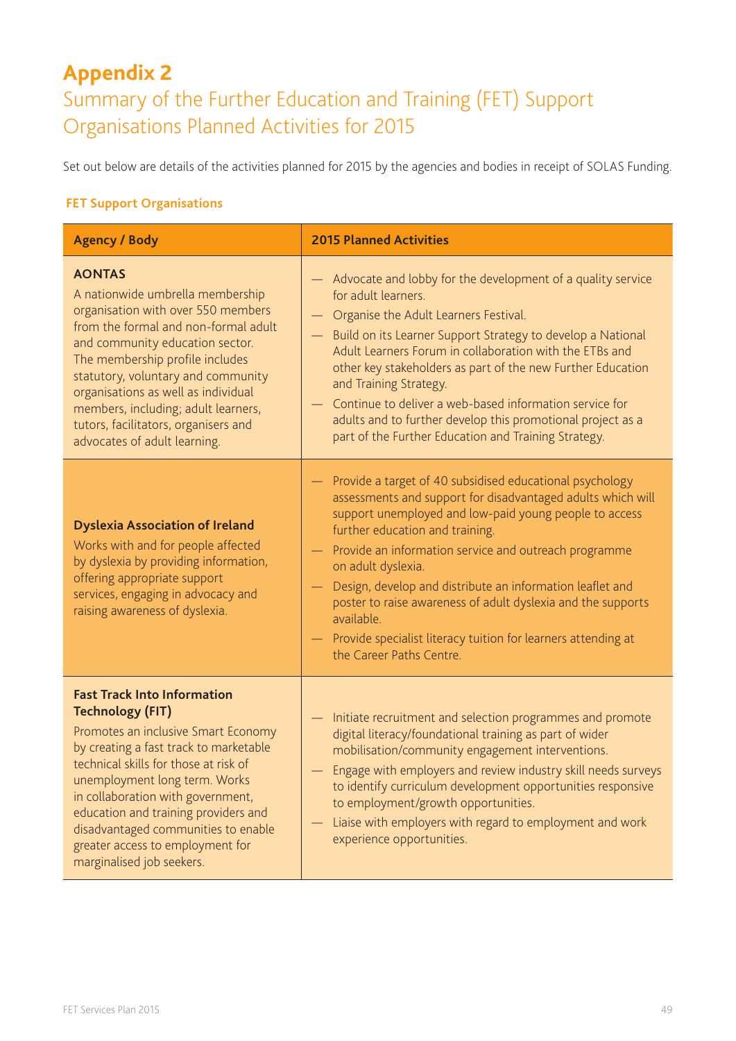# Appendix 2

## Summary of the Further Education and Training (FET) Support Organisations Planned Activities for 2015

Set out below are details of the activities planned for 2015 by the agencies and bodies in receipt of SOLAS Funding.

### FET Support Organisations

| Agency / Body | 2015 Planned Activities |
|---|---|
| **AONTAS**<br>A nationwide umbrella membership organisation with over 550 members from the formal and non-formal adult and community education sector. The membership profile includes statutory, voluntary and community organisations as well as individual members, including; adult learners, tutors, facilitators, organisers and advocates of adult learning. | — Advocate and lobby for the development of a quality service for adult learners.<br>— Organise the Adult Learners Festival.<br>— Build on its Learner Support Strategy to develop a National Adult Learners Forum in collaboration with the ETBs and other key stakeholders as part of the new Further Education and Training Strategy.<br>— Continue to deliver a web-based information service for adults and to further develop this promotional project as a part of the Further Education and Training Strategy. |
| **Dyslexia Association of Ireland**<br>Works with and for people affected by dyslexia by providing information, offering appropriate support services, engaging in advocacy and raising awareness of dyslexia. | — Provide a target of 40 subsidised educational psychology assessments and support for disadvantaged adults which will support unemployed and low-paid young people to access further education and training.<br>— Provide an information service and outreach programme on adult dyslexia.<br>— Design, develop and distribute an information leaflet and poster to raise awareness of adult dyslexia and the supports available.<br>— Provide specialist literacy tuition for learners attending at the Career Paths Centre. |
| **Fast Track Into Information Technology (FIT)**<br>Promotes an inclusive Smart Economy by creating a fast track to marketable technical skills for those at risk of unemployment long term. Works in collaboration with government, education and training providers and disadvantaged communities to enable greater access to employment for marginalised job seekers. | — Initiate recruitment and selection programmes and promote digital literacy/foundational training as part of wider mobilisation/community engagement interventions.<br>— Engage with employers and review industry skill needs surveys to identify curriculum development opportunities responsive to employment/growth opportunities.<br>— Liaise with employers with regard to employment and work experience opportunities. |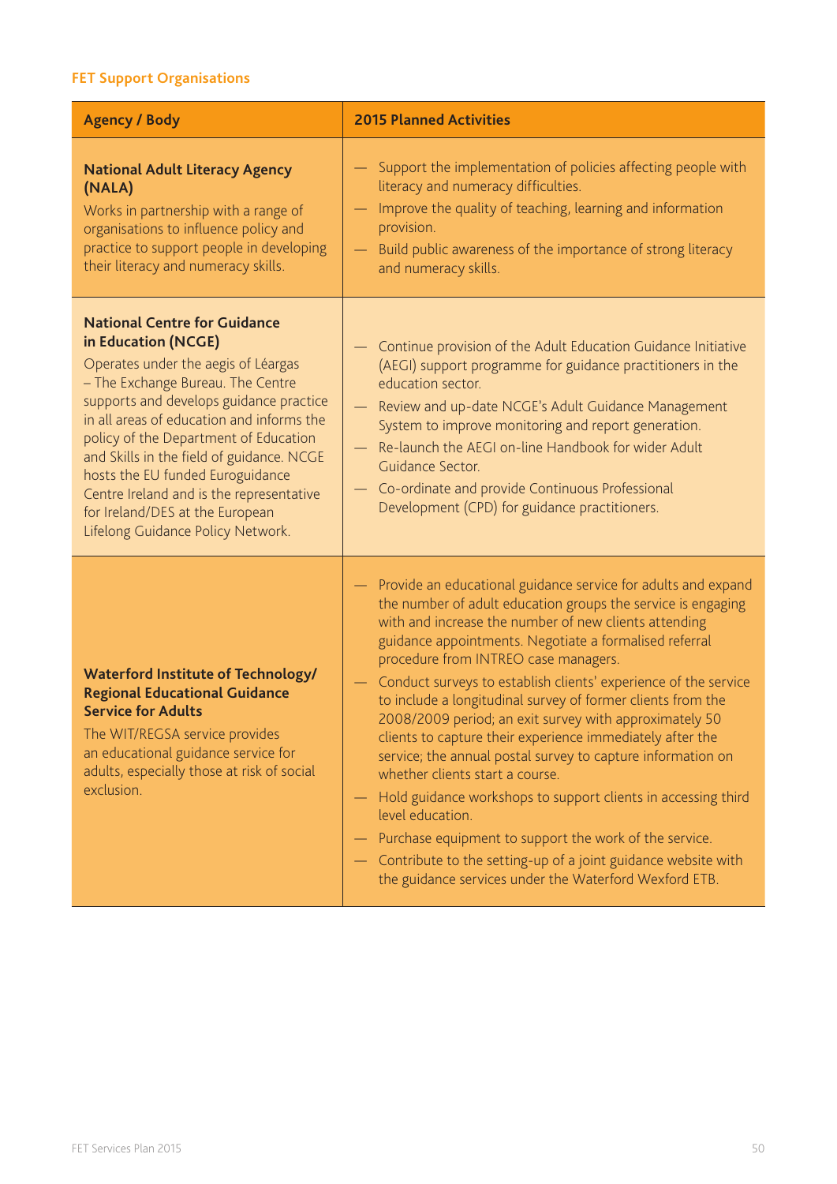### FET Support Organisations

| Agency / Body | 2015 Planned Activities |
|---|---|
| **National Adult Literacy Agency (NALA)**<br>Works in partnership with a range of organisations to influence policy and practice to support people in developing their literacy and numeracy skills. | — Support the implementation of policies affecting people with literacy and numeracy difficulties.<br>— Improve the quality of teaching, learning and information provision.<br>— Build public awareness of the importance of strong literacy and numeracy skills. |
| **National Centre for Guidance in Education (NCGE)**<br>Operates under the aegis of Léargas – The Exchange Bureau. The Centre supports and develops guidance practice in all areas of education and informs the policy of the Department of Education and Skills in the field of guidance. NCGE hosts the EU funded Euroguidance Centre Ireland and is the representative for Ireland/DES at the European Lifelong Guidance Policy Network. | — Continue provision of the Adult Education Guidance Initiative (AEGI) support programme for guidance practitioners in the education sector.<br>— Review and up-date NCGE's Adult Guidance Management System to improve monitoring and report generation.<br>— Re-launch the AEGI on-line Handbook for wider Adult Guidance Sector.<br>— Co-ordinate and provide Continuous Professional Development (CPD) for guidance practitioners. |
| **Waterford Institute of Technology/ Regional Educational Guidance Service for Adults**<br>The WIT/REGSA service provides an educational guidance service for adults, especially those at risk of social exclusion. | — Provide an educational guidance service for adults and expand the number of adult education groups the service is engaging with and increase the number of new clients attending guidance appointments. Negotiate a formalised referral procedure from INTREO case managers.<br>— Conduct surveys to establish clients' experience of the service to include a longitudinal survey of former clients from the 2008/2009 period; an exit survey with approximately 50 clients to capture their experience immediately after the service; the annual postal survey to capture information on whether clients start a course.<br>— Hold guidance workshops to support clients in accessing third level education.<br>— Purchase equipment to support the work of the service.<br>— Contribute to the setting-up of a joint guidance website with the guidance services under the Waterford Wexford ETB. |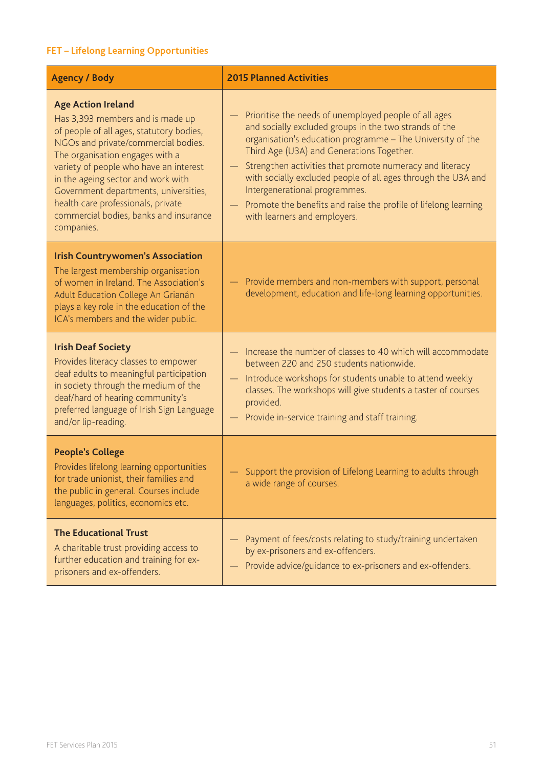## FET – Lifelong Learning Opportunities

| Agency / Body | 2015 Planned Activities |
| --- | --- |
| **Age Action Ireland**<br>Has 3,393 members and is made up of people of all ages, statutory bodies, NGOs and private/commercial bodies. The organisation engages with a variety of people who have an interest in the ageing sector and work with Government departments, universities, health care professionals, private commercial bodies, banks and insurance companies. | — Prioritise the needs of unemployed people of all ages and socially excluded groups in the two strands of the organisation's education programme – The University of the Third Age (U3A) and Generations Together.<br>— Strengthen activities that promote numeracy and literacy with socially excluded people of all ages through the U3A and Intergenerational programmes.<br>— Promote the benefits and raise the profile of lifelong learning with learners and employers. |
| **Irish Countrywomen's Association**<br>The largest membership organisation of women in Ireland. The Association's Adult Education College An Grianán plays a key role in the education of the ICA's members and the wider public. | — Provide members and non-members with support, personal development, education and life-long learning opportunities. |
| **Irish Deaf Society**<br>Provides literacy classes to empower deaf adults to meaningful participation in society through the medium of the deaf/hard of hearing community's preferred language of Irish Sign Language and/or lip-reading. | — Increase the number of classes to 40 which will accommodate between 220 and 250 students nationwide.<br>— Introduce workshops for students unable to attend weekly classes. The workshops will give students a taster of courses provided.<br>— Provide in-service training and staff training. |
| **People's College**<br>Provides lifelong learning opportunities for trade unionist, their families and the public in general. Courses include languages, politics, economics etc. | — Support the provision of Lifelong Learning to adults through a wide range of courses. |
| **The Educational Trust**<br>A charitable trust providing access to further education and training for ex-prisoners and ex-offenders. | — Payment of fees/costs relating to study/training undertaken by ex-prisoners and ex-offenders.<br>— Provide advice/guidance to ex-prisoners and ex-offenders. |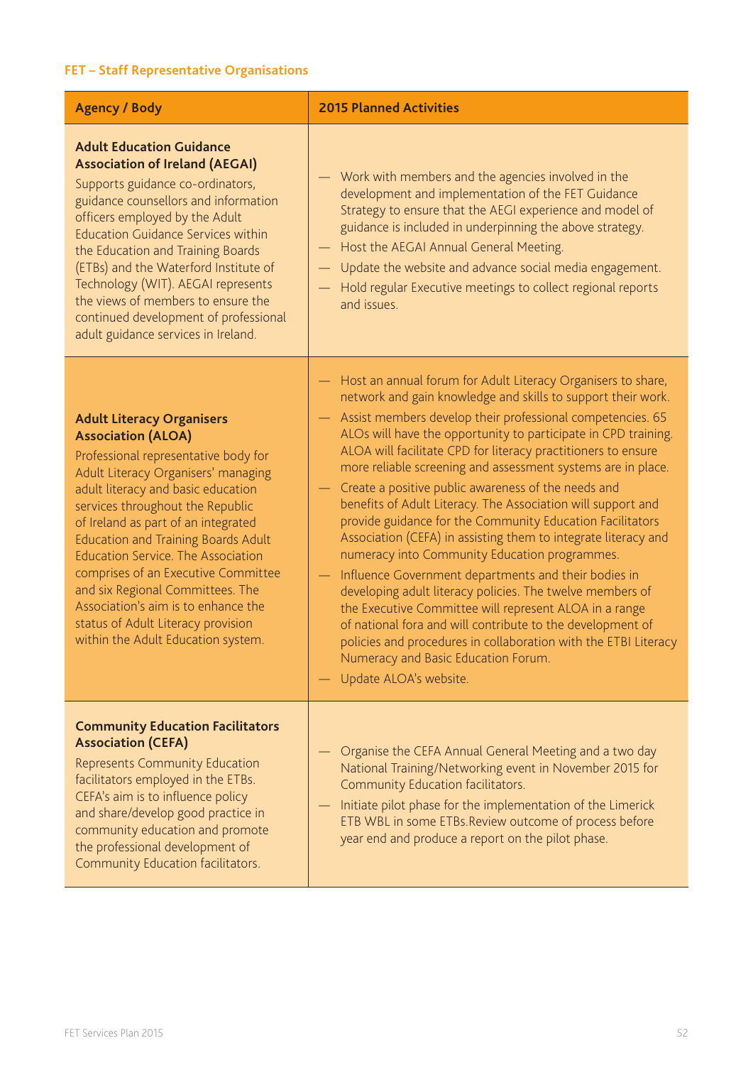## FET – Staff Representative Organisations

| Agency / Body | 2015 Planned Activities |
|---|---|
| **Adult Education Guidance Association of Ireland (AEGAI)**<br>Supports guidance co-ordinators, guidance counsellors and information officers employed by the Adult Education Guidance Services within the Education and Training Boards (ETBs) and the Waterford Institute of Technology (WIT). AEGAI represents the views of members to ensure the continued development of professional adult guidance services in Ireland. | — Work with members and the agencies involved in the development and implementation of the FET Guidance Strategy to ensure that the AEGI experience and model of guidance is included in underpinning the above strategy.<br>— Host the AEGAI Annual General Meeting.<br>— Update the website and advance social media engagement.<br>— Hold regular Executive meetings to collect regional reports and issues. |
| **Adult Literacy Organisers Association (ALOA)**<br>Professional representative body for Adult Literacy Organisers' managing adult literacy and basic education services throughout the Republic of Ireland as part of an integrated Education and Training Boards Adult Education Service. The Association comprises of an Executive Committee and six Regional Committees. The Association's aim is to enhance the status of Adult Literacy provision within the Adult Education system. | — Host an annual forum for Adult Literacy Organisers to share, network and gain knowledge and skills to support their work.<br>— Assist members develop their professional competencies. 65 ALOs will have the opportunity to participate in CPD training. ALOA will facilitate CPD for literacy practitioners to ensure more reliable screening and assessment systems are in place.<br>— Create a positive public awareness of the needs and benefits of Adult Literacy. The Association will support and provide guidance for the Community Education Facilitators Association (CEFA) in assisting them to integrate literacy and numeracy into Community Education programmes.<br>— Influence Government departments and their bodies in developing adult literacy policies. The twelve members of the Executive Committee will represent ALOA in a range of national fora and will contribute to the development of policies and procedures in collaboration with the ETBI Literacy Numeracy and Basic Education Forum.<br>— Update ALOA's website. |
| **Community Education Facilitators Association (CEFA)**<br>Represents Community Education facilitators employed in the ETBs. CEFA's aim is to influence policy and share/develop good practice in community education and promote the professional development of Community Education facilitators. | — Organise the CEFA Annual General Meeting and a two day National Training/Networking event in November 2015 for Community Education facilitators.<br>— Initiate pilot phase for the implementation of the Limerick ETB WBL in some ETBs.Review outcome of process before year end and produce a report on the pilot phase. |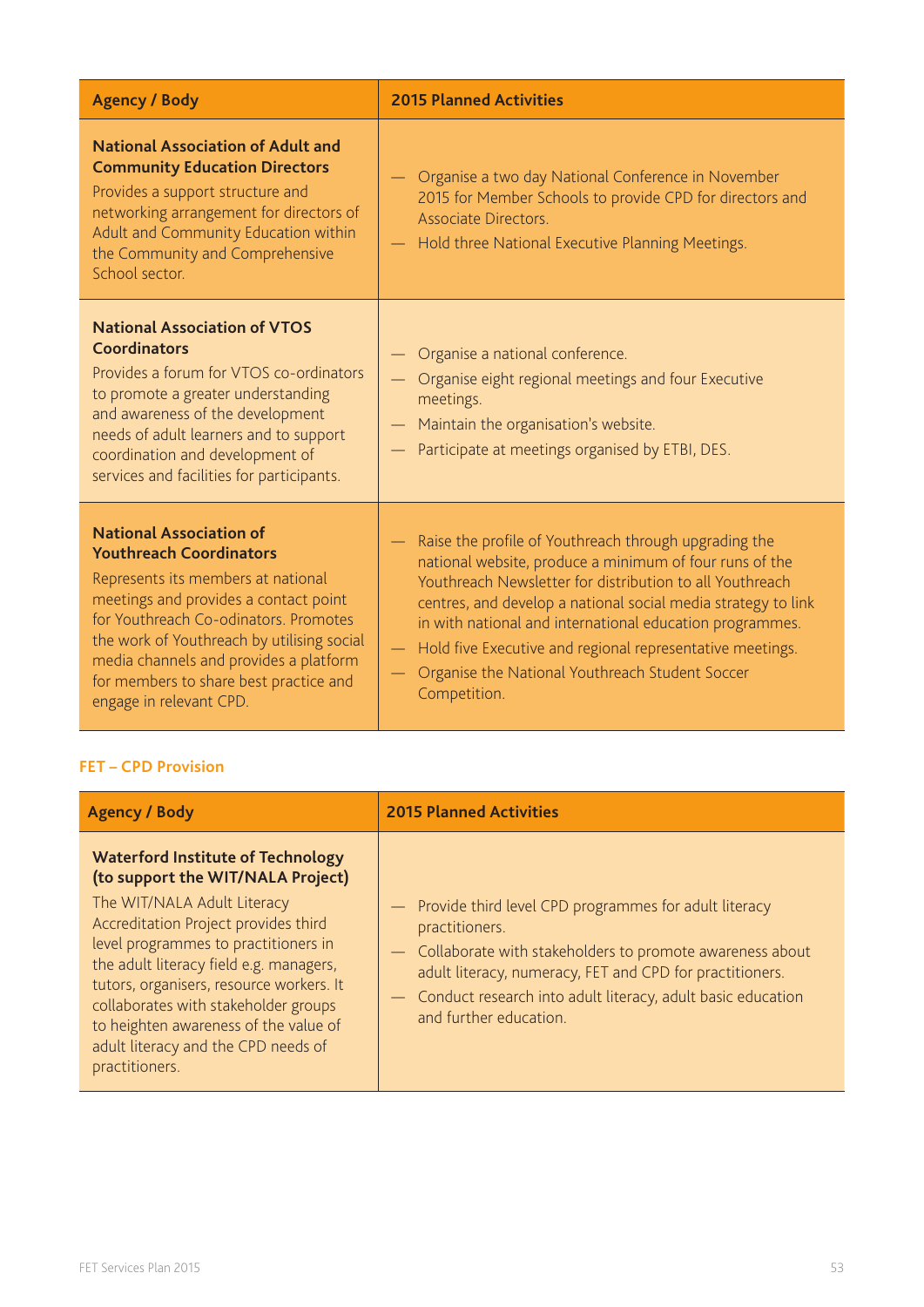| Agency / Body | 2015 Planned Activities |
|---|---|
| **National Association of Adult and Community Education Directors**<br>Provides a support structure and networking arrangement for directors of Adult and Community Education within the Community and Comprehensive School sector. | — Organise a two day National Conference in November 2015 for Member Schools to provide CPD for directors and Associate Directors.<br>— Hold three National Executive Planning Meetings. |
| **National Association of VTOS Coordinators**<br>Provides a forum for VTOS co-ordinators to promote a greater understanding and awareness of the development needs of adult learners and to support coordination and development of services and facilities for participants. | — Organise a national conference.<br>— Organise eight regional meetings and four Executive meetings.<br>— Maintain the organisation's website.<br>— Participate at meetings organised by ETBI, DES. |
| **National Association of Youthreach Coordinators**<br>Represents its members at national meetings and provides a contact point for Youthreach Co-odinators. Promotes the work of Youthreach by utilising social media channels and provides a platform for members to share best practice and engage in relevant CPD. | — Raise the profile of Youthreach through upgrading the national website, produce a minimum of four runs of the Youthreach Newsletter for distribution to all Youthreach centres, and develop a national social media strategy to link in with national and international education programmes.<br>— Hold five Executive and regional representative meetings.<br>— Organise the National Youthreach Student Soccer Competition. |

### FET – CPD Provision

| Agency / Body | 2015 Planned Activities |
|---|---|
| **Waterford Institute of Technology (to support the WIT/NALA Project)**<br>The WIT/NALA Adult Literacy Accreditation Project provides third level programmes to practitioners in the adult literacy field e.g. managers, tutors, organisers, resource workers. It collaborates with stakeholder groups to heighten awareness of the value of adult literacy and the CPD needs of practitioners. | — Provide third level CPD programmes for adult literacy practitioners.<br>— Collaborate with stakeholders to promote awareness about adult literacy, numeracy, FET and CPD for practitioners.<br>— Conduct research into adult literacy, adult basic education and further education. |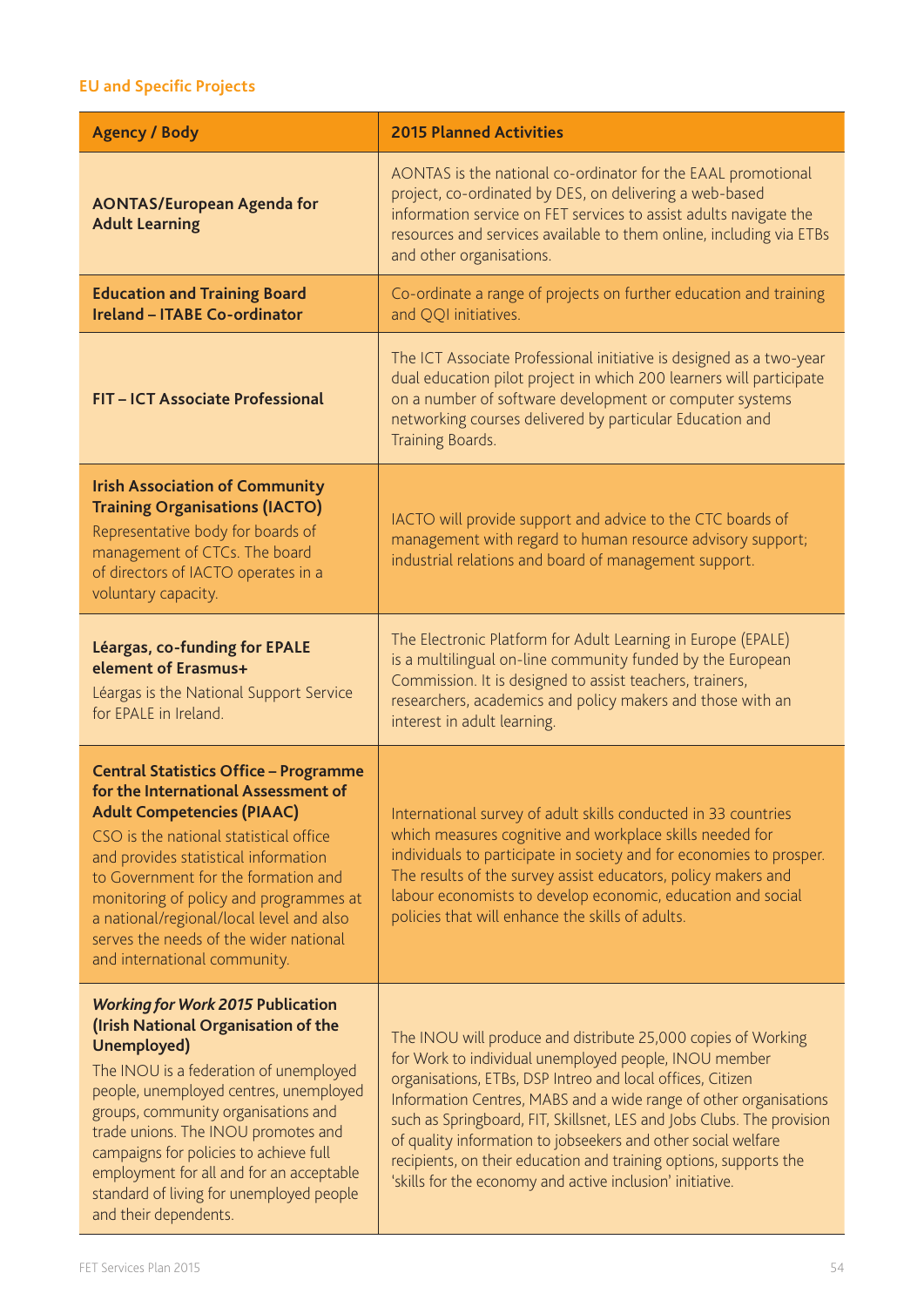### EU and Specific Projects

| Agency / Body | 2015 Planned Activities |
|---|---|
| **AONTAS/European Agenda for Adult Learning** | AONTAS is the national co-ordinator for the EAAL promotional project, co-ordinated by DES, on delivering a web-based information service on FET services to assist adults navigate the resources and services available to them online, including via ETBs and other organisations. |
| **Education and Training Board Ireland – ITABE Co-ordinator** | Co-ordinate a range of projects on further education and training and QQI initiatives. |
| **FIT – ICT Associate Professional** | The ICT Associate Professional initiative is designed as a two-year dual education pilot project in which 200 learners will participate on a number of software development or computer systems networking courses delivered by particular Education and Training Boards. |
| **Irish Association of Community Training Organisations (IACTO)** Representative body for boards of management of CTCs. The board of directors of IACTO operates in a voluntary capacity. | IACTO will provide support and advice to the CTC boards of management with regard to human resource advisory support; industrial relations and board of management support. |
| **Léargas, co-funding for EPALE element of Erasmus+** Léargas is the National Support Service for EPALE in Ireland. | The Electronic Platform for Adult Learning in Europe (EPALE) is a multilingual on-line community funded by the European Commission. It is designed to assist teachers, trainers, researchers, academics and policy makers and those with an interest in adult learning. |
| **Central Statistics Office – Programme for the International Assessment of Adult Competencies (PIAAC)** CSO is the national statistical office and provides statistical information to Government for the formation and monitoring of policy and programmes at a national/regional/local level and also serves the needs of the wider national and international community. | International survey of adult skills conducted in 33 countries which measures cognitive and workplace skills needed for individuals to participate in society and for economies to prosper. The results of the survey assist educators, policy makers and labour economists to develop economic, education and social policies that will enhance the skills of adults. |
| ***Working for Work 2015* Publication (Irish National Organisation of the Unemployed)** The INOU is a federation of unemployed people, unemployed centres, unemployed groups, community organisations and trade unions. The INOU promotes and campaigns for policies to achieve full employment for all and for an acceptable standard of living for unemployed people and their dependents. | The INOU will produce and distribute 25,000 copies of Working for Work to individual unemployed people, INOU member organisations, ETBs, DSP Intreo and local offices, Citizen Information Centres, MABS and a wide range of other organisations such as Springboard, FIT, Skillsnet, LES and Jobs Clubs. The provision of quality information to jobseekers and other social welfare recipients, on their education and training options, supports the 'skills for the economy and active inclusion' initiative. |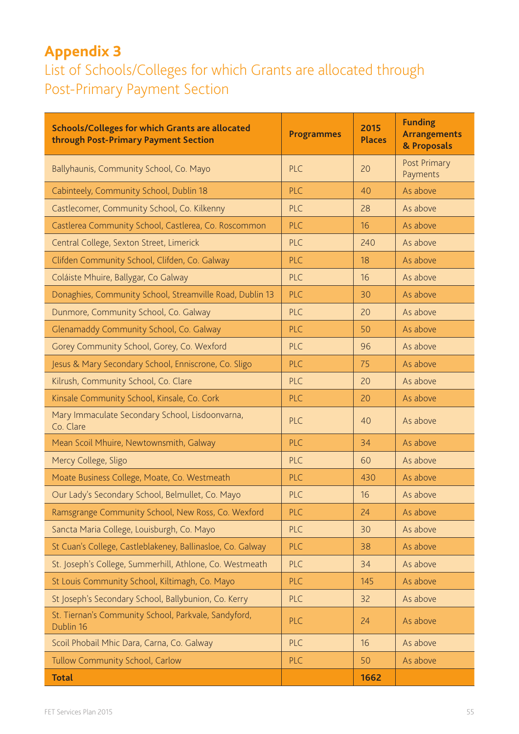# Appendix 3

## List of Schools/Colleges for which Grants are allocated through Post-Primary Payment Section

| Schools/Colleges for which Grants are allocated through Post-Primary Payment Section | Programmes | 2015 Places | Funding Arrangements & Proposals |
|---|---|---|---|
| Ballyhaunis, Community School, Co. Mayo | PLC | 20 | Post Primary Payments |
| Cabinteely, Community School, Dublin 18 | PLC | 40 | As above |
| Castlecomer, Community School, Co. Kilkenny | PLC | 28 | As above |
| Castlerea Community School, Castlerea, Co. Roscommon | PLC | 16 | As above |
| Central College, Sexton Street, Limerick | PLC | 240 | As above |
| Clifden Community School, Clifden, Co. Galway | PLC | 18 | As above |
| Coláiste Mhuire, Ballygar, Co Galway | PLC | 16 | As above |
| Donaghies, Community School, Streamville Road, Dublin 13 | PLC | 30 | As above |
| Dunmore, Community School, Co. Galway | PLC | 20 | As above |
| Glenamaddy Community School, Co. Galway | PLC | 50 | As above |
| Gorey Community School, Gorey, Co. Wexford | PLC | 96 | As above |
| Jesus & Mary Secondary School, Enniscrone, Co. Sligo | PLC | 75 | As above |
| Kilrush, Community School, Co. Clare | PLC | 20 | As above |
| Kinsale Community School, Kinsale, Co. Cork | PLC | 20 | As above |
| Mary Immaculate Secondary School, Lisdoonvarna, Co. Clare | PLC | 40 | As above |
| Mean Scoil Mhuire, Newtownsmith, Galway | PLC | 34 | As above |
| Mercy College, Sligo | PLC | 60 | As above |
| Moate Business College, Moate, Co. Westmeath | PLC | 430 | As above |
| Our Lady's Secondary School, Belmullet, Co. Mayo | PLC | 16 | As above |
| Ramsgrange Community School, New Ross, Co. Wexford | PLC | 24 | As above |
| Sancta Maria College, Louisburgh, Co. Mayo | PLC | 30 | As above |
| St Cuan's College, Castleblakeney, Ballinasloe, Co. Galway | PLC | 38 | As above |
| St. Joseph's College, Summerhill, Athlone, Co. Westmeath | PLC | 34 | As above |
| St Louis Community School, Kiltimagh, Co. Mayo | PLC | 145 | As above |
| St Joseph's Secondary School, Ballybunion, Co. Kerry | PLC | 32 | As above |
| St. Tiernan's Community School, Parkvale, Sandyford, Dublin 16 | PLC | 24 | As above |
| Scoil Phobail Mhic Dara, Carna, Co. Galway | PLC | 16 | As above |
| Tullow Community School, Carlow | PLC | 50 | As above |
| **Total** | | **1662** | |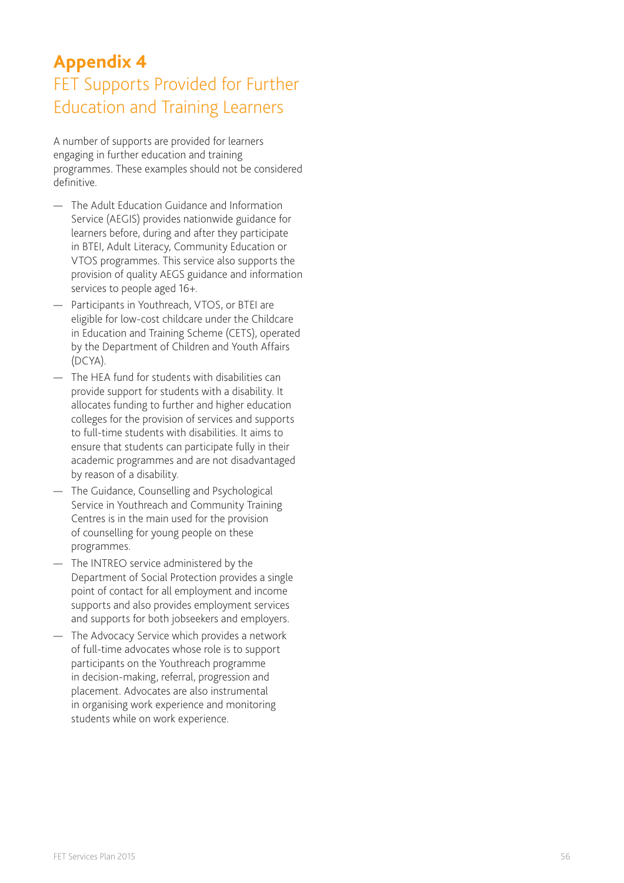# Appendix 4
## FET Supports Provided for Further Education and Training Learners

A number of supports are provided for learners engaging in further education and training programmes. These examples should not be considered definitive.

- The Adult Education Guidance and Information Service (AEGIS) provides nationwide guidance for learners before, during and after they participate in BTEI, Adult Literacy, Community Education or VTOS programmes. This service also supports the provision of quality AEGS guidance and information services to people aged 16+.
- Participants in Youthreach, VTOS, or BTEI are eligible for low-cost childcare under the Childcare in Education and Training Scheme (CETS), operated by the Department of Children and Youth Affairs (DCYA).
- The HEA fund for students with disabilities can provide support for students with a disability. It allocates funding to further and higher education colleges for the provision of services and supports to full-time students with disabilities. It aims to ensure that students can participate fully in their academic programmes and are not disadvantaged by reason of a disability.
- The Guidance, Counselling and Psychological Service in Youthreach and Community Training Centres is in the main used for the provision of counselling for young people on these programmes.
- The INTREO service administered by the Department of Social Protection provides a single point of contact for all employment and income supports and also provides employment services and supports for both jobseekers and employers.
- The Advocacy Service which provides a network of full-time advocates whose role is to support participants on the Youthreach programme in decision-making, referral, progression and placement. Advocates are also instrumental in organising work experience and monitoring students while on work experience.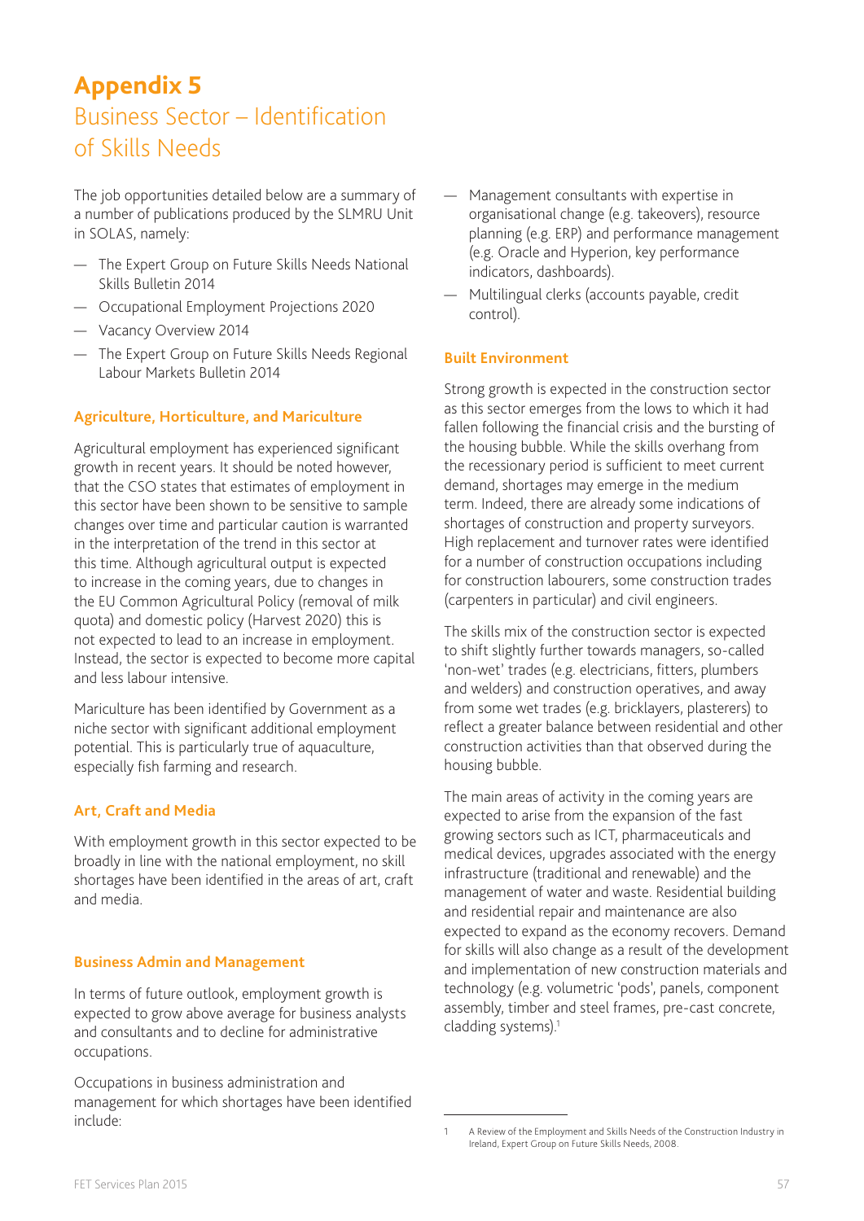# Appendix 5
## Business Sector – Identification of Skills Needs

The job opportunities detailed below are a summary of a number of publications produced by the SLMRU Unit in SOLAS, namely:

- The Expert Group on Future Skills Needs National Skills Bulletin 2014
- Occupational Employment Projections 2020
- Vacancy Overview 2014
- The Expert Group on Future Skills Needs Regional Labour Markets Bulletin 2014

### Agriculture, Horticulture, and Mariculture

Agricultural employment has experienced significant growth in recent years. It should be noted however, that the CSO states that estimates of employment in this sector have been shown to be sensitive to sample changes over time and particular caution is warranted in the interpretation of the trend in this sector at this time. Although agricultural output is expected to increase in the coming years, due to changes in the EU Common Agricultural Policy (removal of milk quota) and domestic policy (Harvest 2020) this is not expected to lead to an increase in employment. Instead, the sector is expected to become more capital and less labour intensive.

Mariculture has been identified by Government as a niche sector with significant additional employment potential. This is particularly true of aquaculture, especially fish farming and research.

### Art, Craft and Media

With employment growth in this sector expected to be broadly in line with the national employment, no skill shortages have been identified in the areas of art, craft and media.

### Business Admin and Management

In terms of future outlook, employment growth is expected to grow above average for business analysts and consultants and to decline for administrative occupations.

Occupations in business administration and management for which shortages have been identified include:

- Management consultants with expertise in organisational change (e.g. takeovers), resource planning (e.g. ERP) and performance management (e.g. Oracle and Hyperion, key performance indicators, dashboards).
- Multilingual clerks (accounts payable, credit control).

### Built Environment

Strong growth is expected in the construction sector as this sector emerges from the lows to which it had fallen following the financial crisis and the bursting of the housing bubble. While the skills overhang from the recessionary period is sufficient to meet current demand, shortages may emerge in the medium term. Indeed, there are already some indications of shortages of construction and property surveyors. High replacement and turnover rates were identified for a number of construction occupations including for construction labourers, some construction trades (carpenters in particular) and civil engineers.

The skills mix of the construction sector is expected to shift slightly further towards managers, so-called 'non-wet' trades (e.g. electricians, fitters, plumbers and welders) and construction operatives, and away from some wet trades (e.g. bricklayers, plasterers) to reflect a greater balance between residential and other construction activities than that observed during the housing bubble.

The main areas of activity in the coming years are expected to arise from the expansion of the fast growing sectors such as ICT, pharmaceuticals and medical devices, upgrades associated with the energy infrastructure (traditional and renewable) and the management of water and waste. Residential building and residential repair and maintenance are also expected to expand as the economy recovers. Demand for skills will also change as a result of the development and implementation of new construction materials and technology (e.g. volumetric 'pods', panels, component assembly, timber and steel frames, pre-cast concrete, cladding systems).[1]

---

1 A Review of the Employment and Skills Needs of the Construction Industry in Ireland, Expert Group on Future Skills Needs, 2008.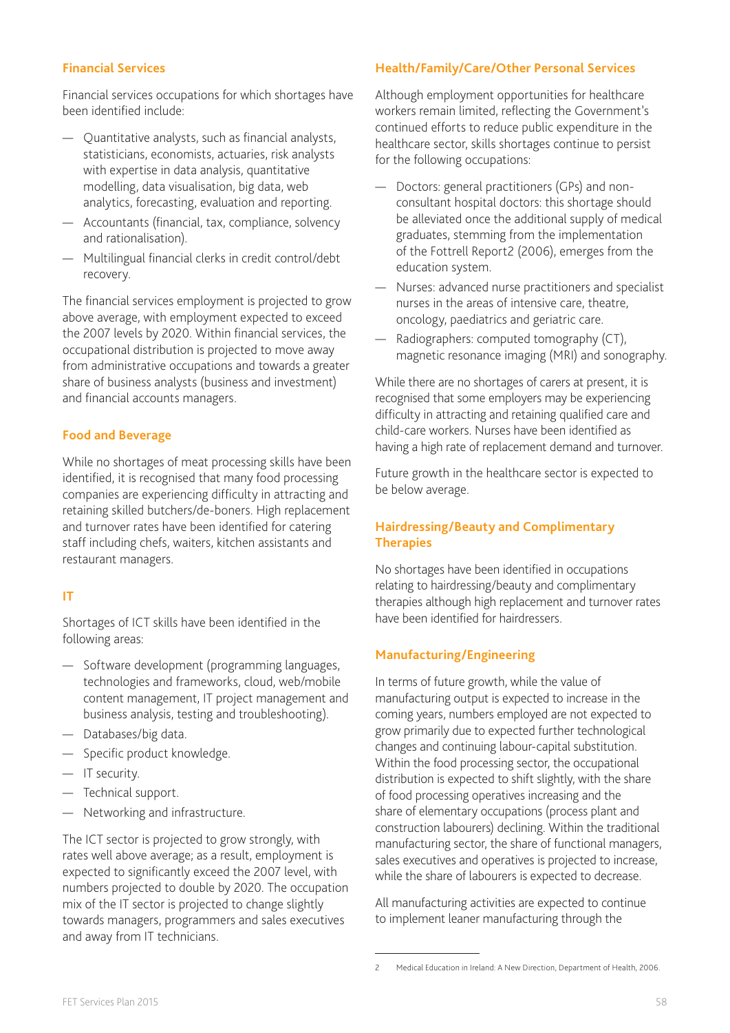### Financial Services

Financial services occupations for which shortages have been identified include:

- Quantitative analysts, such as financial analysts, statisticians, economists, actuaries, risk analysts with expertise in data analysis, quantitative modelling, data visualisation, big data, web analytics, forecasting, evaluation and reporting.
- Accountants (financial, tax, compliance, solvency and rationalisation).
- Multilingual financial clerks in credit control/debt recovery.

The financial services employment is projected to grow above average, with employment expected to exceed the 2007 levels by 2020. Within financial services, the occupational distribution is projected to move away from administrative occupations and towards a greater share of business analysts (business and investment) and financial accounts managers.

### Food and Beverage

While no shortages of meat processing skills have been identified, it is recognised that many food processing companies are experiencing difficulty in attracting and retaining skilled butchers/de-boners. High replacement and turnover rates have been identified for catering staff including chefs, waiters, kitchen assistants and restaurant managers.

### IT

Shortages of ICT skills have been identified in the following areas:

- Software development (programming languages, technologies and frameworks, cloud, web/mobile content management, IT project management and business analysis, testing and troubleshooting).
- Databases/big data.
- Specific product knowledge.
- IT security.
- Technical support.
- Networking and infrastructure.

The ICT sector is projected to grow strongly, with rates well above average; as a result, employment is expected to significantly exceed the 2007 level, with numbers projected to double by 2020. The occupation mix of the IT sector is projected to change slightly towards managers, programmers and sales executives and away from IT technicians.

### Health/Family/Care/Other Personal Services

Although employment opportunities for healthcare workers remain limited, reflecting the Government's continued efforts to reduce public expenditure in the healthcare sector, skills shortages continue to persist for the following occupations:

- Doctors: general practitioners (GPs) and non-consultant hospital doctors: this shortage should be alleviated once the additional supply of medical graduates, stemming from the implementation of the Fottrell Report[2] (2006), emerges from the education system.
- Nurses: advanced nurse practitioners and specialist nurses in the areas of intensive care, theatre, oncology, paediatrics and geriatric care.
- Radiographers: computed tomography (CT), magnetic resonance imaging (MRI) and sonography.

While there are no shortages of carers at present, it is recognised that some employers may be experiencing difficulty in attracting and retaining qualified care and child-care workers. Nurses have been identified as having a high rate of replacement demand and turnover.

Future growth in the healthcare sector is expected to be below average.

### Hairdressing/Beauty and Complimentary Therapies

No shortages have been identified in occupations relating to hairdressing/beauty and complimentary therapies although high replacement and turnover rates have been identified for hairdressers.

### Manufacturing/Engineering

In terms of future growth, while the value of manufacturing output is expected to increase in the coming years, numbers employed are not expected to grow primarily due to expected further technological changes and continuing labour-capital substitution. Within the food processing sector, the occupational distribution is expected to shift slightly, with the share of food processing operatives increasing and the share of elementary occupations (process plant and construction labourers) declining. Within the traditional manufacturing sector, the share of functional managers, sales executives and operatives is projected to increase, while the share of labourers is expected to decrease.

All manufacturing activities are expected to continue to implement leaner manufacturing through the

---

2 Medical Education in Ireland: A New Direction, Department of Health, 2006.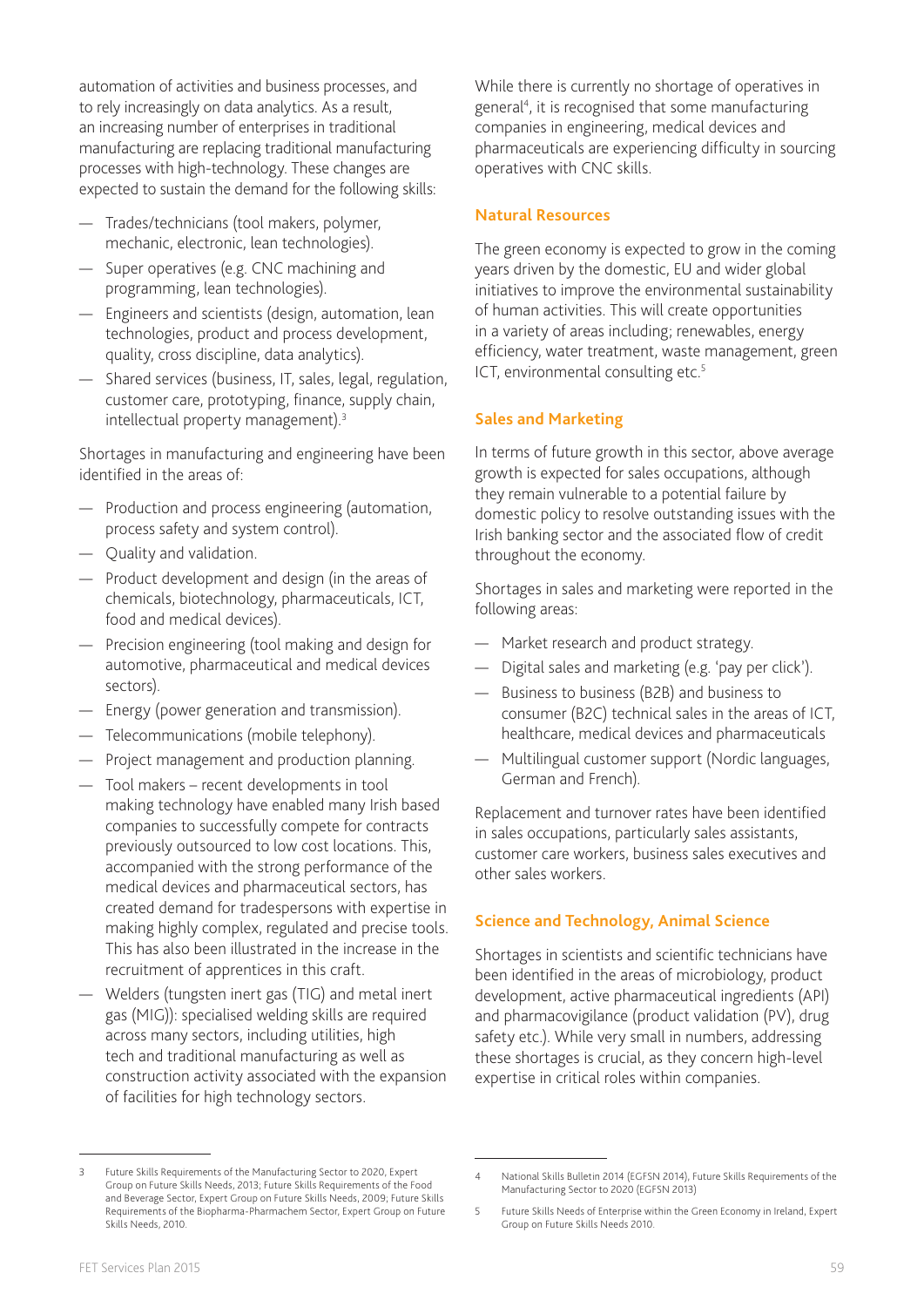automation of activities and business processes, and to rely increasingly on data analytics. As a result, an increasing number of enterprises in traditional manufacturing are replacing traditional manufacturing processes with high-technology. These changes are expected to sustain the demand for the following skills:

- Trades/technicians (tool makers, polymer, mechanic, electronic, lean technologies).
- Super operatives (e.g. CNC machining and programming, lean technologies).
- Engineers and scientists (design, automation, lean technologies, product and process development, quality, cross discipline, data analytics).
- Shared services (business, IT, sales, legal, regulation, customer care, prototyping, finance, supply chain, intellectual property management).[3]

Shortages in manufacturing and engineering have been identified in the areas of:

- Production and process engineering (automation, process safety and system control).
- Quality and validation.
- Product development and design (in the areas of chemicals, biotechnology, pharmaceuticals, ICT, food and medical devices).
- Precision engineering (tool making and design for automotive, pharmaceutical and medical devices sectors).
- Energy (power generation and transmission).
- Telecommunications (mobile telephony).
- Project management and production planning.
- Tool makers – recent developments in tool making technology have enabled many Irish based companies to successfully compete for contracts previously outsourced to low cost locations. This, accompanied with the strong performance of the medical devices and pharmaceutical sectors, has created demand for tradespersons with expertise in making highly complex, regulated and precise tools. This has also been illustrated in the increase in the recruitment of apprentices in this craft.
- Welders (tungsten inert gas (TIG) and metal inert gas (MIG)): specialised welding skills are required across many sectors, including utilities, high tech and traditional manufacturing as well as construction activity associated with the expansion of facilities for high technology sectors.

While there is currently no shortage of operatives in general[4], it is recognised that some manufacturing companies in engineering, medical devices and pharmaceuticals are experiencing difficulty in sourcing operatives with CNC skills.

### Natural Resources

The green economy is expected to grow in the coming years driven by the domestic, EU and wider global initiatives to improve the environmental sustainability of human activities. This will create opportunities in a variety of areas including; renewables, energy efficiency, water treatment, waste management, green ICT, environmental consulting etc.[5]

### Sales and Marketing

In terms of future growth in this sector, above average growth is expected for sales occupations, although they remain vulnerable to a potential failure by domestic policy to resolve outstanding issues with the Irish banking sector and the associated flow of credit throughout the economy.

Shortages in sales and marketing were reported in the following areas:

- Market research and product strategy.
- Digital sales and marketing (e.g. 'pay per click').
- Business to business (B2B) and business to consumer (B2C) technical sales in the areas of ICT, healthcare, medical devices and pharmaceuticals
- Multilingual customer support (Nordic languages, German and French).

Replacement and turnover rates have been identified in sales occupations, particularly sales assistants, customer care workers, business sales executives and other sales workers.

### Science and Technology, Animal Science

Shortages in scientists and scientific technicians have been identified in the areas of microbiology, product development, active pharmaceutical ingredients (API) and pharmacovigilance (product validation (PV), drug safety etc.). While very small in numbers, addressing these shortages is crucial, as they concern high-level expertise in critical roles within companies.

---

[3] Future Skills Requirements of the Manufacturing Sector to 2020, Expert Group on Future Skills Needs, 2013; Future Skills Requirements of the Food and Beverage Sector, Expert Group on Future Skills Needs, 2009; Future Skills Requirements of the Biopharma-Pharmachem Sector, Expert Group on Future Skills Needs, 2010.

[4] National Skills Bulletin 2014 (EGFSN 2014), Future Skills Requirements of the Manufacturing Sector to 2020 (EGFSN 2013)

[5] Future Skills Needs of Enterprise within the Green Economy in Ireland, Expert Group on Future Skills Needs 2010.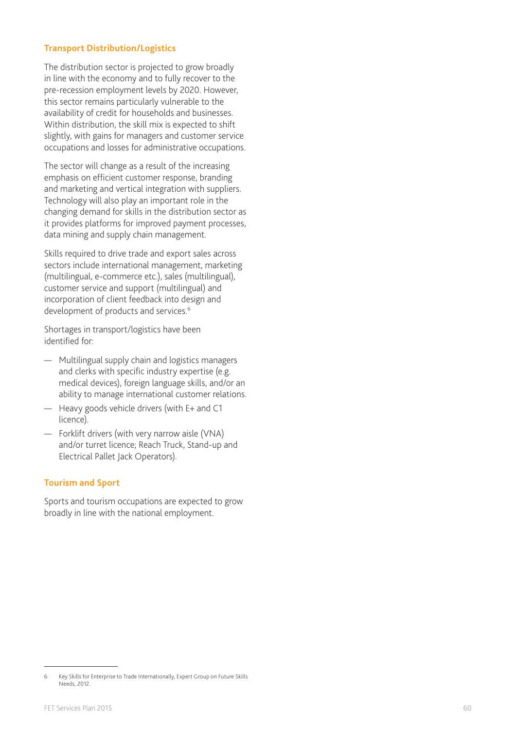## Transport Distribution/Logistics

The distribution sector is projected to grow broadly in line with the economy and to fully recover to the pre-recession employment levels by 2020. However, this sector remains particularly vulnerable to the availability of credit for households and businesses. Within distribution, the skill mix is expected to shift slightly, with gains for managers and customer service occupations and losses for administrative occupations.

The sector will change as a result of the increasing emphasis on efficient customer response, branding and marketing and vertical integration with suppliers. Technology will also play an important role in the changing demand for skills in the distribution sector as it provides platforms for improved payment processes, data mining and supply chain management.

Skills required to drive trade and export sales across sectors include international management, marketing (multilingual, e-commerce etc.), sales (multilingual), customer service and support (multilingual) and incorporation of client feedback into design and development of products and services.[6]

Shortages in transport/logistics have been identified for:

- Multilingual supply chain and logistics managers and clerks with specific industry expertise (e.g. medical devices), foreign language skills, and/or an ability to manage international customer relations.
- Heavy goods vehicle drivers (with E+ and C1 licence).
- Forklift drivers (with very narrow aisle (VNA) and/or turret licence; Reach Truck, Stand-up and Electrical Pallet Jack Operators).

## Tourism and Sport

Sports and tourism occupations are expected to grow broadly in line with the national employment.

---

6 Key Skills for Enterprise to Trade Internationally, Expert Group on Future Skills Needs, 2012.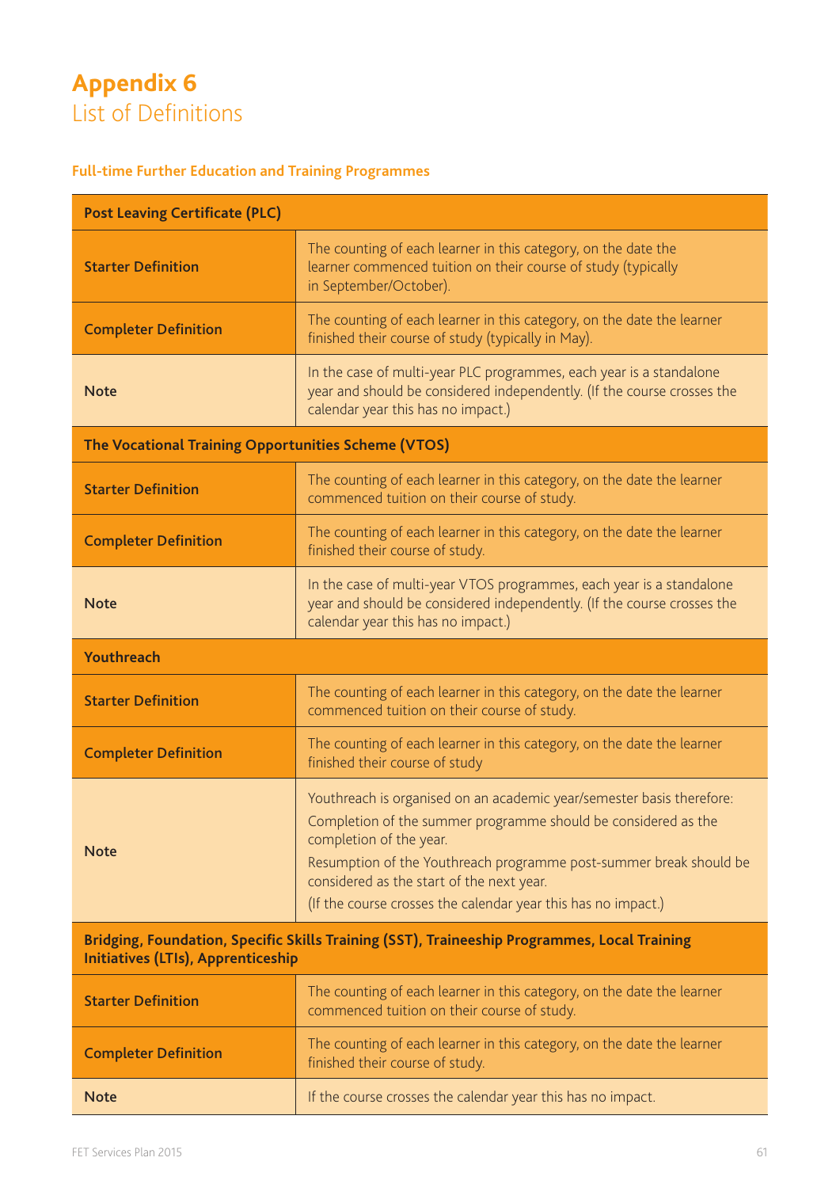# Appendix 6
## List of Definitions

### Full-time Further Education and Training Programmes

| **Post Leaving Certificate (PLC)** | |
|---|---|
| **Starter Definition** | The counting of each learner in this category, on the date the learner commenced tuition on their course of study (typically in September/October). |
| **Completer Definition** | The counting of each learner in this category, on the date the learner finished their course of study (typically in May). |
| **Note** | In the case of multi-year PLC programmes, each year is a standalone year and should be considered independently. (If the course crosses the calendar year this has no impact.) |
| **The Vocational Training Opportunities Scheme (VTOS)** | |
| **Starter Definition** | The counting of each learner in this category, on the date the learner commenced tuition on their course of study. |
| **Completer Definition** | The counting of each learner in this category, on the date the learner finished their course of study. |
| **Note** | In the case of multi-year VTOS programmes, each year is a standalone year and should be considered independently. (If the course crosses the calendar year this has no impact.) |
| **Youthreach** | |
| **Starter Definition** | The counting of each learner in this category, on the date the learner commenced tuition on their course of study. |
| **Completer Definition** | The counting of each learner in this category, on the date the learner finished their course of study |
| **Note** | Youthreach is organised on an academic year/semester basis therefore: Completion of the summer programme should be considered as the completion of the year. Resumption of the Youthreach programme post-summer break should be considered as the start of the next year. (If the course crosses the calendar year this has no impact.) |
| **Bridging, Foundation, Specific Skills Training (SST), Traineeship Programmes, Local Training Initiatives (LTIs), Apprenticeship** | |
| **Starter Definition** | The counting of each learner in this category, on the date the learner commenced tuition on their course of study. |
| **Completer Definition** | The counting of each learner in this category, on the date the learner finished their course of study. |
| **Note** | If the course crosses the calendar year this has no impact. |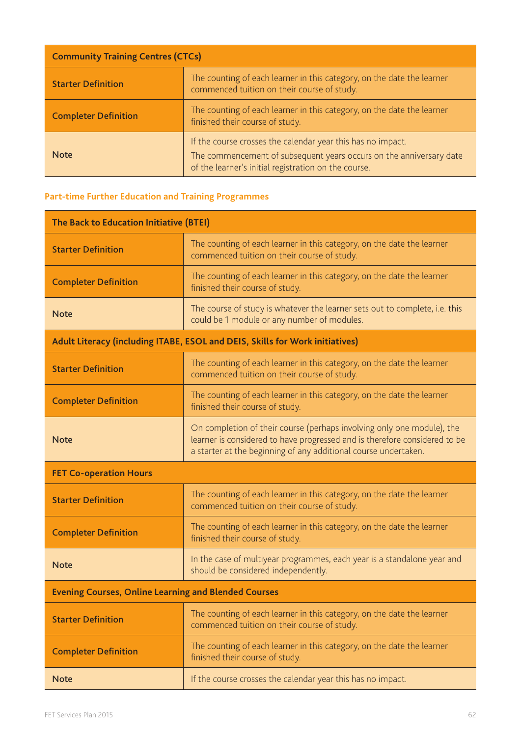| Community Training Centres (CTCs) | |
|---|---|
| **Starter Definition** | The counting of each learner in this category, on the date the learner commenced tuition on their course of study. |
| **Completer Definition** | The counting of each learner in this category, on the date the learner finished their course of study. |
| **Note** | If the course crosses the calendar year this has no impact.<br>The commencement of subsequent years occurs on the anniversary date of the learner's initial registration on the course. |

### Part-time Further Education and Training Programmes

| The Back to Education Initiative (BTEI) | |
|---|---|
| **Starter Definition** | The counting of each learner in this category, on the date the learner commenced tuition on their course of study. |
| **Completer Definition** | The counting of each learner in this category, on the date the learner finished their course of study. |
| **Note** | The course of study is whatever the learner sets out to complete, i.e. this could be 1 module or any number of modules. |
| **Adult Literacy (including ITABE, ESOL and DEIS, Skills for Work initiatives)** | |
| **Starter Definition** | The counting of each learner in this category, on the date the learner commenced tuition on their course of study. |
| **Completer Definition** | The counting of each learner in this category, on the date the learner finished their course of study. |
| **Note** | On completion of their course (perhaps involving only one module), the learner is considered to have progressed and is therefore considered to be a starter at the beginning of any additional course undertaken. |
| **FET Co-operation Hours** | |
| **Starter Definition** | The counting of each learner in this category, on the date the learner commenced tuition on their course of study. |
| **Completer Definition** | The counting of each learner in this category, on the date the learner finished their course of study. |
| **Note** | In the case of multiyear programmes, each year is a standalone year and should be considered independently. |
| **Evening Courses, Online Learning and Blended Courses** | |
| **Starter Definition** | The counting of each learner in this category, on the date the learner commenced tuition on their course of study. |
| **Completer Definition** | The counting of each learner in this category, on the date the learner finished their course of study. |
| **Note** | If the course crosses the calendar year this has no impact. |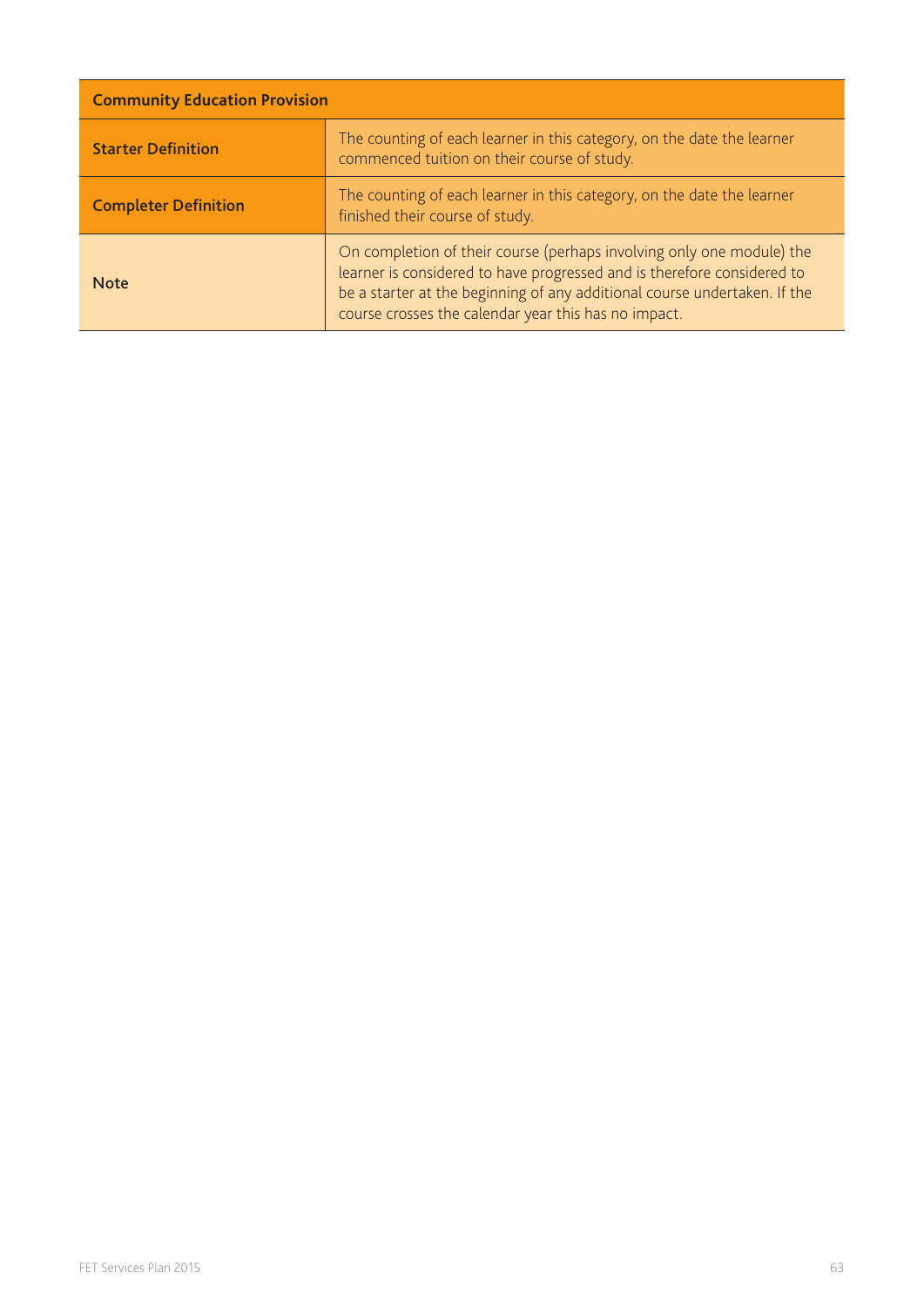| Community Education Provision | |
|---|---|
| **Starter Definition** | The counting of each learner in this category, on the date the learner commenced tuition on their course of study. |
| **Completer Definition** | The counting of each learner in this category, on the date the learner finished their course of study. |
| **Note** | On completion of their course (perhaps involving only one module) the learner is considered to have progressed and is therefore considered to be a starter at the beginning of any additional course undertaken. If the course crosses the calendar year this has no impact. |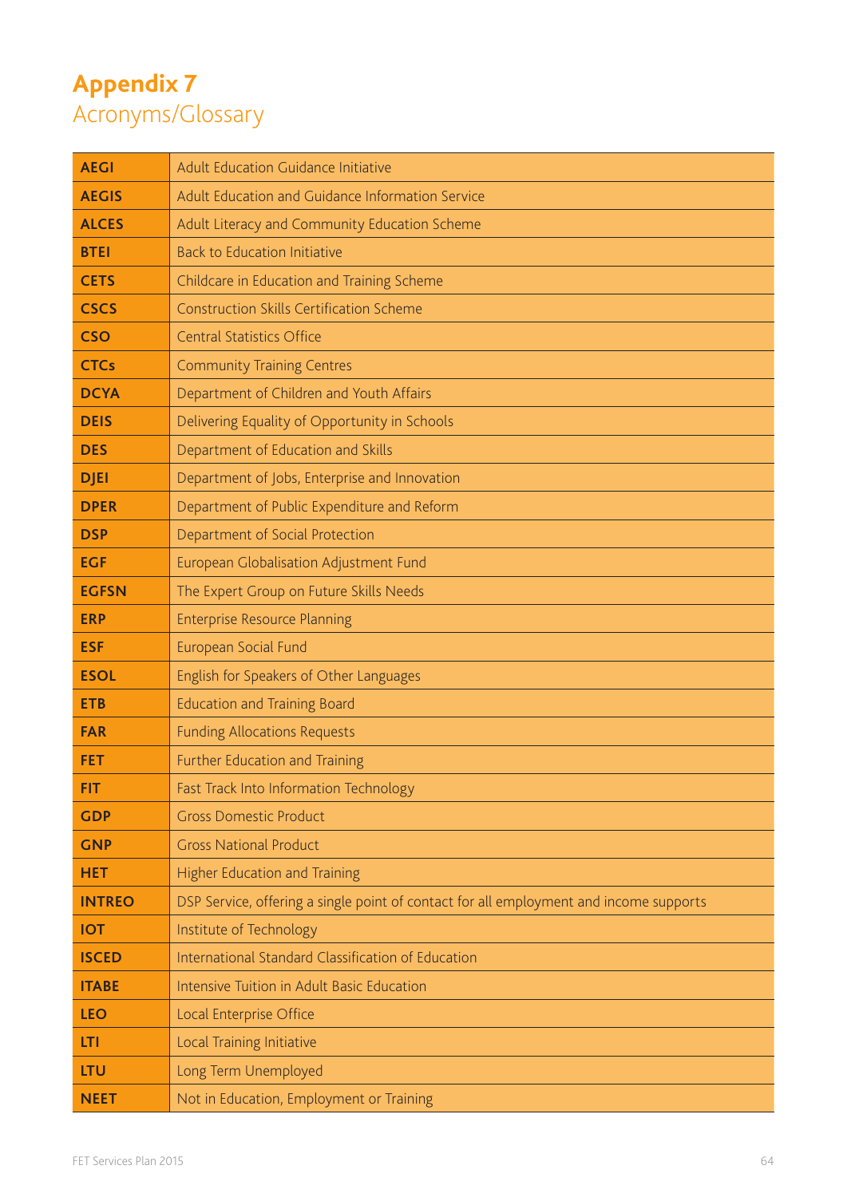# Appendix 7
## Acronyms/Glossary

| | |
|---|---|
| **AEGI** | Adult Education Guidance Initiative |
| **AEGIS** | Adult Education and Guidance Information Service |
| **ALCES** | Adult Literacy and Community Education Scheme |
| **BTEI** | Back to Education Initiative |
| **CETS** | Childcare in Education and Training Scheme |
| **CSCS** | Construction Skills Certification Scheme |
| **CSO** | Central Statistics Office |
| **CTCs** | Community Training Centres |
| **DCYA** | Department of Children and Youth Affairs |
| **DEIS** | Delivering Equality of Opportunity in Schools |
| **DES** | Department of Education and Skills |
| **DJEI** | Department of Jobs, Enterprise and Innovation |
| **DPER** | Department of Public Expenditure and Reform |
| **DSP** | Department of Social Protection |
| **EGF** | European Globalisation Adjustment Fund |
| **EGFSN** | The Expert Group on Future Skills Needs |
| **ERP** | Enterprise Resource Planning |
| **ESF** | European Social Fund |
| **ESOL** | English for Speakers of Other Languages |
| **ETB** | Education and Training Board |
| **FAR** | Funding Allocations Requests |
| **FET** | Further Education and Training |
| **FIT** | Fast Track Into Information Technology |
| **GDP** | Gross Domestic Product |
| **GNP** | Gross National Product |
| **HET** | Higher Education and Training |
| **INTREO** | DSP Service, offering a single point of contact for all employment and income supports |
| **IOT** | Institute of Technology |
| **ISCED** | International Standard Classification of Education |
| **ITABE** | Intensive Tuition in Adult Basic Education |
| **LEO** | Local Enterprise Office |
| **LTI** | Local Training Initiative |
| **LTU** | Long Term Unemployed |
| **NEET** | Not in Education, Employment or Training |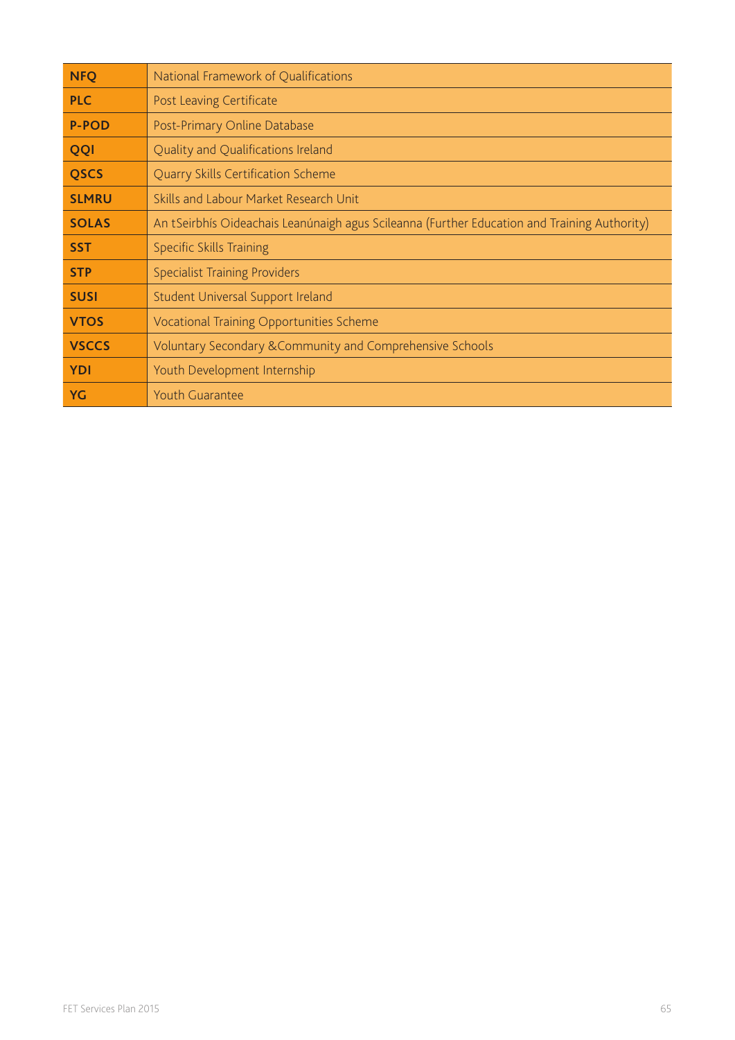| | |
|---|---|
| **NFQ** | National Framework of Qualifications |
| **PLC** | Post Leaving Certificate |
| **P-POD** | Post-Primary Online Database |
| **QQI** | Quality and Qualifications Ireland |
| **QSCS** | Quarry Skills Certification Scheme |
| **SLMRU** | Skills and Labour Market Research Unit |
| **SOLAS** | An tSeirbhís Oideachais Leanúnaigh agus Scileanna (Further Education and Training Authority) |
| **SST** | Specific Skills Training |
| **STP** | Specialist Training Providers |
| **SUSI** | Student Universal Support Ireland |
| **VTOS** | Vocational Training Opportunities Scheme |
| **VSCCS** | Voluntary Secondary &Community and Comprehensive Schools |
| **YDI** | Youth Development Internship |
| **YG** | Youth Guarantee |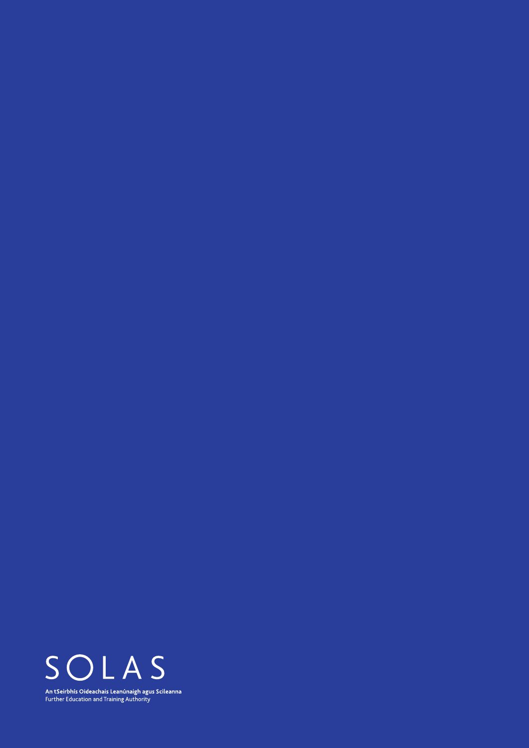SOLAS

An tSeirbhís Oideachais Leanúnaigh agus Scileanna
Further Education and Training Authority